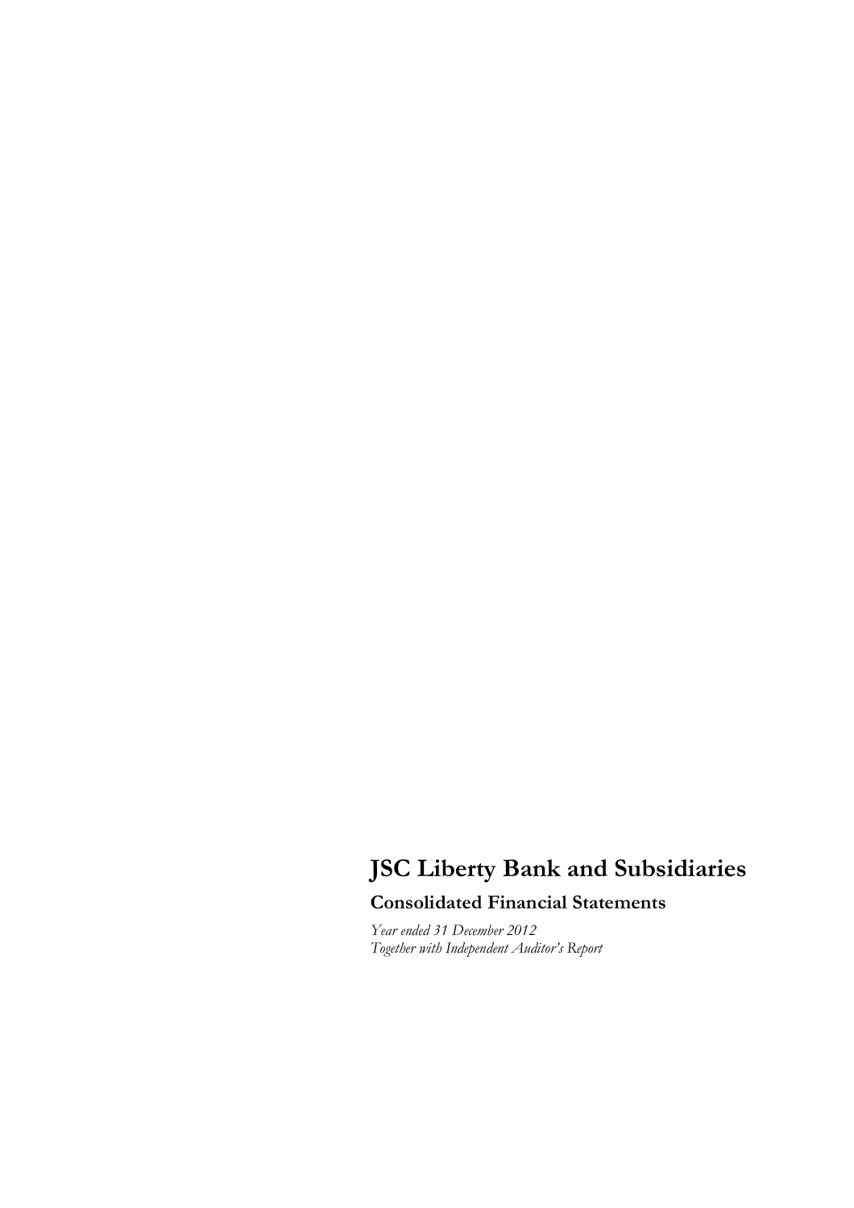# JSC Liberty Bank and Subsidiaries

## Consolidated Financial Statements

*Year ended 31 December 2012*
*Together with Independent Auditor's Report*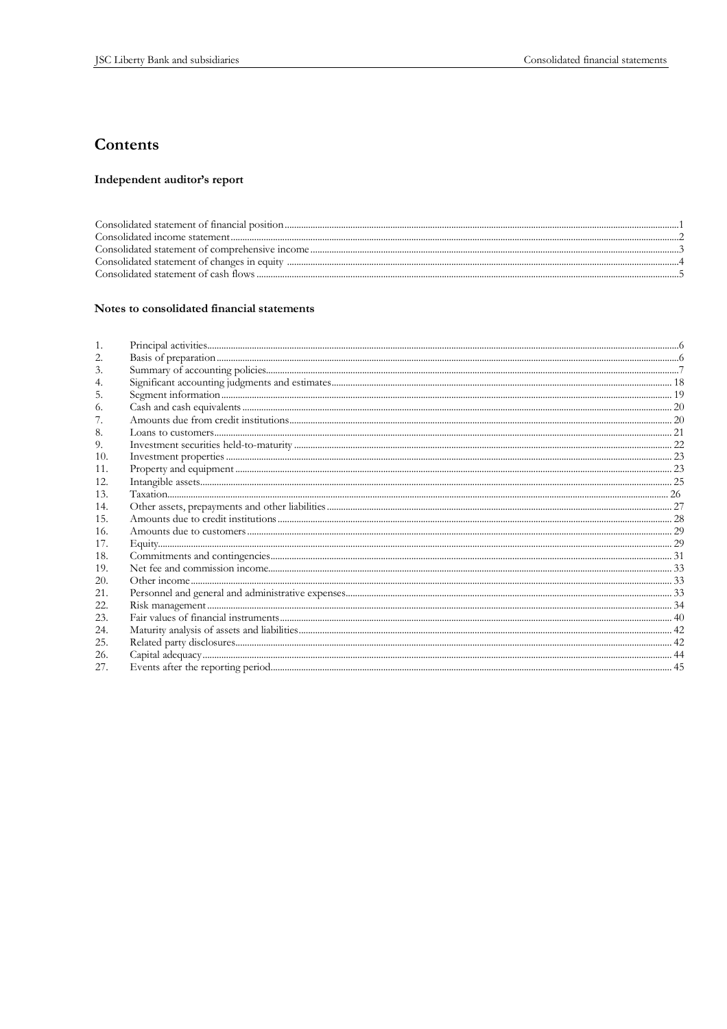# Contents

### Independent auditor's report

Consolidated statement of financial position ..... 1
Consolidated income statement ..... 2
Consolidated statement of comprehensive income ..... 3
Consolidated statement of changes in equity ..... 4
Consolidated statement of cash flows ..... 5

### Notes to consolidated financial statements

1. Principal activities ..... 6
2. Basis of preparation ..... 6
3. Summary of accounting policies ..... 7
4. Significant accounting judgments and estimates ..... 18
5. Segment information ..... 19
6. Cash and cash equivalents ..... 20
7. Amounts due from credit institutions ..... 20
8. Loans to customers ..... 21
9. Investment securities held-to-maturity ..... 22
10. Investment properties ..... 23
11. Property and equipment ..... 23
12. Intangible assets ..... 25
13. Taxation ..... 26
14. Other assets, prepayments and other liabilities ..... 27
15. Amounts due to credit institutions ..... 28
16. Amounts due to customers ..... 29
17. Equity ..... 29
18. Commitments and contingencies ..... 31
19. Net fee and commission income ..... 33
20. Other income ..... 33
21. Personnel and general and administrative expenses ..... 33
22. Risk management ..... 34
23. Fair values of financial instruments ..... 40
24. Maturity analysis of assets and liabilities ..... 42
25. Related party disclosures ..... 42
26. Capital adequacy ..... 44
27. Events after the reporting period ..... 45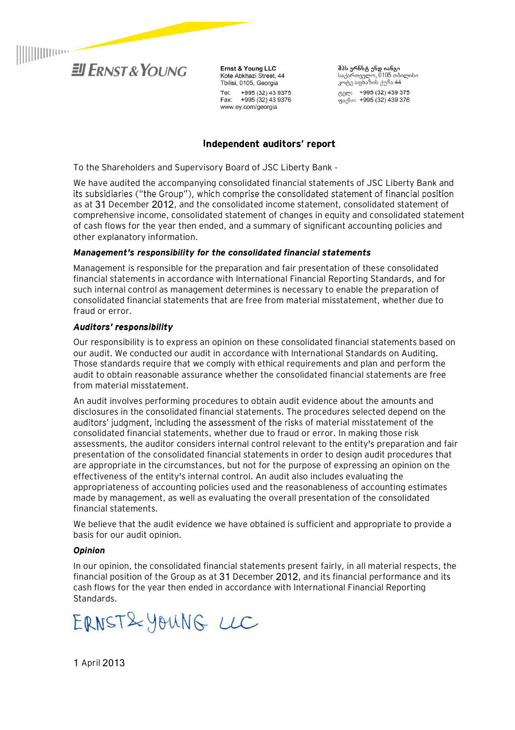Ernst & Young LLC
Kote Abkhazi Street, 44
Tbilisi, 0105, Georgia
Tel: +995 (32) 43 9375
Fax: +995 (32) 43 9376
www.ey.com/georgia

შპს ერნსტ ენდ იანგი
საქართველო, 0105 თბილისი
კოტე აფხაზის ქუჩა 44
ტელ: +995 (32) 439 375
ფაქსი: +995 (32) 439 376

# Independent auditors' report

To the Shareholders and Supervisory Board of JSC Liberty Bank -

We have audited the accompanying consolidated financial statements of JSC Liberty Bank and its subsidiaries ("the Group"), which comprise the consolidated statement of financial position as at 31 December 2012, and the consolidated income statement, consolidated statement of comprehensive income, consolidated statement of changes in equity and consolidated statement of cash flows for the year then ended, and a summary of significant accounting policies and other explanatory information.

### *Management's responsibility for the consolidated financial statements*

Management is responsible for the preparation and fair presentation of these consolidated financial statements in accordance with International Financial Reporting Standards, and for such internal control as management determines is necessary to enable the preparation of consolidated financial statements that are free from material misstatement, whether due to fraud or error.

### *Auditors' responsibility*

Our responsibility is to express an opinion on these consolidated financial statements based on our audit. We conducted our audit in accordance with International Standards on Auditing. Those standards require that we comply with ethical requirements and plan and perform the audit to obtain reasonable assurance whether the consolidated financial statements are free from material misstatement.

An audit involves performing procedures to obtain audit evidence about the amounts and disclosures in the consolidated financial statements. The procedures selected depend on the auditors' judgment, including the assessment of the risks of material misstatement of the consolidated financial statements, whether due to fraud or error. In making those risk assessments, the auditor considers internal control relevant to the entity's preparation and fair presentation of the consolidated financial statements in order to design audit procedures that are appropriate in the circumstances, but not for the purpose of expressing an opinion on the effectiveness of the entity's internal control. An audit also includes evaluating the appropriateness of accounting policies used and the reasonableness of accounting estimates made by management, as well as evaluating the overall presentation of the consolidated financial statements.

We believe that the audit evidence we have obtained is sufficient and appropriate to provide a basis for our audit opinion.

### *Opinion*

In our opinion, the consolidated financial statements present fairly, in all material respects, the financial position of the Group as at 31 December 2012, and its financial performance and its cash flows for the year then ended in accordance with International Financial Reporting Standards.

ERNST & YOUNG LLC

1 April 2013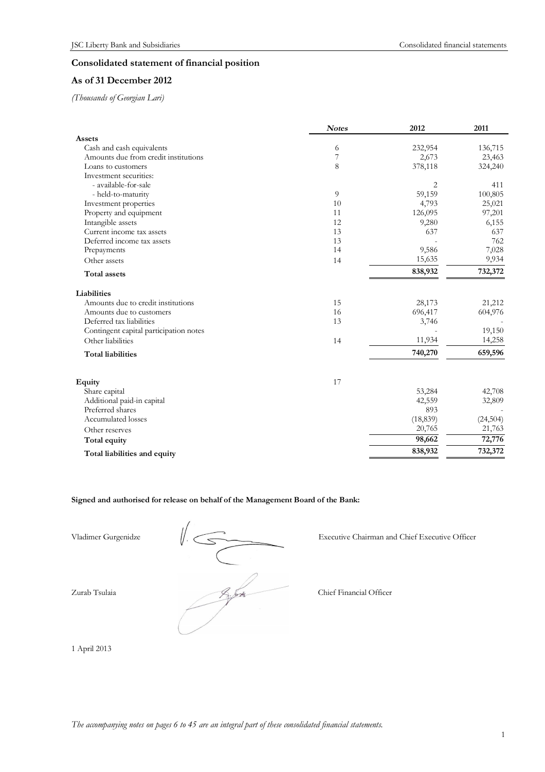## Consolidated statement of financial position

### As of 31 December 2012

*(Thousands of Georgian Lari)*

| | *Notes* | 2012 | 2011 |
|---|---|---|---|
| **Assets** | | | |
| Cash and cash equivalents | 6 | 232,954 | 136,715 |
| Amounts due from credit institutions | 7 | 2,673 | 23,463 |
| Loans to customers | 8 | 378,118 | 324,240 |
| Investment securities: | | | |
| - available-for-sale | | 2 | 411 |
| - held-to-maturity | 9 | 59,159 | 100,805 |
| Investment properties | 10 | 4,793 | 25,021 |
| Property and equipment | 11 | 126,095 | 97,201 |
| Intangible assets | 12 | 9,280 | 6,155 |
| Current income tax assets | 13 | 637 | 637 |
| Deferred income tax assets | 13 | - | 762 |
| Prepayments | 14 | 9,586 | 7,028 |
| Other assets | 14 | 15,635 | 9,934 |
| **Total assets** | | **838,932** | **732,372** |
| **Liabilities** | | | |
| Amounts due to credit institutions | 15 | 28,173 | 21,212 |
| Amounts due to customers | 16 | 696,417 | 604,976 |
| Deferred tax liabilities | 13 | 3,746 | - |
| Contingent capital participation notes | | - | 19,150 |
| Other liabilities | 14 | 11,934 | 14,258 |
| **Total liabilities** | | **740,270** | **659,596** |
| **Equity** | 17 | | |
| Share capital | | 53,284 | 42,708 |
| Additional paid-in capital | | 42,559 | 32,809 |
| Preferred shares | | 893 | - |
| Accumulated losses | | (18,839) | (24,504) |
| Other reserves | | 20,765 | 21,763 |
| **Total equity** | | **98,662** | **72,776** |
| **Total liabilities and equity** | | **838,932** | **732,372** |

**Signed and authorised for release on behalf of the Management Board of the Bank:**

Vladimer Gurgenidze — Executive Chairman and Chief Executive Officer

Zurab Tsulaia — Chief Financial Officer

1 April 2013

*The accompanying notes on pages 6 to 45 are an integral part of these consolidated financial statements.*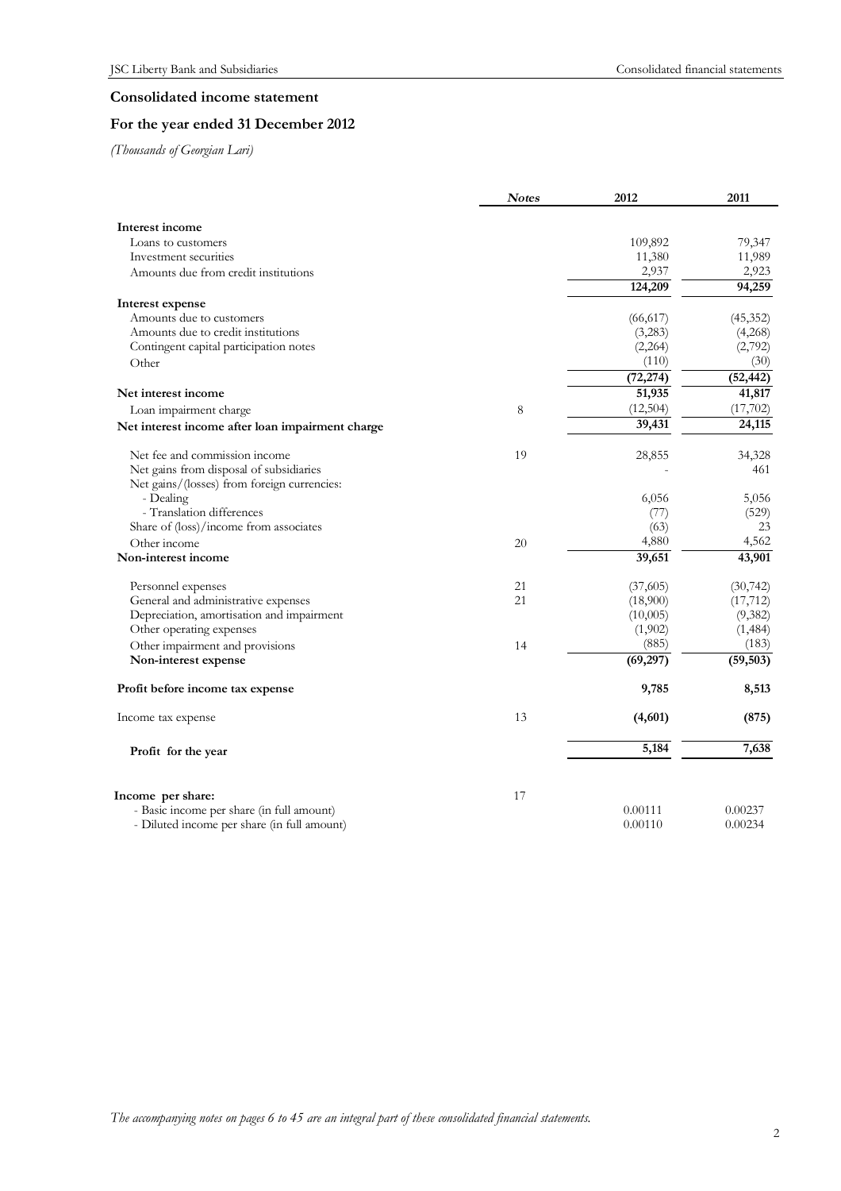## Consolidated income statement

## For the year ended 31 December 2012

*(Thousands of Georgian Lari)*

| | *Notes* | 2012 | 2011 |
|---|---|---|---|
| **Interest income** | | | |
| Loans to customers | | 109,892 | 79,347 |
| Investment securities | | 11,380 | 11,989 |
| Amounts due from credit institutions | | 2,937 | 2,923 |
| | | **124,209** | **94,259** |
| **Interest expense** | | | |
| Amounts due to customers | | (66,617) | (45,352) |
| Amounts due to credit institutions | | (3,283) | (4,268) |
| Contingent capital participation notes | | (2,264) | (2,792) |
| Other | | (110) | (30) |
| | | **(72,274)** | **(52,442)** |
| **Net interest income** | | **51,935** | **41,817** |
| Loan impairment charge | 8 | (12,504) | (17,702) |
| **Net interest income after loan impairment charge** | | **39,431** | **24,115** |
| Net fee and commission income | 19 | 28,855 | 34,328 |
| Net gains from disposal of subsidiaries | | - | 461 |
| Net gains/(losses) from foreign currencies: | | | |
| - Dealing | | 6,056 | 5,056 |
| - Translation differences | | (77) | (529) |
| Share of (loss)/income from associates | | (63) | 23 |
| Other income | 20 | 4,880 | 4,562 |
| **Non-interest income** | | **39,651** | **43,901** |
| Personnel expenses | 21 | (37,605) | (30,742) |
| General and administrative expenses | 21 | (18,900) | (17,712) |
| Depreciation, amortisation and impairment | | (10,005) | (9,382) |
| Other operating expenses | | (1,902) | (1,484) |
| Other impairment and provisions | 14 | (885) | (183) |
| **Non-interest expense** | | **(69,297)** | **(59,503)** |
| **Profit before income tax expense** | | **9,785** | **8,513** |
| Income tax expense | 13 | **(4,601)** | **(875)** |
| **Profit for the year** | | **5,184** | **7,638** |
| **Income per share:** | 17 | | |
| - Basic income per share (in full amount) | | 0.00111 | 0.00237 |
| - Diluted income per share (in full amount) | | 0.00110 | 0.00234 |

*The accompanying notes on pages 6 to 45 are an integral part of these consolidated financial statements.*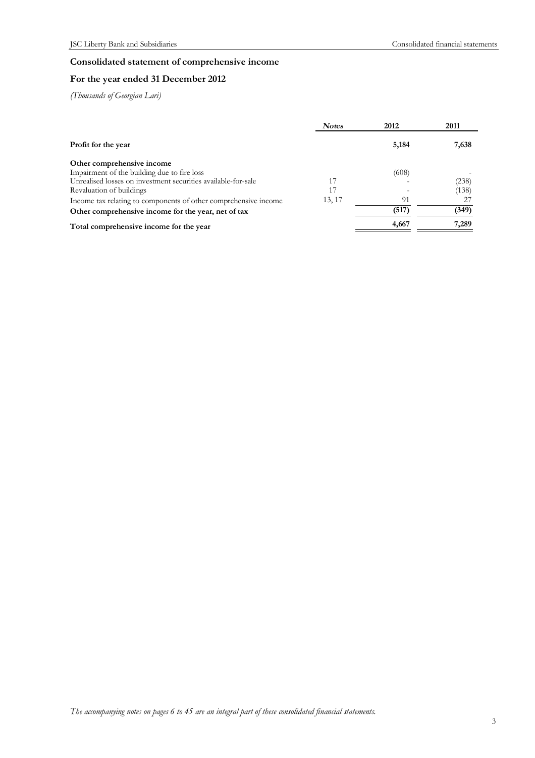## Consolidated statement of comprehensive income

## For the year ended 31 December 2012

*(Thousands of Georgian Lari)*

| | *Notes* | 2012 | 2011 |
|---|---|---|---|
| **Profit for the year** | | **5,184** | **7,638** |
| **Other comprehensive income** | | | |
| Impairment of the building due to fire loss | | (608) | - |
| Unrealised losses on investment securities available-for-sale | 17 | - | (238) |
| Revaluation of buildings | 17 | - | (138) |
| Income tax relating to components of other comprehensive income | 13, 17 | 91 | 27 |
| **Other comprehensive income for the year, net of tax** | | **(517)** | **(349)** |
| **Total comprehensive income for the year** | | **4,667** | **7,289** |

*The accompanying notes on pages 6 to 45 are an integral part of these consolidated financial statements.*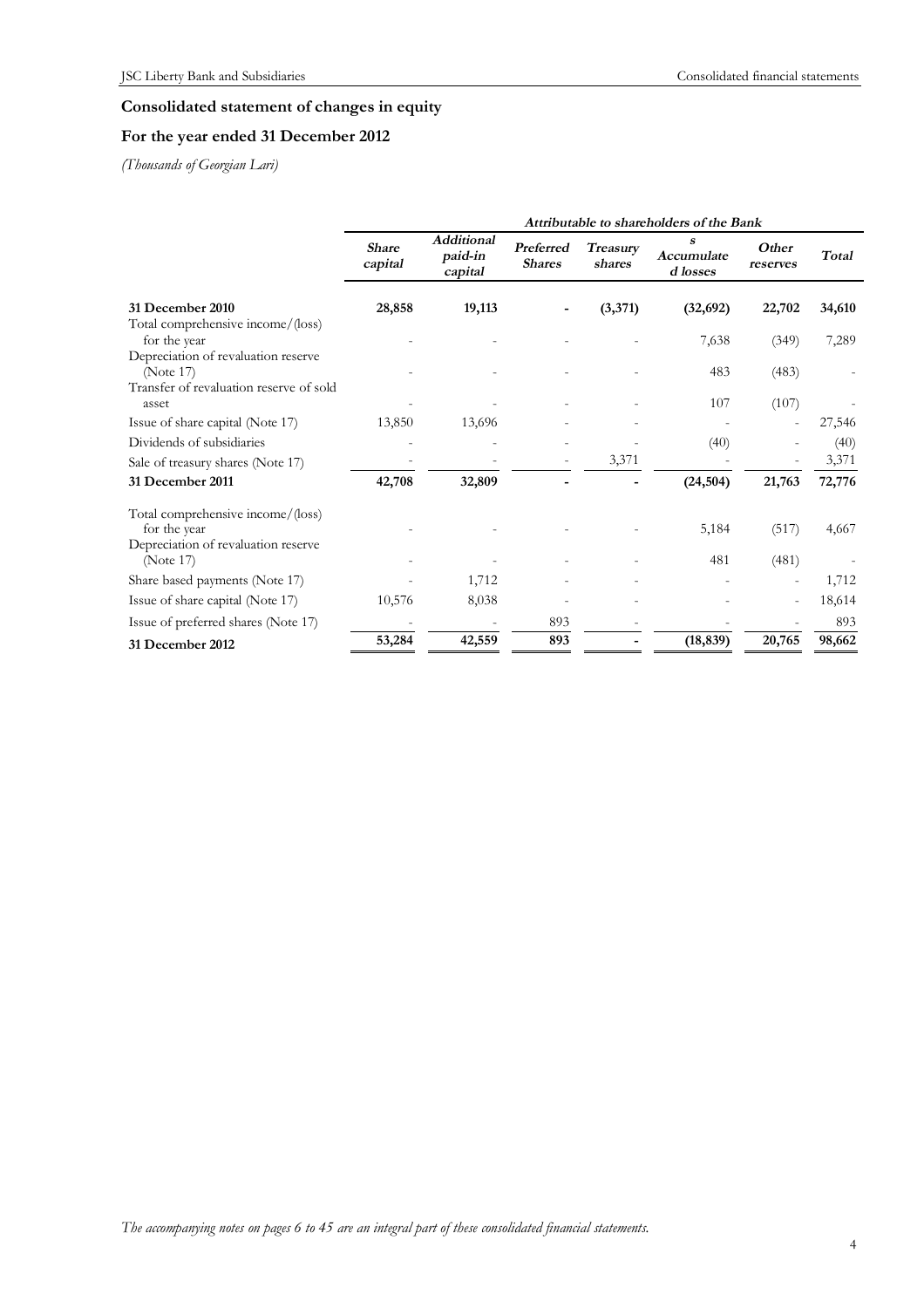## Consolidated statement of changes in equity

## For the year ended 31 December 2012

*(Thousands of Georgian Lari)*

| | Attributable to shareholders of the Bank | | | | | | |
|---|---|---|---|---|---|---|---|
| | **Share capital** | **Additional paid-in capital** | **Preferred Shares** | **Treasury shares** | **Accumulated losses** | **Other reserves** | **Total** |
| **31 December 2010** | **28,858** | **19,113** | **-** | **(3,371)** | **(32,692)** | **22,702** | **34,610** |
| Total comprehensive income/(loss) for the year | - | - | - | - | 7,638 | (349) | 7,289 |
| Depreciation of revaluation reserve (Note 17) | - | - | - | - | 483 | (483) | - |
| Transfer of revaluation reserve of sold asset | - | - | - | - | 107 | (107) | - |
| Issue of share capital (Note 17) | 13,850 | 13,696 | - | - | - | - | 27,546 |
| Dividends of subsidiaries | - | - | - | - | (40) | - | (40) |
| Sale of treasury shares (Note 17) | - | - | - | 3,371 | - | - | 3,371 |
| **31 December 2011** | **42,708** | **32,809** | **-** | **-** | **(24,504)** | **21,763** | **72,776** |
| Total comprehensive income/(loss) for the year | - | - | - | - | 5,184 | (517) | 4,667 |
| Depreciation of revaluation reserve (Note 17) | - | - | - | - | 481 | (481) | - |
| Share based payments (Note 17) | - | 1,712 | - | - | - | - | 1,712 |
| Issue of share capital (Note 17) | 10,576 | 8,038 | - | - | - | - | 18,614 |
| Issue of preferred shares (Note 17) | - | - | 893 | - | - | - | 893 |
| **31 December 2012** | **53,284** | **42,559** | **893** | **-** | **(18,839)** | **20,765** | **98,662** |

*The accompanying notes on pages 6 to 45 are an integral part of these consolidated financial statements.*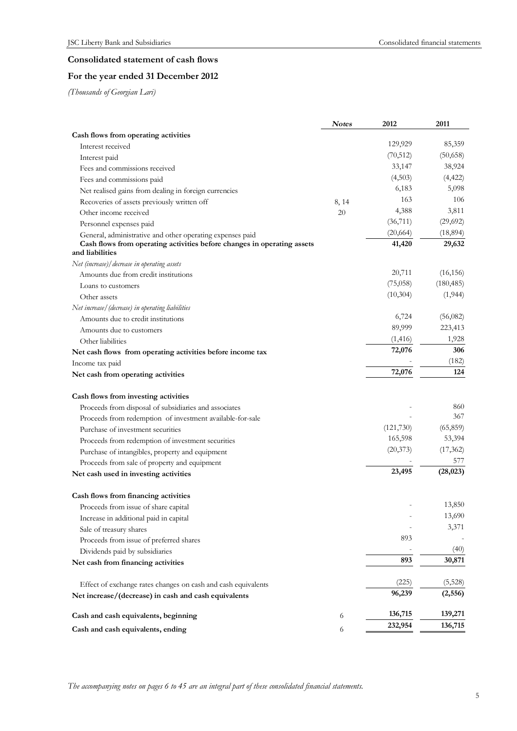## Consolidated statement of cash flows

## For the year ended 31 December 2012

*(Thousands of Georgian Lari)*

| | *Notes* | 2012 | 2011 |
|---|---|---|---|
| **Cash flows from operating activities** | | | |
| Interest received | | 129,929 | 85,359 |
| Interest paid | | (70,512) | (50,658) |
| Fees and commissions received | | 33,147 | 38,924 |
| Fees and commissions paid | | (4,503) | (4,422) |
| Net realised gains from dealing in foreign currencies | | 6,183 | 5,098 |
| Recoveries of assets previously written off | 8, 14 | 163 | 106 |
| Other income received | 20 | 4,388 | 3,811 |
| Personnel expenses paid | | (36,711) | (29,692) |
| General, administrative and other operating expenses paid | | (20,664) | (18,894) |
| **Cash flows from operating activities before changes in operating assets and liabilities** | | **41,420** | **29,632** |
| *Net (increase)/decrease in operating assets* | | | |
| Amounts due from credit institutions | | 20,711 | (16,156) |
| Loans to customers | | (75,058) | (180,485) |
| Other assets | | (10,304) | (1,944) |
| *Net increase/(decrease) in operating liabilities* | | | |
| Amounts due to credit institutions | | 6,724 | (56,082) |
| Amounts due to customers | | 89,999 | 223,413 |
| Other liabilities | | (1,416) | 1,928 |
| **Net cash flows from operating activities before income tax** | | **72,076** | **306** |
| Income tax paid | | - | (182) |
| **Net cash from operating activities** | | **72,076** | **124** |
| | | | |
| **Cash flows from investing activities** | | | |
| Proceeds from disposal of subsidiaries and associates | | - | 860 |
| Proceeds from redemption of investment available-for-sale | | - | 367 |
| Purchase of investment securities | | (121,730) | (65,859) |
| Proceeds from redemption of investment securities | | 165,598 | 53,394 |
| Purchase of intangibles, property and equipment | | (20,373) | (17,362) |
| Proceeds from sale of property and equipment | | - | 577 |
| **Net cash used in investing activities** | | **23,495** | **(28,023)** |
| | | | |
| **Cash flows from financing activities** | | | |
| Proceeds from issue of share capital | | - | 13,850 |
| Increase in additional paid in capital | | - | 13,690 |
| Sale of treasury shares | | - | 3,371 |
| Proceeds from issue of preferred shares | | 893 | - |
| Dividends paid by subsidiaries | | - | (40) |
| **Net cash from financing activities** | | **893** | **30,871** |
| | | | |
| Effect of exchange rates changes on cash and cash equivalents | | (225) | (5,528) |
| **Net increase/(decrease) in cash and cash equivalents** | | **96,239** | **(2,556)** |
| | | | |
| **Cash and cash equivalents, beginning** | 6 | **136,715** | **139,271** |
| **Cash and cash equivalents, ending** | 6 | **232,954** | **136,715** |

*The accompanying notes on pages 6 to 45 are an integral part of these consolidated financial statements.*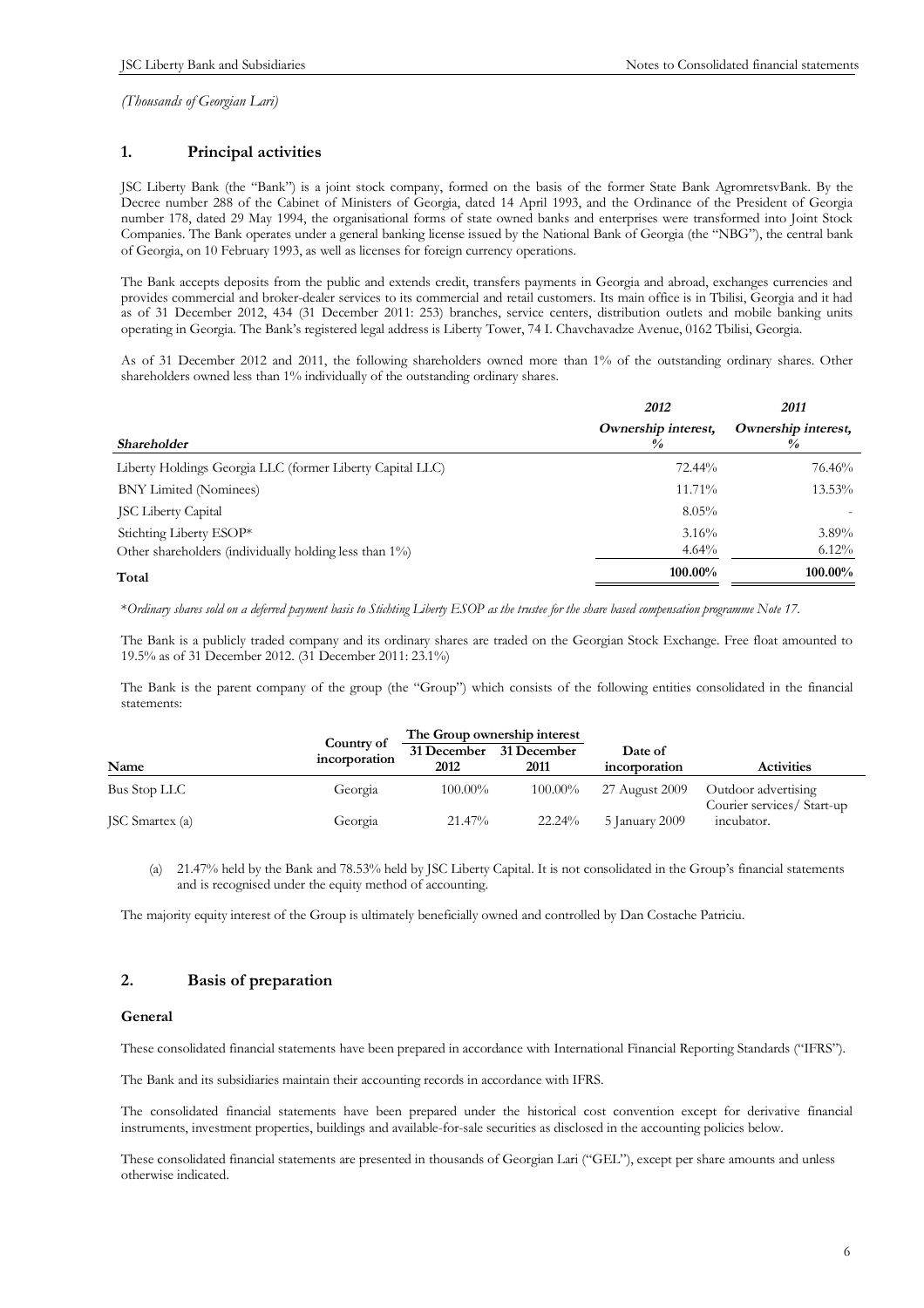*(Thousands of Georgian Lari)*

## 1. Principal activities

JSC Liberty Bank (the "Bank") is a joint stock company, formed on the basis of the former State Bank AgromretsvBank. By the Decree number 288 of the Cabinet of Ministers of Georgia, dated 14 April 1993, and the Ordinance of the President of Georgia number 178, dated 29 May 1994, the organisational forms of state owned banks and enterprises were transformed into Joint Stock Companies. The Bank operates under a general banking license issued by the National Bank of Georgia (the "NBG"), the central bank of Georgia, on 10 February 1993, as well as licenses for foreign currency operations.

The Bank accepts deposits from the public and extends credit, transfers payments in Georgia and abroad, exchanges currencies and provides commercial and broker-dealer services to its commercial and retail customers. Its main office is in Tbilisi, Georgia and it had as of 31 December 2012, 434 (31 December 2011: 253) branches, service centers, distribution outlets and mobile banking units operating in Georgia. The Bank's registered legal address is Liberty Tower, 74 I. Chavchavadze Avenue, 0162 Tbilisi, Georgia.

As of 31 December 2012 and 2011, the following shareholders owned more than 1% of the outstanding ordinary shares. Other shareholders owned less than 1% individually of the outstanding ordinary shares.

| *Shareholder* | *2012* Ownership interest, % | *2011* Ownership interest, % |
|---|---|---|
| Liberty Holdings Georgia LLC (former Liberty Capital LLC) | 72.44% | 76.46% |
| BNY Limited (Nominees) | 11.71% | 13.53% |
| JSC Liberty Capital | 8.05% | - |
| Stichting Liberty ESOP* | 3.16% | 3.89% |
| Other shareholders (individually holding less than 1%) | 4.64% | 6.12% |
| **Total** | **100.00%** | **100.00%** |

*\*Ordinary shares sold on a deferred payment basis to Stichting Liberty ESOP as the trustee for the share based compensation programme Note 17.*

The Bank is a publicly traded company and its ordinary shares are traded on the Georgian Stock Exchange. Free float amounted to 19.5% as of 31 December 2012. (31 December 2011: 23.1%)

The Bank is the parent company of the group (the "Group") which consists of the following entities consolidated in the financial statements:

| Name | Country of incorporation | The Group ownership interest 31 December 2012 | 31 December 2011 | Date of incorporation | Activities |
|---|---|---|---|---|---|
| Bus Stop LLC | Georgia | 100.00% | 100.00% | 27 August 2009 | Outdoor advertising |
| JSC Smartex (a) | Georgia | 21.47% | 22.24% | 5 January 2009 | Courier services/ Start-up incubator. |

(a) 21.47% held by the Bank and 78.53% held by JSC Liberty Capital. It is not consolidated in the Group's financial statements and is recognised under the equity method of accounting.

The majority equity interest of the Group is ultimately beneficially owned and controlled by Dan Costache Patriciu.

## 2. Basis of preparation

### General

These consolidated financial statements have been prepared in accordance with International Financial Reporting Standards ("IFRS").

The Bank and its subsidiaries maintain their accounting records in accordance with IFRS.

The consolidated financial statements have been prepared under the historical cost convention except for derivative financial instruments, investment properties, buildings and available-for-sale securities as disclosed in the accounting policies below.

These consolidated financial statements are presented in thousands of Georgian Lari ("GEL"), except per share amounts and unless otherwise indicated.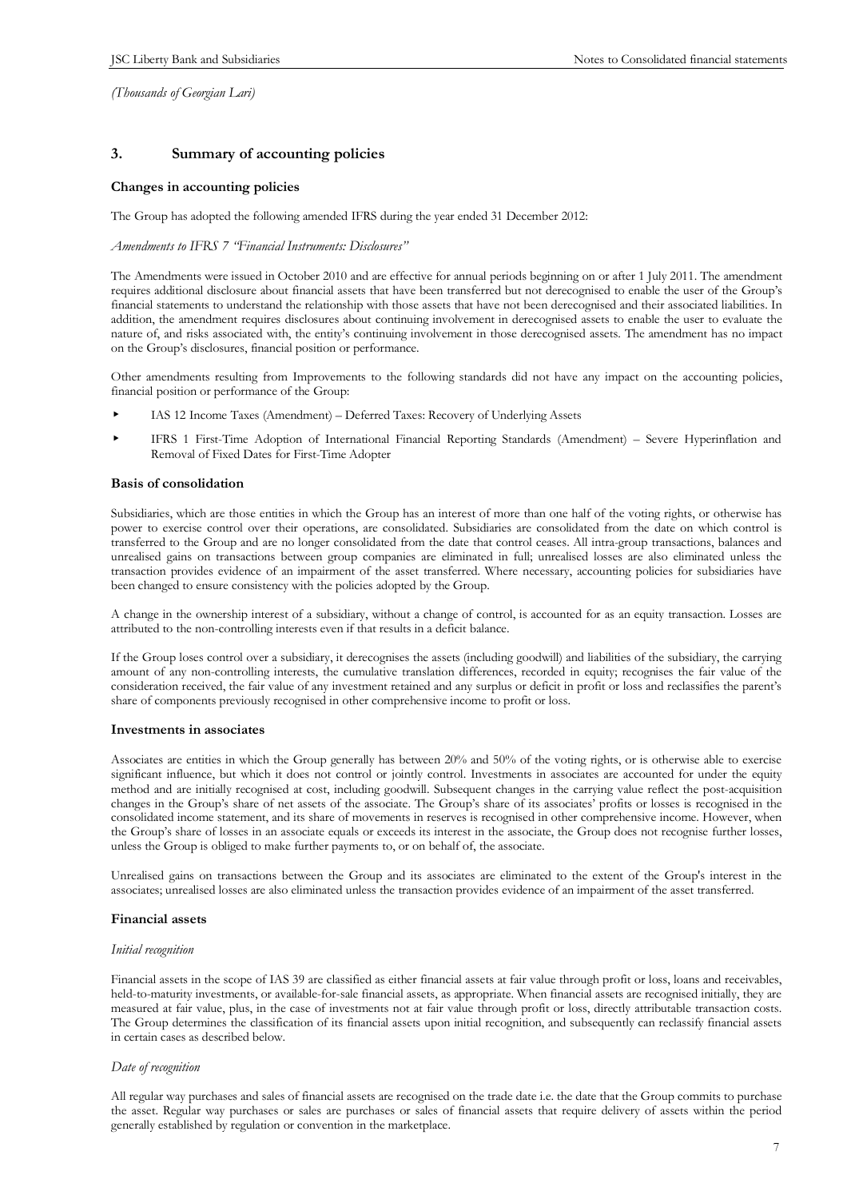*(Thousands of Georgian Lari)*

## 3. Summary of accounting policies

### Changes in accounting policies

The Group has adopted the following amended IFRS during the year ended 31 December 2012:

*Amendments to IFRS 7 "Financial Instruments: Disclosures"*

The Amendments were issued in October 2010 and are effective for annual periods beginning on or after 1 July 2011. The amendment requires additional disclosure about financial assets that have been transferred but not derecognised to enable the user of the Group's financial statements to understand the relationship with those assets that have not been derecognised and their associated liabilities. In addition, the amendment requires disclosures about continuing involvement in derecognised assets to enable the user to evaluate the nature of, and risks associated with, the entity's continuing involvement in those derecognised assets. The amendment has no impact on the Group's disclosures, financial position or performance.

Other amendments resulting from Improvements to the following standards did not have any impact on the accounting policies, financial position or performance of the Group:

- IAS 12 Income Taxes (Amendment) – Deferred Taxes: Recovery of Underlying Assets
- IFRS 1 First-Time Adoption of International Financial Reporting Standards (Amendment) – Severe Hyperinflation and Removal of Fixed Dates for First-Time Adopter

### Basis of consolidation

Subsidiaries, which are those entities in which the Group has an interest of more than one half of the voting rights, or otherwise has power to exercise control over their operations, are consolidated. Subsidiaries are consolidated from the date on which control is transferred to the Group and are no longer consolidated from the date that control ceases. All intra-group transactions, balances and unrealised gains on transactions between group companies are eliminated in full; unrealised losses are also eliminated unless the transaction provides evidence of an impairment of the asset transferred. Where necessary, accounting policies for subsidiaries have been changed to ensure consistency with the policies adopted by the Group.

A change in the ownership interest of a subsidiary, without a change of control, is accounted for as an equity transaction. Losses are attributed to the non-controlling interests even if that results in a deficit balance.

If the Group loses control over a subsidiary, it derecognises the assets (including goodwill) and liabilities of the subsidiary, the carrying amount of any non-controlling interests, the cumulative translation differences, recorded in equity; recognises the fair value of the consideration received, the fair value of any investment retained and any surplus or deficit in profit or loss and reclassifies the parent's share of components previously recognised in other comprehensive income to profit or loss.

### Investments in associates

Associates are entities in which the Group generally has between 20% and 50% of the voting rights, or is otherwise able to exercise significant influence, but which it does not control or jointly control. Investments in associates are accounted for under the equity method and are initially recognised at cost, including goodwill. Subsequent changes in the carrying value reflect the post-acquisition changes in the Group's share of net assets of the associate. The Group's share of its associates' profits or losses is recognised in the consolidated income statement, and its share of movements in reserves is recognised in other comprehensive income. However, when the Group's share of losses in an associate equals or exceeds its interest in the associate, the Group does not recognise further losses, unless the Group is obliged to make further payments to, or on behalf of, the associate.

Unrealised gains on transactions between the Group and its associates are eliminated to the extent of the Group's interest in the associates; unrealised losses are also eliminated unless the transaction provides evidence of an impairment of the asset transferred.

### Financial assets

*Initial recognition*

Financial assets in the scope of IAS 39 are classified as either financial assets at fair value through profit or loss, loans and receivables, held-to-maturity investments, or available-for-sale financial assets, as appropriate. When financial assets are recognised initially, they are measured at fair value, plus, in the case of investments not at fair value through profit or loss, directly attributable transaction costs. The Group determines the classification of its financial assets upon initial recognition, and subsequently can reclassify financial assets in certain cases as described below.

*Date of recognition*

All regular way purchases and sales of financial assets are recognised on the trade date i.e. the date that the Group commits to purchase the asset. Regular way purchases or sales are purchases or sales of financial assets that require delivery of assets within the period generally established by regulation or convention in the marketplace.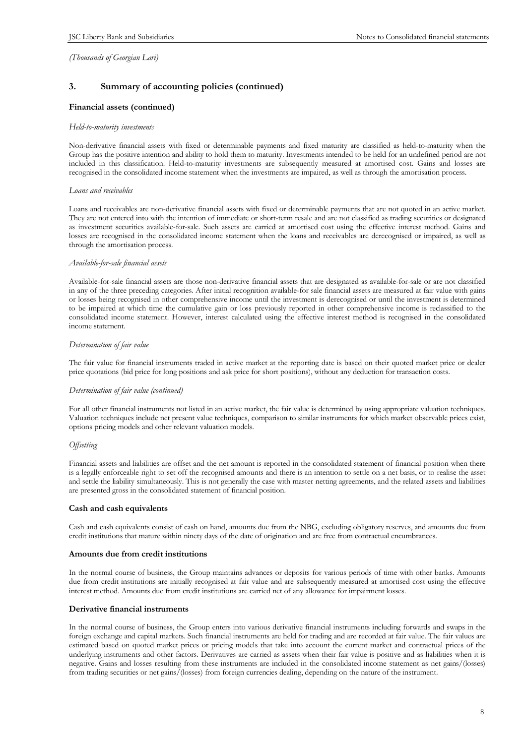*(Thousands of Georgian Lari)*

## 3. Summary of accounting policies (continued)

### Financial assets (continued)

*Held-to-maturity investments*

Non-derivative financial assets with fixed or determinable payments and fixed maturity are classified as held-to-maturity when the Group has the positive intention and ability to hold them to maturity. Investments intended to be held for an undefined period are not included in this classification. Held-to-maturity investments are subsequently measured at amortised cost. Gains and losses are recognised in the consolidated income statement when the investments are impaired, as well as through the amortisation process.

*Loans and receivables*

Loans and receivables are non-derivative financial assets with fixed or determinable payments that are not quoted in an active market. They are not entered into with the intention of immediate or short-term resale and are not classified as trading securities or designated as investment securities available-for-sale. Such assets are carried at amortised cost using the effective interest method. Gains and losses are recognised in the consolidated income statement when the loans and receivables are derecognised or impaired, as well as through the amortisation process.

*Available-for-sale financial assets*

Available-for-sale financial assets are those non-derivative financial assets that are designated as available-for-sale or are not classified in any of the three preceding categories. After initial recognition available-for sale financial assets are measured at fair value with gains or losses being recognised in other comprehensive income until the investment is derecognised or until the investment is determined to be impaired at which time the cumulative gain or loss previously reported in other comprehensive income is reclassified to the consolidated income statement. However, interest calculated using the effective interest method is recognised in the consolidated income statement.

*Determination of fair value*

The fair value for financial instruments traded in active market at the reporting date is based on their quoted market price or dealer price quotations (bid price for long positions and ask price for short positions), without any deduction for transaction costs.

*Determination of fair value (continued)*

For all other financial instruments not listed in an active market, the fair value is determined by using appropriate valuation techniques. Valuation techniques include net present value techniques, comparison to similar instruments for which market observable prices exist, options pricing models and other relevant valuation models.

*Offsetting*

Financial assets and liabilities are offset and the net amount is reported in the consolidated statement of financial position when there is a legally enforceable right to set off the recognised amounts and there is an intention to settle on a net basis, or to realise the asset and settle the liability simultaneously. This is not generally the case with master netting agreements, and the related assets and liabilities are presented gross in the consolidated statement of financial position.

### Cash and cash equivalents

Cash and cash equivalents consist of cash on hand, amounts due from the NBG, excluding obligatory reserves, and amounts due from credit institutions that mature within ninety days of the date of origination and are free from contractual encumbrances.

### Amounts due from credit institutions

In the normal course of business, the Group maintains advances or deposits for various periods of time with other banks. Amounts due from credit institutions are initially recognised at fair value and are subsequently measured at amortised cost using the effective interest method. Amounts due from credit institutions are carried net of any allowance for impairment losses.

### Derivative financial instruments

In the normal course of business, the Group enters into various derivative financial instruments including forwards and swaps in the foreign exchange and capital markets. Such financial instruments are held for trading and are recorded at fair value. The fair values are estimated based on quoted market prices or pricing models that take into account the current market and contractual prices of the underlying instruments and other factors. Derivatives are carried as assets when their fair value is positive and as liabilities when it is negative. Gains and losses resulting from these instruments are included in the consolidated income statement as net gains/(losses) from trading securities or net gains/(losses) from foreign currencies dealing, depending on the nature of the instrument.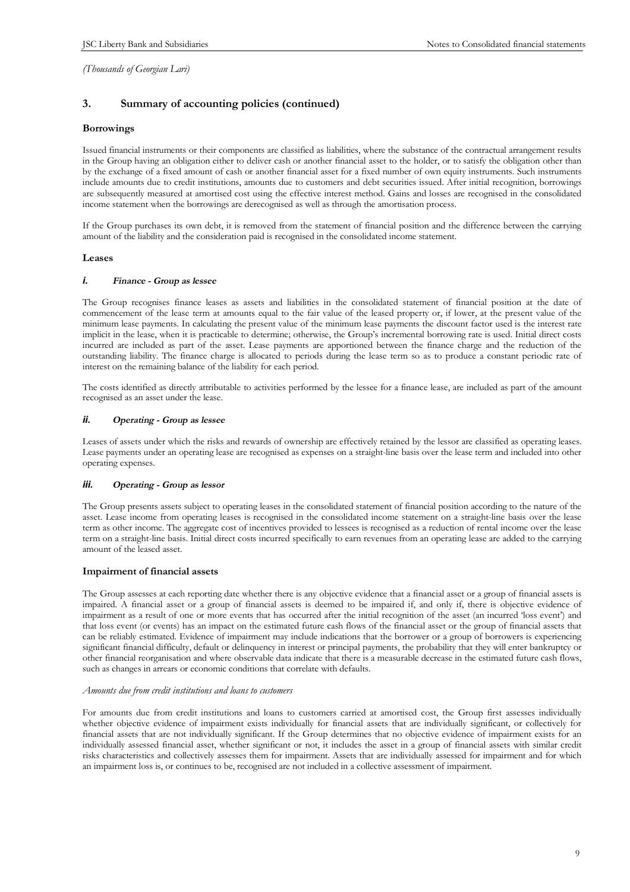*(Thousands of Georgian Lari)*

## 3. Summary of accounting policies (continued)

### Borrowings

Issued financial instruments or their components are classified as liabilities, where the substance of the contractual arrangement results in the Group having an obligation either to deliver cash or another financial asset to the holder, or to satisfy the obligation other than by the exchange of a fixed amount of cash or another financial asset for a fixed number of own equity instruments. Such instruments include amounts due to credit institutions, amounts due to customers and debt securities issued. After initial recognition, borrowings are subsequently measured at amortised cost using the effective interest method. Gains and losses are recognised in the consolidated income statement when the borrowings are derecognised as well as through the amortisation process.

If the Group purchases its own debt, it is removed from the statement of financial position and the difference between the carrying amount of the liability and the consideration paid is recognised in the consolidated income statement.

### Leases

#### *i. Finance - Group as lessee*

The Group recognises finance leases as assets and liabilities in the consolidated statement of financial position at the date of commencement of the lease term at amounts equal to the fair value of the leased property or, if lower, at the present value of the minimum lease payments. In calculating the present value of the minimum lease payments the discount factor used is the interest rate implicit in the lease, when it is practicable to determine; otherwise, the Group's incremental borrowing rate is used. Initial direct costs incurred are included as part of the asset. Lease payments are apportioned between the finance charge and the reduction of the outstanding liability. The finance charge is allocated to periods during the lease term so as to produce a constant periodic rate of interest on the remaining balance of the liability for each period.

The costs identified as directly attributable to activities performed by the lessee for a finance lease, are included as part of the amount recognised as an asset under the lease.

#### *ii. Operating - Group as lessee*

Leases of assets under which the risks and rewards of ownership are effectively retained by the lessor are classified as operating leases. Lease payments under an operating lease are recognised as expenses on a straight-line basis over the lease term and included into other operating expenses.

#### *iii. Operating - Group as lessor*

The Group presents assets subject to operating leases in the consolidated statement of financial position according to the nature of the asset. Lease income from operating leases is recognised in the consolidated income statement on a straight-line basis over the lease term as other income. The aggregate cost of incentives provided to lessees is recognised as a reduction of rental income over the lease term on a straight-line basis. Initial direct costs incurred specifically to earn revenues from an operating lease are added to the carrying amount of the leased asset.

### Impairment of financial assets

The Group assesses at each reporting date whether there is any objective evidence that a financial asset or a group of financial assets is impaired. A financial asset or a group of financial assets is deemed to be impaired if, and only if, there is objective evidence of impairment as a result of one or more events that has occurred after the initial recognition of the asset (an incurred 'loss event') and that loss event (or events) has an impact on the estimated future cash flows of the financial asset or the group of financial assets that can be reliably estimated. Evidence of impairment may include indications that the borrower or a group of borrowers is experiencing significant financial difficulty, default or delinquency in interest or principal payments, the probability that they will enter bankruptcy or other financial reorganisation and where observable data indicate that there is a measurable decrease in the estimated future cash flows, such as changes in arrears or economic conditions that correlate with defaults.

*Amounts due from credit institutions and loans to customers*

For amounts due from credit institutions and loans to customers carried at amortised cost, the Group first assesses individually whether objective evidence of impairment exists individually for financial assets that are individually significant, or collectively for financial assets that are not individually significant. If the Group determines that no objective evidence of impairment exists for an individually assessed financial asset, whether significant or not, it includes the asset in a group of financial assets with similar credit risks characteristics and collectively assesses them for impairment. Assets that are individually assessed for impairment and for which an impairment loss is, or continues to be, recognised are not included in a collective assessment of impairment.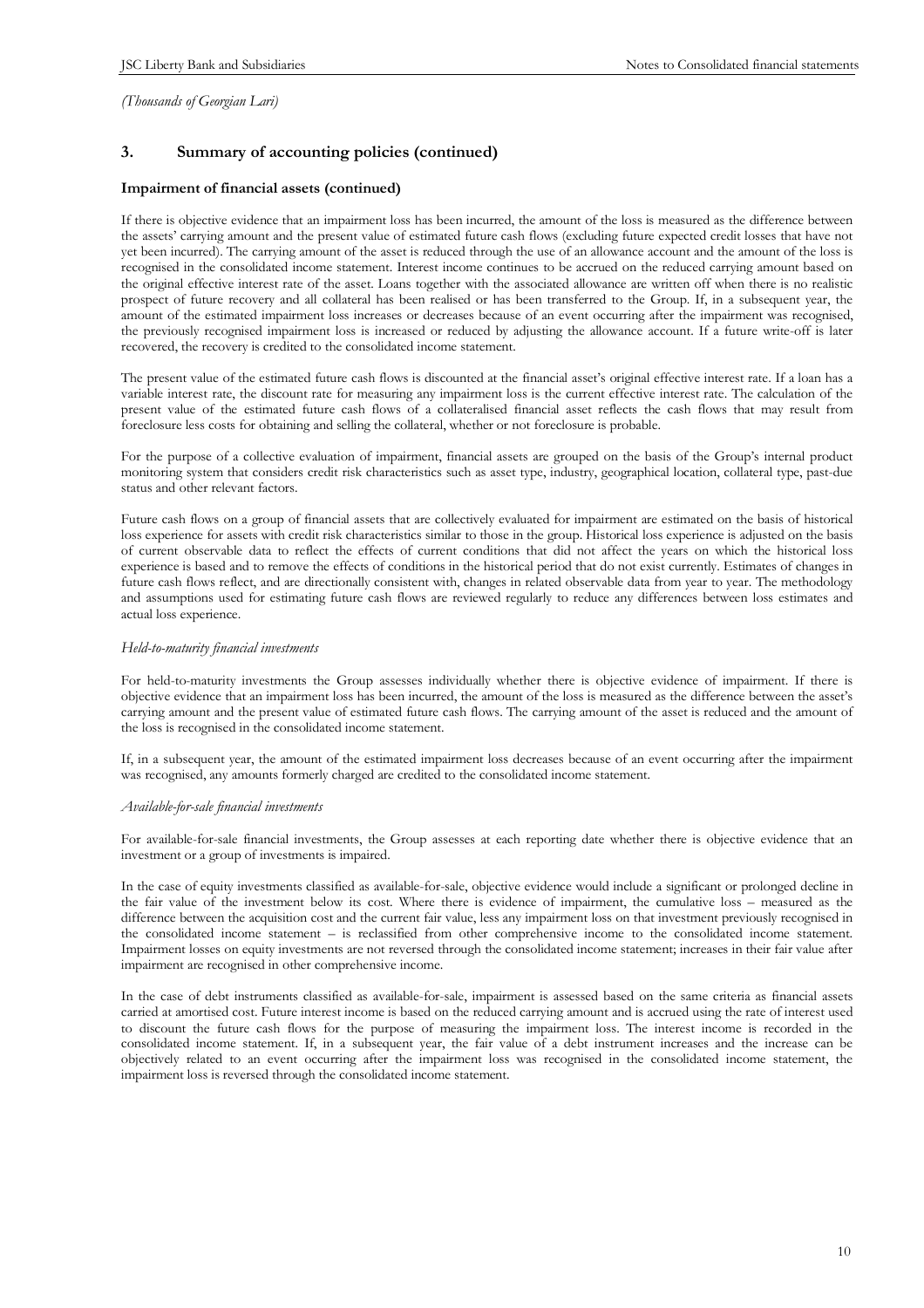*(Thousands of Georgian Lari)*

## 3. Summary of accounting policies (continued)

### Impairment of financial assets (continued)

If there is objective evidence that an impairment loss has been incurred, the amount of the loss is measured as the difference between the assets' carrying amount and the present value of estimated future cash flows (excluding future expected credit losses that have not yet been incurred). The carrying amount of the asset is reduced through the use of an allowance account and the amount of the loss is recognised in the consolidated income statement. Interest income continues to be accrued on the reduced carrying amount based on the original effective interest rate of the asset. Loans together with the associated allowance are written off when there is no realistic prospect of future recovery and all collateral has been realised or has been transferred to the Group. If, in a subsequent year, the amount of the estimated impairment loss increases or decreases because of an event occurring after the impairment was recognised, the previously recognised impairment loss is increased or reduced by adjusting the allowance account. If a future write-off is later recovered, the recovery is credited to the consolidated income statement.

The present value of the estimated future cash flows is discounted at the financial asset's original effective interest rate. If a loan has a variable interest rate, the discount rate for measuring any impairment loss is the current effective interest rate. The calculation of the present value of the estimated future cash flows of a collateralised financial asset reflects the cash flows that may result from foreclosure less costs for obtaining and selling the collateral, whether or not foreclosure is probable.

For the purpose of a collective evaluation of impairment, financial assets are grouped on the basis of the Group's internal product monitoring system that considers credit risk characteristics such as asset type, industry, geographical location, collateral type, past-due status and other relevant factors.

Future cash flows on a group of financial assets that are collectively evaluated for impairment are estimated on the basis of historical loss experience for assets with credit risk characteristics similar to those in the group. Historical loss experience is adjusted on the basis of current observable data to reflect the effects of current conditions that did not affect the years on which the historical loss experience is based and to remove the effects of conditions in the historical period that do not exist currently. Estimates of changes in future cash flows reflect, and are directionally consistent with, changes in related observable data from year to year. The methodology and assumptions used for estimating future cash flows are reviewed regularly to reduce any differences between loss estimates and actual loss experience.

*Held-to-maturity financial investments*

For held-to-maturity investments the Group assesses individually whether there is objective evidence of impairment. If there is objective evidence that an impairment loss has been incurred, the amount of the loss is measured as the difference between the asset's carrying amount and the present value of estimated future cash flows. The carrying amount of the asset is reduced and the amount of the loss is recognised in the consolidated income statement.

If, in a subsequent year, the amount of the estimated impairment loss decreases because of an event occurring after the impairment was recognised, any amounts formerly charged are credited to the consolidated income statement.

*Available-for-sale financial investments*

For available-for-sale financial investments, the Group assesses at each reporting date whether there is objective evidence that an investment or a group of investments is impaired.

In the case of equity investments classified as available-for-sale, objective evidence would include a significant or prolonged decline in the fair value of the investment below its cost. Where there is evidence of impairment, the cumulative loss – measured as the difference between the acquisition cost and the current fair value, less any impairment loss on that investment previously recognised in the consolidated income statement – is reclassified from other comprehensive income to the consolidated income statement. Impairment losses on equity investments are not reversed through the consolidated income statement; increases in their fair value after impairment are recognised in other comprehensive income.

In the case of debt instruments classified as available-for-sale, impairment is assessed based on the same criteria as financial assets carried at amortised cost. Future interest income is based on the reduced carrying amount and is accrued using the rate of interest used to discount the future cash flows for the purpose of measuring the impairment loss. The interest income is recorded in the consolidated income statement. If, in a subsequent year, the fair value of a debt instrument increases and the increase can be objectively related to an event occurring after the impairment loss was recognised in the consolidated income statement, the impairment loss is reversed through the consolidated income statement.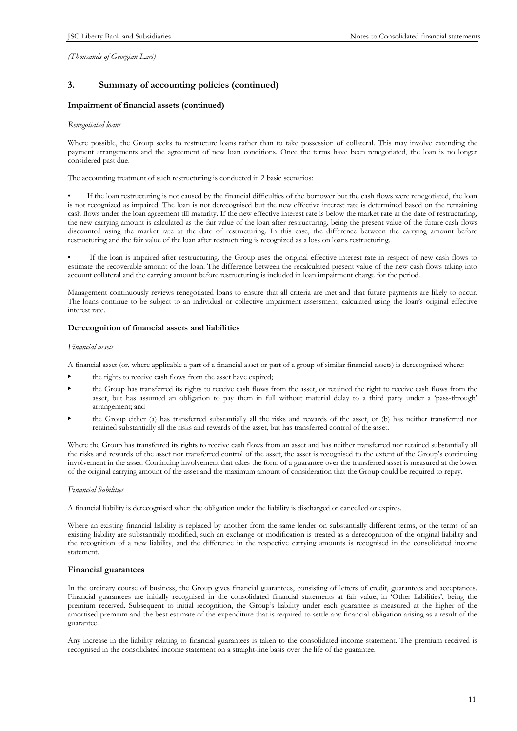*(Thousands of Georgian Lari)*

## 3. Summary of accounting policies (continued)

### Impairment of financial assets (continued)

*Renegotiated loans*

Where possible, the Group seeks to restructure loans rather than to take possession of collateral. This may involve extending the payment arrangements and the agreement of new loan conditions. Once the terms have been renegotiated, the loan is no longer considered past due.

The accounting treatment of such restructuring is conducted in 2 basic scenarios:

- If the loan restructuring is not caused by the financial difficulties of the borrower but the cash flows were renegotiated, the loan is not recognized as impaired. The loan is not derecognised but the new effective interest rate is determined based on the remaining cash flows under the loan agreement till maturity. If the new effective interest rate is below the market rate at the date of restructuring, the new carrying amount is calculated as the fair value of the loan after restructuring, being the present value of the future cash flows discounted using the market rate at the date of restructuring. In this case, the difference between the carrying amount before restructuring and the fair value of the loan after restructuring is recognized as a loss on loans restructuring.

- If the loan is impaired after restructuring, the Group uses the original effective interest rate in respect of new cash flows to estimate the recoverable amount of the loan. The difference between the recalculated present value of the new cash flows taking into account collateral and the carrying amount before restructuring is included in loan impairment charge for the period.

Management continuously reviews renegotiated loans to ensure that all criteria are met and that future payments are likely to occur. The loans continue to be subject to an individual or collective impairment assessment, calculated using the loan's original effective interest rate.

### Derecognition of financial assets and liabilities

*Financial assets*

A financial asset (or, where applicable a part of a financial asset or part of a group of similar financial assets) is derecognised where:

- the rights to receive cash flows from the asset have expired;
- the Group has transferred its rights to receive cash flows from the asset, or retained the right to receive cash flows from the asset, but has assumed an obligation to pay them in full without material delay to a third party under a 'pass-through' arrangement; and
- the Group either (a) has transferred substantially all the risks and rewards of the asset, or (b) has neither transferred nor retained substantially all the risks and rewards of the asset, but has transferred control of the asset.

Where the Group has transferred its rights to receive cash flows from an asset and has neither transferred nor retained substantially all the risks and rewards of the asset nor transferred control of the asset, the asset is recognised to the extent of the Group's continuing involvement in the asset. Continuing involvement that takes the form of a guarantee over the transferred asset is measured at the lower of the original carrying amount of the asset and the maximum amount of consideration that the Group could be required to repay.

*Financial liabilities*

A financial liability is derecognised when the obligation under the liability is discharged or cancelled or expires.

Where an existing financial liability is replaced by another from the same lender on substantially different terms, or the terms of an existing liability are substantially modified, such an exchange or modification is treated as a derecognition of the original liability and the recognition of a new liability, and the difference in the respective carrying amounts is recognised in the consolidated income statement.

### Financial guarantees

In the ordinary course of business, the Group gives financial guarantees, consisting of letters of credit, guarantees and acceptances. Financial guarantees are initially recognised in the consolidated financial statements at fair value, in 'Other liabilities', being the premium received. Subsequent to initial recognition, the Group's liability under each guarantee is measured at the higher of the amortised premium and the best estimate of the expenditure that is required to settle any financial obligation arising as a result of the guarantee.

Any increase in the liability relating to financial guarantees is taken to the consolidated income statement. The premium received is recognised in the consolidated income statement on a straight-line basis over the life of the guarantee.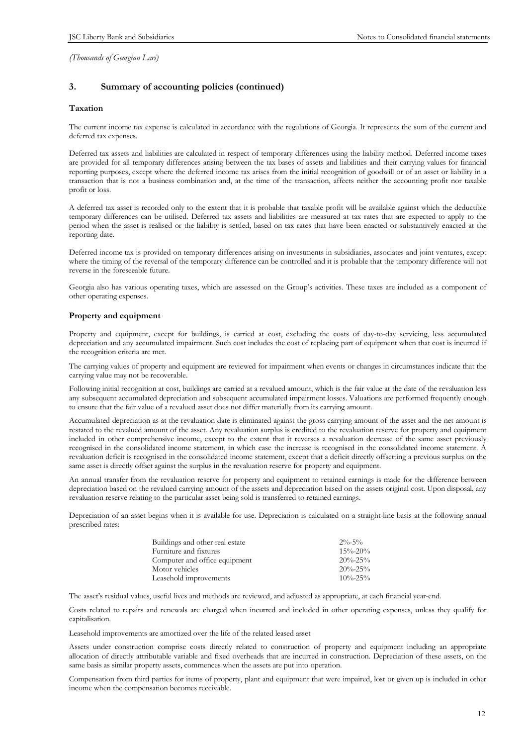*(Thousands of Georgian Lari)*

## 3. Summary of accounting policies (continued)

### Taxation

The current income tax expense is calculated in accordance with the regulations of Georgia. It represents the sum of the current and deferred tax expenses.

Deferred tax assets and liabilities are calculated in respect of temporary differences using the liability method. Deferred income taxes are provided for all temporary differences arising between the tax bases of assets and liabilities and their carrying values for financial reporting purposes, except where the deferred income tax arises from the initial recognition of goodwill or of an asset or liability in a transaction that is not a business combination and, at the time of the transaction, affects neither the accounting profit nor taxable profit or loss.

A deferred tax asset is recorded only to the extent that it is probable that taxable profit will be available against which the deductible temporary differences can be utilised. Deferred tax assets and liabilities are measured at tax rates that are expected to apply to the period when the asset is realised or the liability is settled, based on tax rates that have been enacted or substantively enacted at the reporting date.

Deferred income tax is provided on temporary differences arising on investments in subsidiaries, associates and joint ventures, except where the timing of the reversal of the temporary difference can be controlled and it is probable that the temporary difference will not reverse in the foreseeable future.

Georgia also has various operating taxes, which are assessed on the Group's activities. These taxes are included as a component of other operating expenses.

### Property and equipment

Property and equipment, except for buildings, is carried at cost, excluding the costs of day-to-day servicing, less accumulated depreciation and any accumulated impairment. Such cost includes the cost of replacing part of equipment when that cost is incurred if the recognition criteria are met.

The carrying values of property and equipment are reviewed for impairment when events or changes in circumstances indicate that the carrying value may not be recoverable.

Following initial recognition at cost, buildings are carried at a revalued amount, which is the fair value at the date of the revaluation less any subsequent accumulated depreciation and subsequent accumulated impairment losses. Valuations are performed frequently enough to ensure that the fair value of a revalued asset does not differ materially from its carrying amount.

Accumulated depreciation as at the revaluation date is eliminated against the gross carrying amount of the asset and the net amount is restated to the revalued amount of the asset. Any revaluation surplus is credited to the revaluation reserve for property and equipment included in other comprehensive income, except to the extent that it reverses a revaluation decrease of the same asset previously recognised in the consolidated income statement, in which case the increase is recognised in the consolidated income statement. A revaluation deficit is recognised in the consolidated income statement, except that a deficit directly offsetting a previous surplus on the same asset is directly offset against the surplus in the revaluation reserve for property and equipment.

An annual transfer from the revaluation reserve for property and equipment to retained earnings is made for the difference between depreciation based on the revalued carrying amount of the assets and depreciation based on the assets original cost. Upon disposal, any revaluation reserve relating to the particular asset being sold is transferred to retained earnings.

Depreciation of an asset begins when it is available for use. Depreciation is calculated on a straight-line basis at the following annual prescribed rates:

| | |
|---|---|
| Buildings and other real estate | 2%-5% |
| Furniture and fixtures | 15%-20% |
| Computer and office equipment | 20%-25% |
| Motor vehicles | 20%-25% |
| Leasehold improvements | 10%-25% |

The asset's residual values, useful lives and methods are reviewed, and adjusted as appropriate, at each financial year-end.

Costs related to repairs and renewals are charged when incurred and included in other operating expenses, unless they qualify for capitalisation.

Leasehold improvements are amortized over the life of the related leased asset

Assets under construction comprise costs directly related to construction of property and equipment including an appropriate allocation of directly attributable variable and fixed overheads that are incurred in construction. Depreciation of these assets, on the same basis as similar property assets, commences when the assets are put into operation.

Compensation from third parties for items of property, plant and equipment that were impaired, lost or given up is included in other income when the compensation becomes receivable.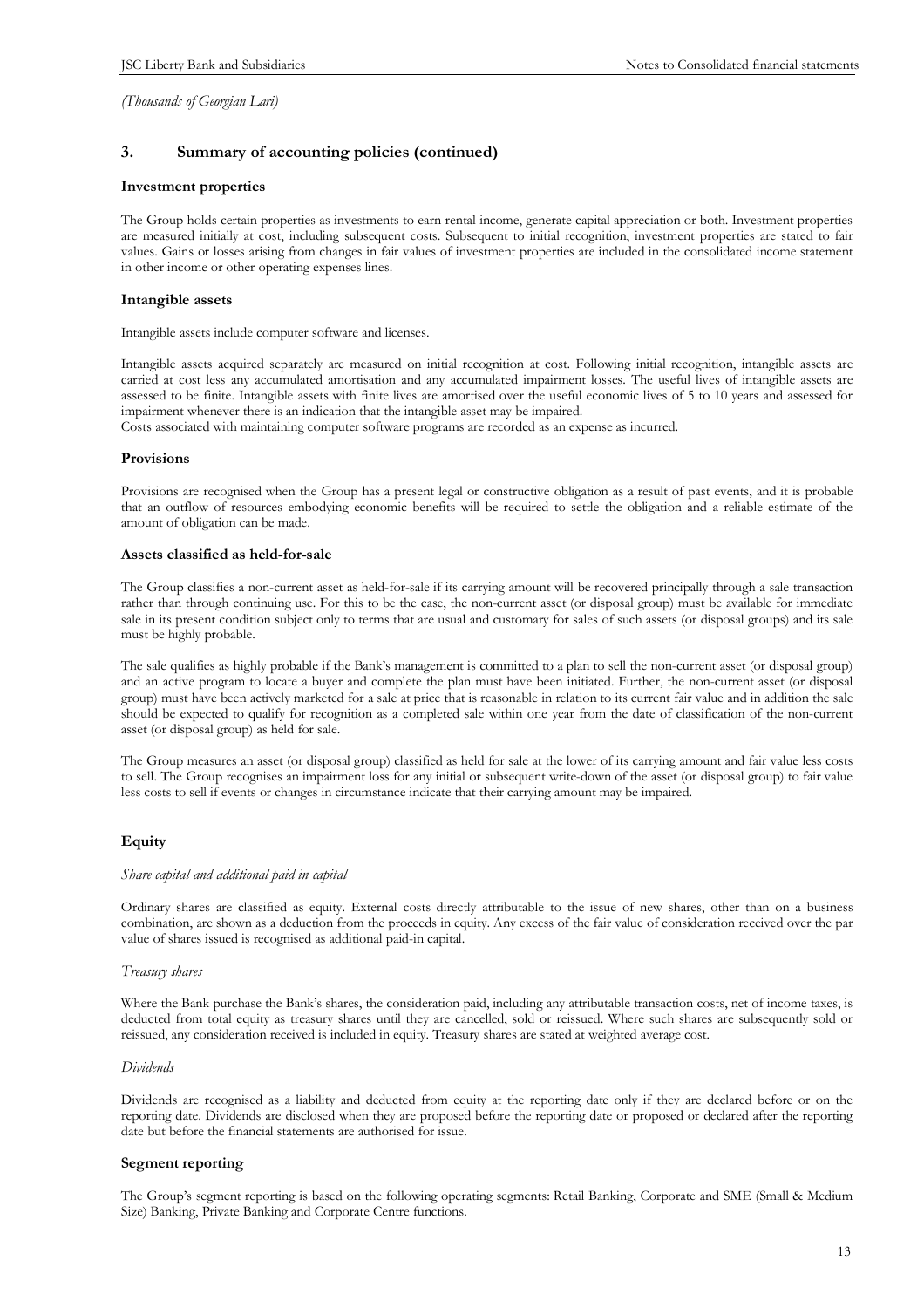*(Thousands of Georgian Lari)*

## 3. Summary of accounting policies (continued)

### Investment properties

The Group holds certain properties as investments to earn rental income, generate capital appreciation or both. Investment properties are measured initially at cost, including subsequent costs. Subsequent to initial recognition, investment properties are stated to fair values. Gains or losses arising from changes in fair values of investment properties are included in the consolidated income statement in other income or other operating expenses lines.

### Intangible assets

Intangible assets include computer software and licenses.

Intangible assets acquired separately are measured on initial recognition at cost. Following initial recognition, intangible assets are carried at cost less any accumulated amortisation and any accumulated impairment losses. The useful lives of intangible assets are assessed to be finite. Intangible assets with finite lives are amortised over the useful economic lives of 5 to 10 years and assessed for impairment whenever there is an indication that the intangible asset may be impaired.
Costs associated with maintaining computer software programs are recorded as an expense as incurred.

### Provisions

Provisions are recognised when the Group has a present legal or constructive obligation as a result of past events, and it is probable that an outflow of resources embodying economic benefits will be required to settle the obligation and a reliable estimate of the amount of obligation can be made.

### Assets classified as held-for-sale

The Group classifies a non-current asset as held-for-sale if its carrying amount will be recovered principally through a sale transaction rather than through continuing use. For this to be the case, the non-current asset (or disposal group) must be available for immediate sale in its present condition subject only to terms that are usual and customary for sales of such assets (or disposal groups) and its sale must be highly probable.

The sale qualifies as highly probable if the Bank's management is committed to a plan to sell the non-current asset (or disposal group) and an active program to locate a buyer and complete the plan must have been initiated. Further, the non-current asset (or disposal group) must have been actively marketed for a sale at price that is reasonable in relation to its current fair value and in addition the sale should be expected to qualify for recognition as a completed sale within one year from the date of classification of the non-current asset (or disposal group) as held for sale.

The Group measures an asset (or disposal group) classified as held for sale at the lower of its carrying amount and fair value less costs to sell. The Group recognises an impairment loss for any initial or subsequent write-down of the asset (or disposal group) to fair value less costs to sell if events or changes in circumstance indicate that their carrying amount may be impaired.

### Equity

*Share capital and additional paid in capital*

Ordinary shares are classified as equity. External costs directly attributable to the issue of new shares, other than on a business combination, are shown as a deduction from the proceeds in equity. Any excess of the fair value of consideration received over the par value of shares issued is recognised as additional paid-in capital.

*Treasury shares*

Where the Bank purchase the Bank's shares, the consideration paid, including any attributable transaction costs, net of income taxes, is deducted from total equity as treasury shares until they are cancelled, sold or reissued. Where such shares are subsequently sold or reissued, any consideration received is included in equity. Treasury shares are stated at weighted average cost.

*Dividends*

Dividends are recognised as a liability and deducted from equity at the reporting date only if they are declared before or on the reporting date. Dividends are disclosed when they are proposed before the reporting date or proposed or declared after the reporting date but before the financial statements are authorised for issue.

### Segment reporting

The Group's segment reporting is based on the following operating segments: Retail Banking, Corporate and SME (Small & Medium Size) Banking, Private Banking and Corporate Centre functions.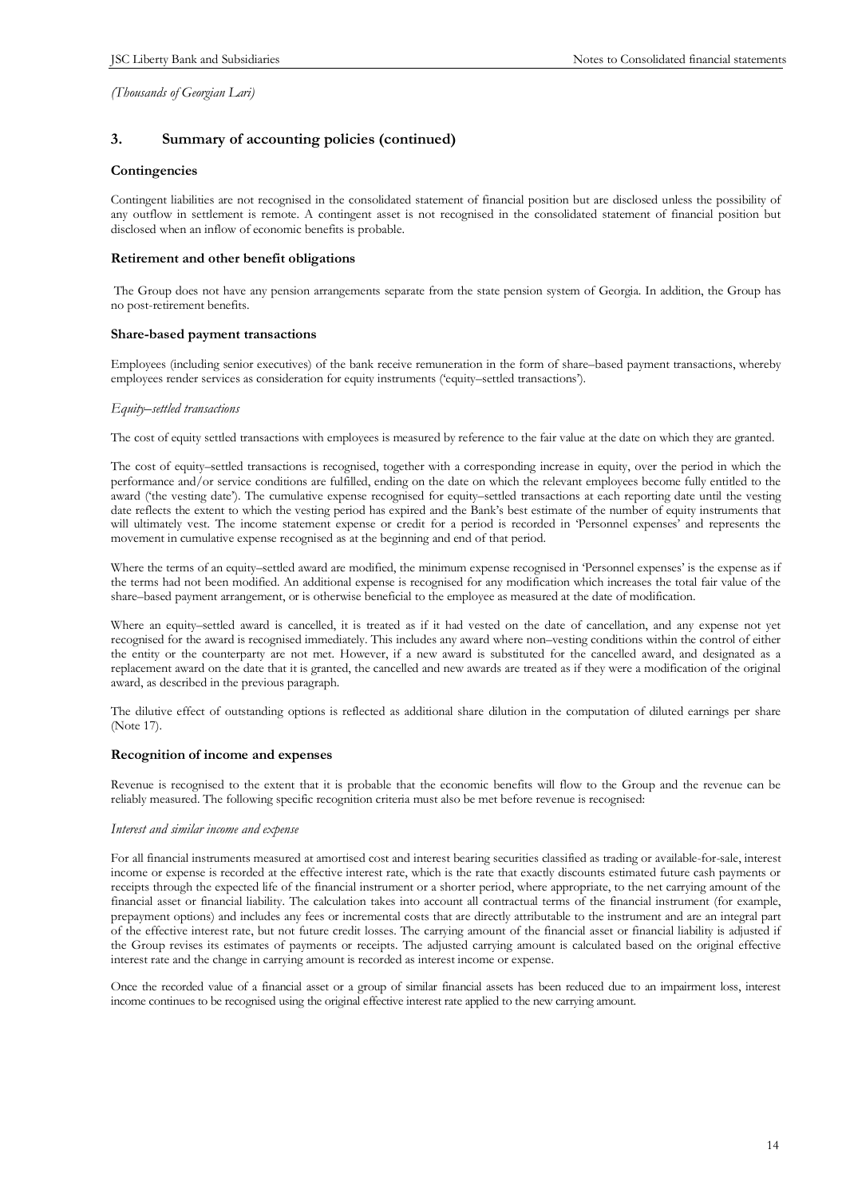*(Thousands of Georgian Lari)*

## 3. Summary of accounting policies (continued)

### Contingencies

Contingent liabilities are not recognised in the consolidated statement of financial position but are disclosed unless the possibility of any outflow in settlement is remote. A contingent asset is not recognised in the consolidated statement of financial position but disclosed when an inflow of economic benefits is probable.

### Retirement and other benefit obligations

The Group does not have any pension arrangements separate from the state pension system of Georgia. In addition, the Group has no post-retirement benefits.

### Share-based payment transactions

Employees (including senior executives) of the bank receive remuneration in the form of share–based payment transactions, whereby employees render services as consideration for equity instruments ('equity–settled transactions').

*Equity–settled transactions*

The cost of equity settled transactions with employees is measured by reference to the fair value at the date on which they are granted.

The cost of equity–settled transactions is recognised, together with a corresponding increase in equity, over the period in which the performance and/or service conditions are fulfilled, ending on the date on which the relevant employees become fully entitled to the award ('the vesting date'). The cumulative expense recognised for equity–settled transactions at each reporting date until the vesting date reflects the extent to which the vesting period has expired and the Bank's best estimate of the number of equity instruments that will ultimately vest. The income statement expense or credit for a period is recorded in 'Personnel expenses' and represents the movement in cumulative expense recognised as at the beginning and end of that period.

Where the terms of an equity–settled award are modified, the minimum expense recognised in 'Personnel expenses' is the expense as if the terms had not been modified. An additional expense is recognised for any modification which increases the total fair value of the share–based payment arrangement, or is otherwise beneficial to the employee as measured at the date of modification.

Where an equity–settled award is cancelled, it is treated as if it had vested on the date of cancellation, and any expense not yet recognised for the award is recognised immediately. This includes any award where non–vesting conditions within the control of either the entity or the counterparty are not met. However, if a new award is substituted for the cancelled award, and designated as a replacement award on the date that it is granted, the cancelled and new awards are treated as if they were a modification of the original award, as described in the previous paragraph.

The dilutive effect of outstanding options is reflected as additional share dilution in the computation of diluted earnings per share (Note 17).

### Recognition of income and expenses

Revenue is recognised to the extent that it is probable that the economic benefits will flow to the Group and the revenue can be reliably measured. The following specific recognition criteria must also be met before revenue is recognised:

*Interest and similar income and expense*

For all financial instruments measured at amortised cost and interest bearing securities classified as trading or available-for-sale, interest income or expense is recorded at the effective interest rate, which is the rate that exactly discounts estimated future cash payments or receipts through the expected life of the financial instrument or a shorter period, where appropriate, to the net carrying amount of the financial asset or financial liability. The calculation takes into account all contractual terms of the financial instrument (for example, prepayment options) and includes any fees or incremental costs that are directly attributable to the instrument and are an integral part of the effective interest rate, but not future credit losses. The carrying amount of the financial asset or financial liability is adjusted if the Group revises its estimates of payments or receipts. The adjusted carrying amount is calculated based on the original effective interest rate and the change in carrying amount is recorded as interest income or expense.

Once the recorded value of a financial asset or a group of similar financial assets has been reduced due to an impairment loss, interest income continues to be recognised using the original effective interest rate applied to the new carrying amount.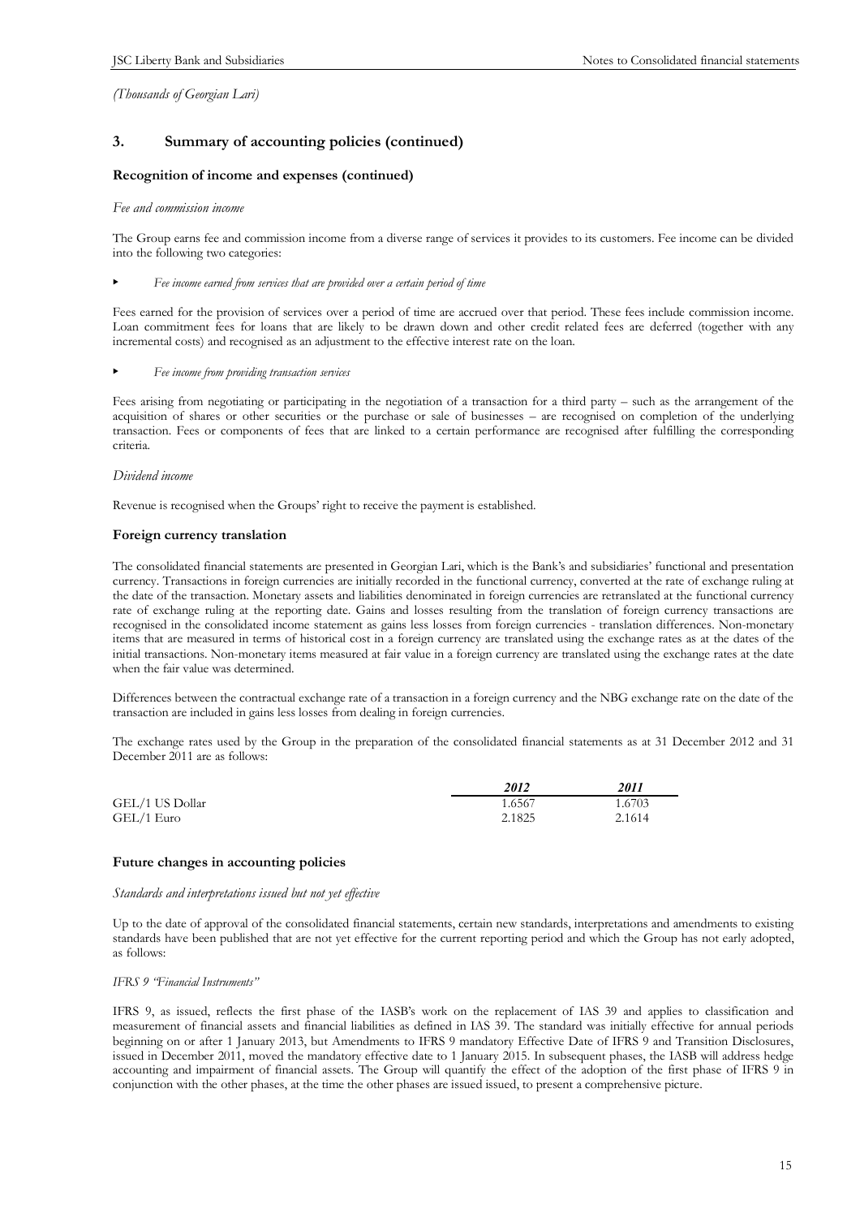*(Thousands of Georgian Lari)*

## 3. Summary of accounting policies (continued)

### Recognition of income and expenses (continued)

*Fee and commission income*

The Group earns fee and commission income from a diverse range of services it provides to its customers. Fee income can be divided into the following two categories:

- *Fee income earned from services that are provided over a certain period of time*

Fees earned for the provision of services over a period of time are accrued over that period. These fees include commission income. Loan commitment fees for loans that are likely to be drawn down and other credit related fees are deferred (together with any incremental costs) and recognised as an adjustment to the effective interest rate on the loan.

- *Fee income from providing transaction services*

Fees arising from negotiating or participating in the negotiation of a transaction for a third party – such as the arrangement of the acquisition of shares or other securities or the purchase or sale of businesses – are recognised on completion of the underlying transaction. Fees or components of fees that are linked to a certain performance are recognised after fulfilling the corresponding criteria.

*Dividend income*

Revenue is recognised when the Groups' right to receive the payment is established.

### Foreign currency translation

The consolidated financial statements are presented in Georgian Lari, which is the Bank's and subsidiaries' functional and presentation currency. Transactions in foreign currencies are initially recorded in the functional currency, converted at the rate of exchange ruling at the date of the transaction. Monetary assets and liabilities denominated in foreign currencies are retranslated at the functional currency rate of exchange ruling at the reporting date. Gains and losses resulting from the translation of foreign currency transactions are recognised in the consolidated income statement as gains less losses from foreign currencies - translation differences. Non-monetary items that are measured in terms of historical cost in a foreign currency are translated using the exchange rates as at the dates of the initial transactions. Non-monetary items measured at fair value in a foreign currency are translated using the exchange rates at the date when the fair value was determined.

Differences between the contractual exchange rate of a transaction in a foreign currency and the NBG exchange rate on the date of the transaction are included in gains less losses from dealing in foreign currencies.

The exchange rates used by the Group in the preparation of the consolidated financial statements as at 31 December 2012 and 31 December 2011 are as follows:

| | *2012* | *2011* |
|---|---|---|
| GEL/1 US Dollar | 1.6567 | 1.6703 |
| GEL/1 Euro | 2.1825 | 2.1614 |

### Future changes in accounting policies

*Standards and interpretations issued but not yet effective*

Up to the date of approval of the consolidated financial statements, certain new standards, interpretations and amendments to existing standards have been published that are not yet effective for the current reporting period and which the Group has not early adopted, as follows:

*IFRS 9 "Financial Instruments"*

IFRS 9, as issued, reflects the first phase of the IASB's work on the replacement of IAS 39 and applies to classification and measurement of financial assets and financial liabilities as defined in IAS 39. The standard was initially effective for annual periods beginning on or after 1 January 2013, but Amendments to IFRS 9 mandatory Effective Date of IFRS 9 and Transition Disclosures, issued in December 2011, moved the mandatory effective date to 1 January 2015. In subsequent phases, the IASB will address hedge accounting and impairment of financial assets. The Group will quantify the effect of the adoption of the first phase of IFRS 9 in conjunction with the other phases, at the time the other phases are issued issued, to present a comprehensive picture.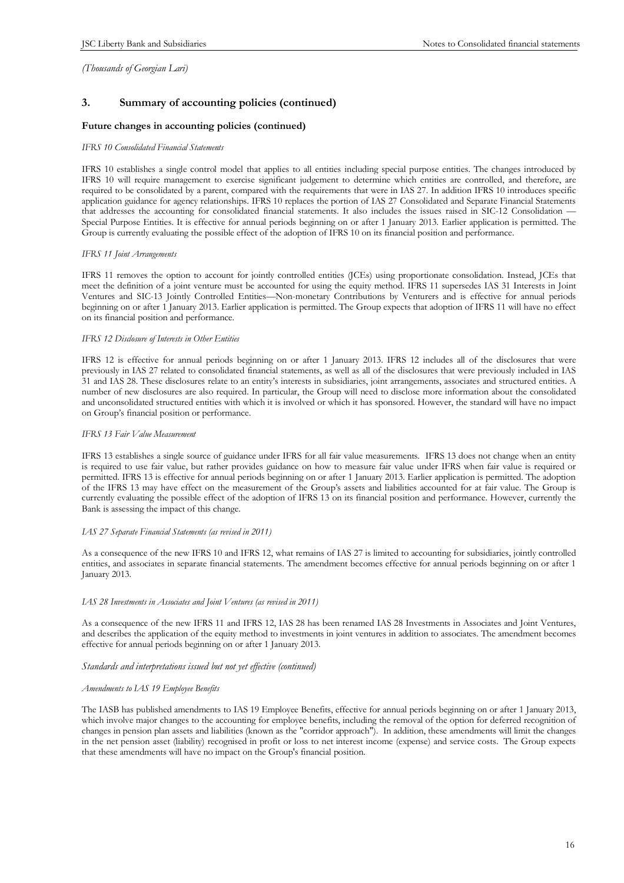*(Thousands of Georgian Lari)*

## 3. Summary of accounting policies (continued)

### Future changes in accounting policies (continued)

*IFRS 10 Consolidated Financial Statements*

IFRS 10 establishes a single control model that applies to all entities including special purpose entities. The changes introduced by IFRS 10 will require management to exercise significant judgement to determine which entities are controlled, and therefore, are required to be consolidated by a parent, compared with the requirements that were in IAS 27. In addition IFRS 10 introduces specific application guidance for agency relationships. IFRS 10 replaces the portion of IAS 27 Consolidated and Separate Financial Statements that addresses the accounting for consolidated financial statements. It also includes the issues raised in SIC-12 Consolidation — Special Purpose Entities. It is effective for annual periods beginning on or after 1 January 2013. Earlier application is permitted. The Group is currently evaluating the possible effect of the adoption of IFRS 10 on its financial position and performance.

*IFRS 11 Joint Arrangements*

IFRS 11 removes the option to account for jointly controlled entities (JCEs) using proportionate consolidation. Instead, JCEs that meet the definition of a joint venture must be accounted for using the equity method. IFRS 11 supersedes IAS 31 Interests in Joint Ventures and SIC-13 Jointly Controlled Entities—Non-monetary Contributions by Venturers and is effective for annual periods beginning on or after 1 January 2013. Earlier application is permitted. The Group expects that adoption of IFRS 11 will have no effect on its financial position and performance.

*IFRS 12 Disclosure of Interests in Other Entities*

IFRS 12 is effective for annual periods beginning on or after 1 January 2013. IFRS 12 includes all of the disclosures that were previously in IAS 27 related to consolidated financial statements, as well as all of the disclosures that were previously included in IAS 31 and IAS 28. These disclosures relate to an entity's interests in subsidiaries, joint arrangements, associates and structured entities. A number of new disclosures are also required. In particular, the Group will need to disclose more information about the consolidated and unconsolidated structured entities with which it is involved or which it has sponsored. However, the standard will have no impact on Group's financial position or performance.

*IFRS 13 Fair Value Measurement*

IFRS 13 establishes a single source of guidance under IFRS for all fair value measurements. IFRS 13 does not change when an entity is required to use fair value, but rather provides guidance on how to measure fair value under IFRS when fair value is required or permitted. IFRS 13 is effective for annual periods beginning on or after 1 January 2013. Earlier application is permitted. The adoption of the IFRS 13 may have effect on the measurement of the Group's assets and liabilities accounted for at fair value. The Group is currently evaluating the possible effect of the adoption of IFRS 13 on its financial position and performance. However, currently the Bank is assessing the impact of this change.

*IAS 27 Separate Financial Statements (as revised in 2011)*

As a consequence of the new IFRS 10 and IFRS 12, what remains of IAS 27 is limited to accounting for subsidiaries, jointly controlled entities, and associates in separate financial statements. The amendment becomes effective for annual periods beginning on or after 1 January 2013.

*IAS 28 Investments in Associates and Joint Ventures (as revised in 2011)*

As a consequence of the new IFRS 11 and IFRS 12, IAS 28 has been renamed IAS 28 Investments in Associates and Joint Ventures, and describes the application of the equity method to investments in joint ventures in addition to associates. The amendment becomes effective for annual periods beginning on or after 1 January 2013.

*Standards and interpretations issued but not yet effective (continued)*

*Amendments to IAS 19 Employee Benefits*

The IASB has published amendments to IAS 19 Employee Benefits, effective for annual periods beginning on or after 1 January 2013, which involve major changes to the accounting for employee benefits, including the removal of the option for deferred recognition of changes in pension plan assets and liabilities (known as the "corridor approach"). In addition, these amendments will limit the changes in the net pension asset (liability) recognised in profit or loss to net interest income (expense) and service costs. The Group expects that these amendments will have no impact on the Group's financial position.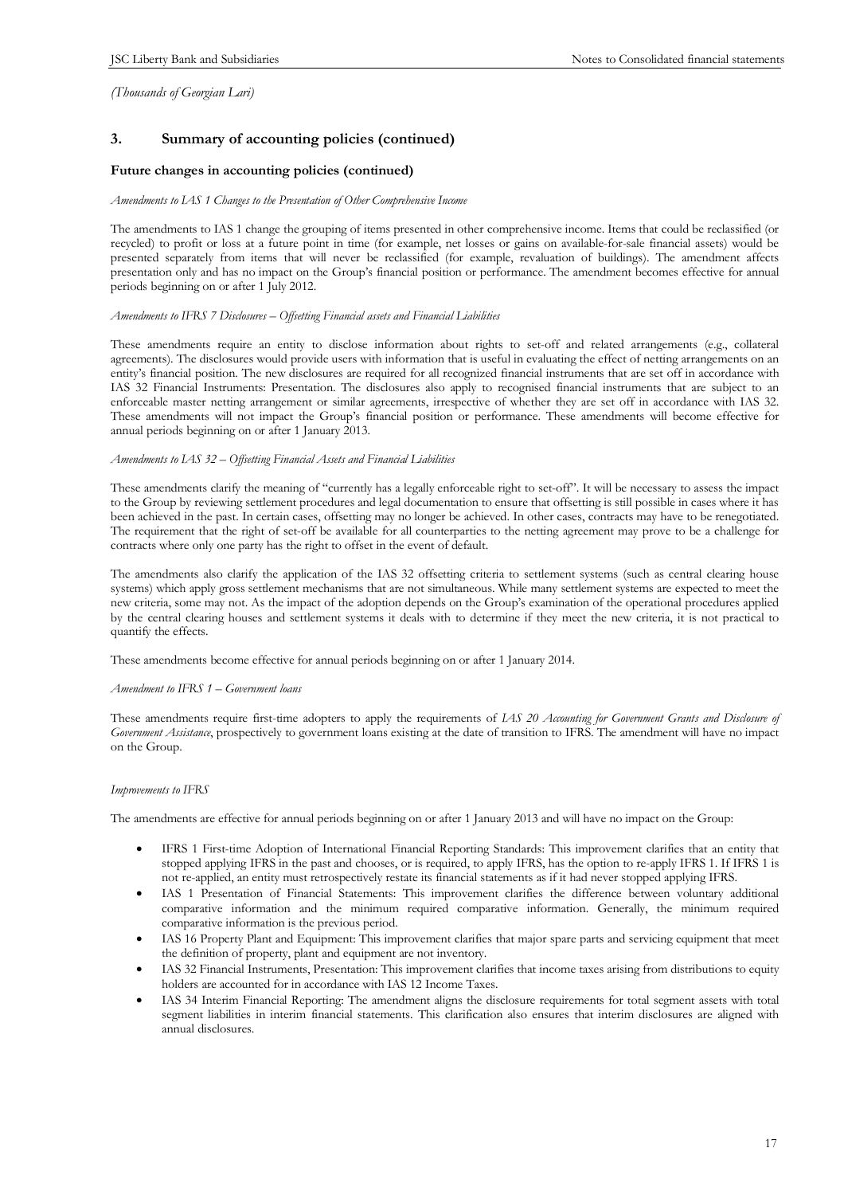*(Thousands of Georgian Lari)*

## 3. Summary of accounting policies (continued)

### Future changes in accounting policies (continued)

*Amendments to IAS 1 Changes to the Presentation of Other Comprehensive Income*

The amendments to IAS 1 change the grouping of items presented in other comprehensive income. Items that could be reclassified (or recycled) to profit or loss at a future point in time (for example, net losses or gains on available-for-sale financial assets) would be presented separately from items that will never be reclassified (for example, revaluation of buildings). The amendment affects presentation only and has no impact on the Group's financial position or performance. The amendment becomes effective for annual periods beginning on or after 1 July 2012.

*Amendments to IFRS 7 Disclosures – Offsetting Financial assets and Financial Liabilities*

These amendments require an entity to disclose information about rights to set-off and related arrangements (e.g., collateral agreements). The disclosures would provide users with information that is useful in evaluating the effect of netting arrangements on an entity's financial position. The new disclosures are required for all recognized financial instruments that are set off in accordance with IAS 32 Financial Instruments: Presentation. The disclosures also apply to recognised financial instruments that are subject to an enforceable master netting arrangement or similar agreements, irrespective of whether they are set off in accordance with IAS 32. These amendments will not impact the Group's financial position or performance. These amendments will become effective for annual periods beginning on or after 1 January 2013.

*Amendments to IAS 32 – Offsetting Financial Assets and Financial Liabilities*

These amendments clarify the meaning of "currently has a legally enforceable right to set-off". It will be necessary to assess the impact to the Group by reviewing settlement procedures and legal documentation to ensure that offsetting is still possible in cases where it has been achieved in the past. In certain cases, offsetting may no longer be achieved. In other cases, contracts may have to be renegotiated. The requirement that the right of set-off be available for all counterparties to the netting agreement may prove to be a challenge for contracts where only one party has the right to offset in the event of default.

The amendments also clarify the application of the IAS 32 offsetting criteria to settlement systems (such as central clearing house systems) which apply gross settlement mechanisms that are not simultaneous. While many settlement systems are expected to meet the new criteria, some may not. As the impact of the adoption depends on the Group's examination of the operational procedures applied by the central clearing houses and settlement systems it deals with to determine if they meet the new criteria, it is not practical to quantify the effects.

These amendments become effective for annual periods beginning on or after 1 January 2014.

*Amendment to IFRS 1 – Government loans*

These amendments require first-time adopters to apply the requirements of *IAS 20 Accounting for Government Grants and Disclosure of Government Assistance*, prospectively to government loans existing at the date of transition to IFRS. The amendment will have no impact on the Group.

*Improvements to IFRS*

The amendments are effective for annual periods beginning on or after 1 January 2013 and will have no impact on the Group:

- IFRS 1 First-time Adoption of International Financial Reporting Standards: This improvement clarifies that an entity that stopped applying IFRS in the past and chooses, or is required, to apply IFRS, has the option to re-apply IFRS 1. If IFRS 1 is not re-applied, an entity must retrospectively restate its financial statements as if it had never stopped applying IFRS.
- IAS 1 Presentation of Financial Statements: This improvement clarifies the difference between voluntary additional comparative information and the minimum required comparative information. Generally, the minimum required comparative information is the previous period.
- IAS 16 Property Plant and Equipment: This improvement clarifies that major spare parts and servicing equipment that meet the definition of property, plant and equipment are not inventory.
- IAS 32 Financial Instruments, Presentation: This improvement clarifies that income taxes arising from distributions to equity holders are accounted for in accordance with IAS 12 Income Taxes.
- IAS 34 Interim Financial Reporting: The amendment aligns the disclosure requirements for total segment assets with total segment liabilities in interim financial statements. This clarification also ensures that interim disclosures are aligned with annual disclosures.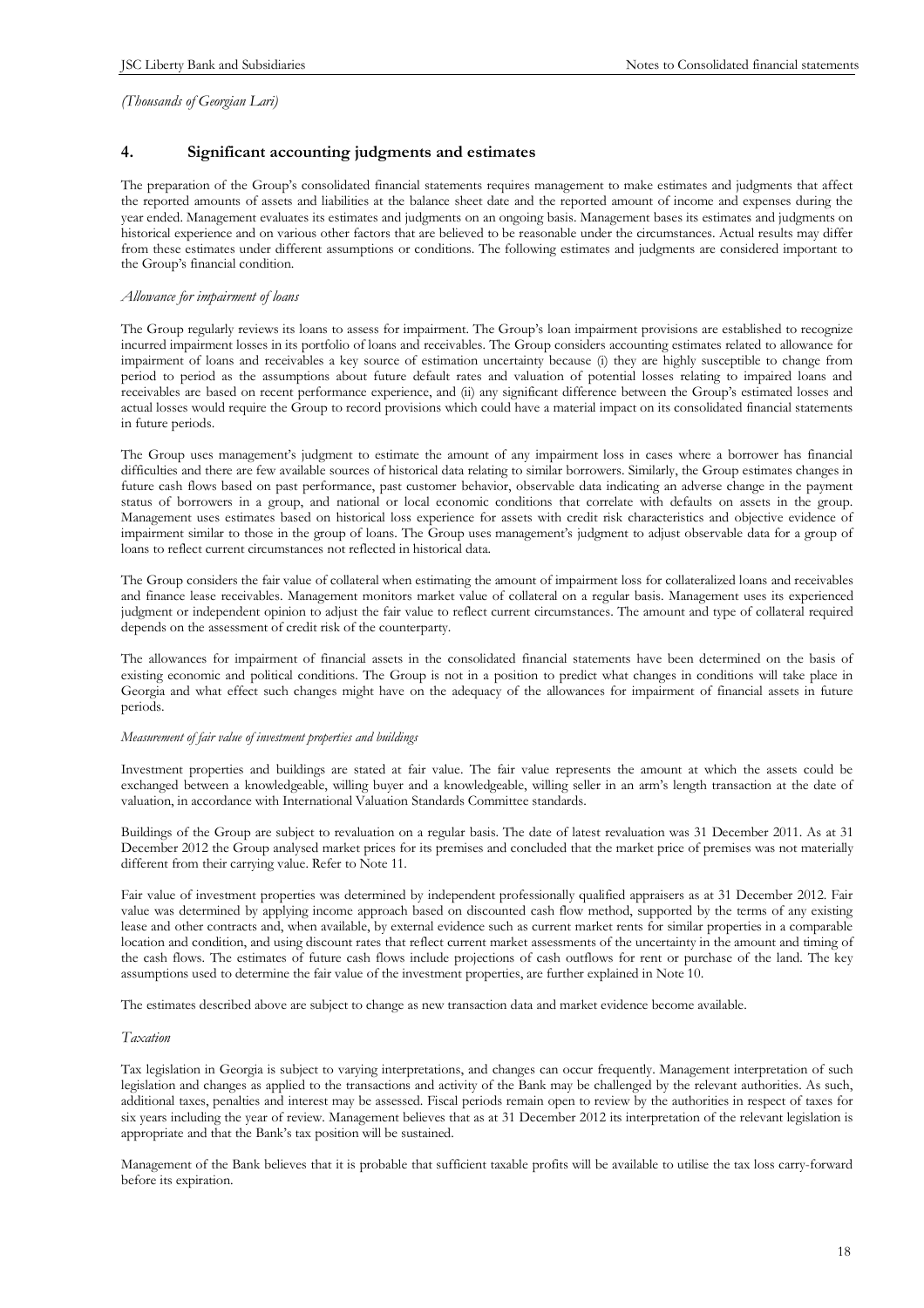*(Thousands of Georgian Lari)*

## 4. Significant accounting judgments and estimates

The preparation of the Group's consolidated financial statements requires management to make estimates and judgments that affect the reported amounts of assets and liabilities at the balance sheet date and the reported amount of income and expenses during the year ended. Management evaluates its estimates and judgments on an ongoing basis. Management bases its estimates and judgments on historical experience and on various other factors that are believed to be reasonable under the circumstances. Actual results may differ from these estimates under different assumptions or conditions. The following estimates and judgments are considered important to the Group's financial condition.

*Allowance for impairment of loans*

The Group regularly reviews its loans to assess for impairment. The Group's loan impairment provisions are established to recognize incurred impairment losses in its portfolio of loans and receivables. The Group considers accounting estimates related to allowance for impairment of loans and receivables a key source of estimation uncertainty because (i) they are highly susceptible to change from period to period as the assumptions about future default rates and valuation of potential losses relating to impaired loans and receivables are based on recent performance experience, and (ii) any significant difference between the Group's estimated losses and actual losses would require the Group to record provisions which could have a material impact on its consolidated financial statements in future periods.

The Group uses management's judgment to estimate the amount of any impairment loss in cases where a borrower has financial difficulties and there are few available sources of historical data relating to similar borrowers. Similarly, the Group estimates changes in future cash flows based on past performance, past customer behavior, observable data indicating an adverse change in the payment status of borrowers in a group, and national or local economic conditions that correlate with defaults on assets in the group. Management uses estimates based on historical loss experience for assets with credit risk characteristics and objective evidence of impairment similar to those in the group of loans. The Group uses management's judgment to adjust observable data for a group of loans to reflect current circumstances not reflected in historical data.

The Group considers the fair value of collateral when estimating the amount of impairment loss for collateralized loans and receivables and finance lease receivables. Management monitors market value of collateral on a regular basis. Management uses its experienced judgment or independent opinion to adjust the fair value to reflect current circumstances. The amount and type of collateral required depends on the assessment of credit risk of the counterparty.

The allowances for impairment of financial assets in the consolidated financial statements have been determined on the basis of existing economic and political conditions. The Group is not in a position to predict what changes in conditions will take place in Georgia and what effect such changes might have on the adequacy of the allowances for impairment of financial assets in future periods.

*Measurement of fair value of investment properties and buildings*

Investment properties and buildings are stated at fair value. The fair value represents the amount at which the assets could be exchanged between a knowledgeable, willing buyer and a knowledgeable, willing seller in an arm's length transaction at the date of valuation, in accordance with International Valuation Standards Committee standards.

Buildings of the Group are subject to revaluation on a regular basis. The date of latest revaluation was 31 December 2011. As at 31 December 2012 the Group analysed market prices for its premises and concluded that the market price of premises was not materially different from their carrying value. Refer to Note 11.

Fair value of investment properties was determined by independent professionally qualified appraisers as at 31 December 2012. Fair value was determined by applying income approach based on discounted cash flow method, supported by the terms of any existing lease and other contracts and, when available, by external evidence such as current market rents for similar properties in a comparable location and condition, and using discount rates that reflect current market assessments of the uncertainty in the amount and timing of the cash flows. The estimates of future cash flows include projections of cash outflows for rent or purchase of the land. The key assumptions used to determine the fair value of the investment properties, are further explained in Note 10.

The estimates described above are subject to change as new transaction data and market evidence become available.

*Taxation*

Tax legislation in Georgia is subject to varying interpretations, and changes can occur frequently. Management interpretation of such legislation and changes as applied to the transactions and activity of the Bank may be challenged by the relevant authorities. As such, additional taxes, penalties and interest may be assessed. Fiscal periods remain open to review by the authorities in respect of taxes for six years including the year of review. Management believes that as at 31 December 2012 its interpretation of the relevant legislation is appropriate and that the Bank's tax position will be sustained.

Management of the Bank believes that it is probable that sufficient taxable profits will be available to utilise the tax loss carry-forward before its expiration.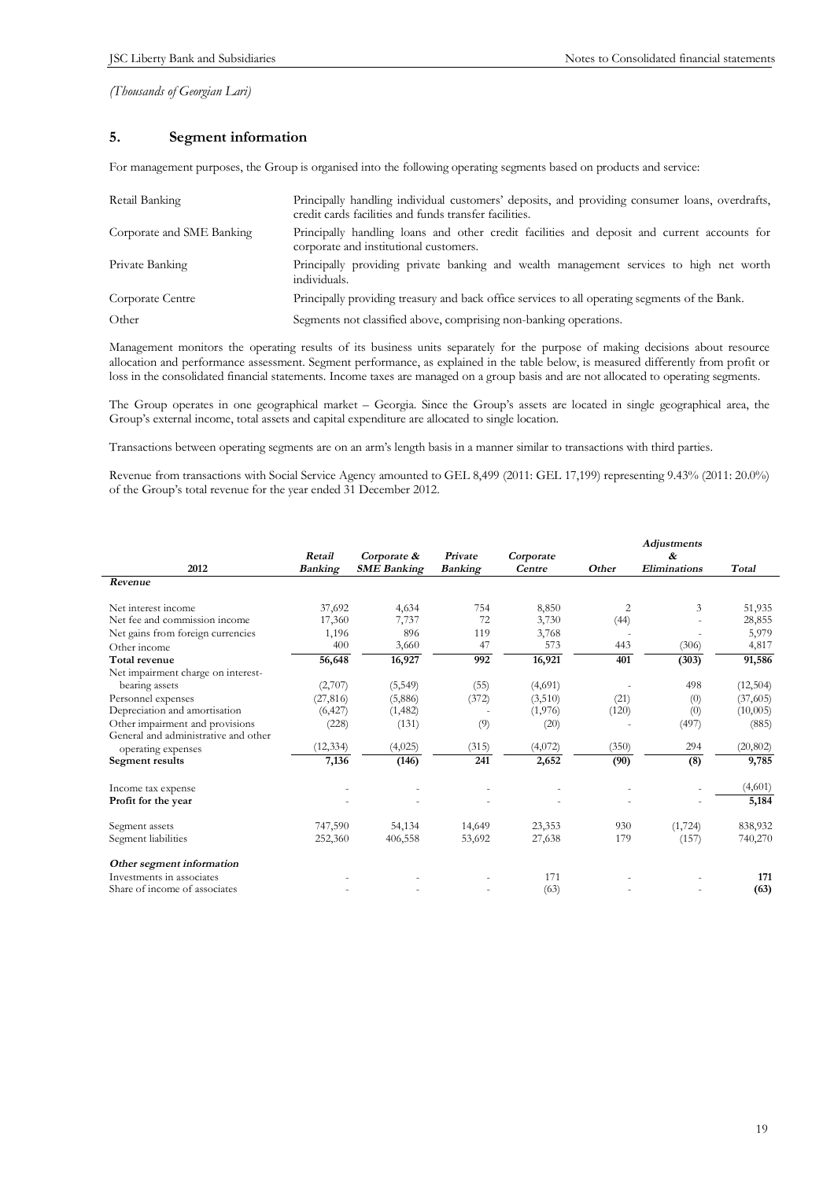*(Thousands of Georgian Lari)*

## 5. Segment information

For management purposes, the Group is organised into the following operating segments based on products and service:

| | |
|---|---|
| Retail Banking | Principally handling individual customers' deposits, and providing consumer loans, overdrafts, credit cards facilities and funds transfer facilities. |
| Corporate and SME Banking | Principally handling loans and other credit facilities and deposit and current accounts for corporate and institutional customers. |
| Private Banking | Principally providing private banking and wealth management services to high net worth individuals. |
| Corporate Centre | Principally providing treasury and back office services to all operating segments of the Bank. |
| Other | Segments not classified above, comprising non-banking operations. |

Management monitors the operating results of its business units separately for the purpose of making decisions about resource allocation and performance assessment. Segment performance, as explained in the table below, is measured differently from profit or loss in the consolidated financial statements. Income taxes are managed on a group basis and are not allocated to operating segments.

The Group operates in one geographical market – Georgia. Since the Group's assets are located in single geographical area, the Group's external income, total assets and capital expenditure are allocated to single location.

Transactions between operating segments are on an arm's length basis in a manner similar to transactions with third parties.

Revenue from transactions with Social Service Agency amounted to GEL 8,499 (2011: GEL 17,199) representing 9.43% (2011: 20.0%) of the Group's total revenue for the year ended 31 December 2012.

| 2012 | *Retail Banking* | *Corporate & SME Banking* | *Private Banking* | *Corporate Centre* | *Other* | *Adjustments & Eliminations* | *Total* |
|---|---|---|---|---|---|---|---|
| ***Revenue*** | | | | | | | |
| Net interest income | 37,692 | 4,634 | 754 | 8,850 | 2 | 3 | 51,935 |
| Net fee and commission income | 17,360 | 7,737 | 72 | 3,730 | (44) | - | 28,855 |
| Net gains from foreign currencies | 1,196 | 896 | 119 | 3,768 | - | - | 5,979 |
| Other income | 400 | 3,660 | 47 | 573 | 443 | (306) | 4,817 |
| **Total revenue** | **56,648** | **16,927** | **992** | **16,921** | **401** | **(303)** | **91,586** |
| Net impairment charge on interest-bearing assets | (2,707) | (5,549) | (55) | (4,691) | - | 498 | (12,504) |
| Personnel expenses | (27,816) | (5,886) | (372) | (3,510) | (21) | (0) | (37,605) |
| Depreciation and amortisation | (6,427) | (1,482) | - | (1,976) | (120) | (0) | (10,005) |
| Other impairment and provisions | (228) | (131) | (9) | (20) | - | (497) | (885) |
| General and administrative and other operating expenses | (12,334) | (4,025) | (315) | (4,072) | (350) | 294 | (20,802) |
| **Segment results** | **7,136** | **(146)** | **241** | **2,652** | **(90)** | **(8)** | **9,785** |
| Income tax expense | - | - | - | - | - | - | (4,601) |
| **Profit for the year** | - | - | - | - | - | - | **5,184** |
| Segment assets | 747,590 | 54,134 | 14,649 | 23,353 | 930 | (1,724) | 838,932 |
| Segment liabilities | 252,360 | 406,558 | 53,692 | 27,638 | 179 | (157) | 740,270 |
| ***Other segment information*** | | | | | | | |
| Investments in associates | - | - | - | 171 | - | - | **171** |
| Share of income of associates | - | - | - | (63) | - | - | **(63)** |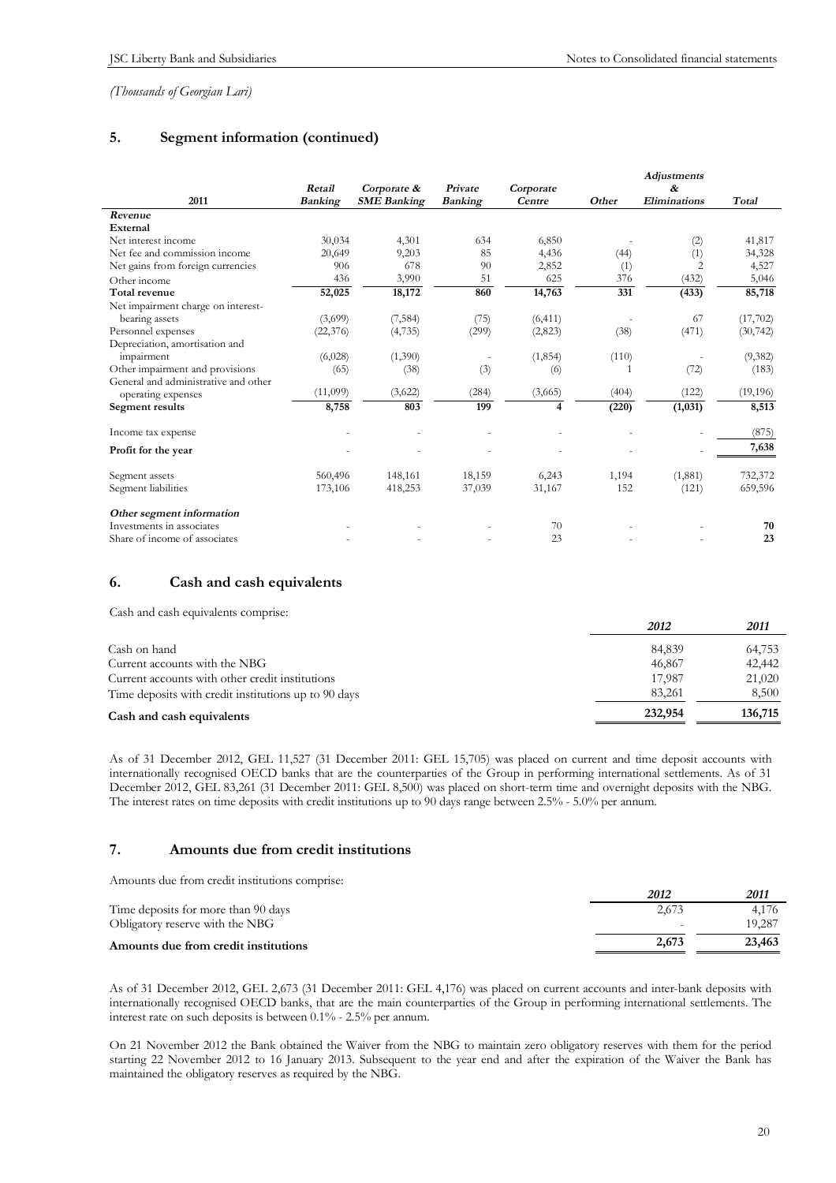*(Thousands of Georgian Lari)*

## 5. Segment information (continued)

| 2011 | Retail Banking | Corporate & SME Banking | Private Banking | Corporate Centre | Other | Adjustments & Eliminations | Total |
|---|---|---|---|---|---|---|---|
| ***Revenue*** | | | | | | | |
| **External** | | | | | | | |
| Net interest income | 30,034 | 4,301 | 634 | 6,850 | - | (2) | 41,817 |
| Net fee and commission income | 20,649 | 9,203 | 85 | 4,436 | (44) | (1) | 34,328 |
| Net gains from foreign currencies | 906 | 678 | 90 | 2,852 | (1) | 2 | 4,527 |
| Other income | 436 | 3,990 | 51 | 625 | 376 | (432) | 5,046 |
| **Total revenue** | **52,025** | **18,172** | **860** | **14,763** | **331** | **(433)** | **85,718** |
| Net impairment charge on interest-bearing assets | (3,699) | (7,584) | (75) | (6,411) | - | 67 | (17,702) |
| Personnel expenses | (22,376) | (4,735) | (299) | (2,823) | (38) | (471) | (30,742) |
| Depreciation, amortisation and impairment | (6,028) | (1,390) | - | (1,854) | (110) | - | (9,382) |
| Other impairment and provisions | (65) | (38) | (3) | (6) | 1 | (72) | (183) |
| General and administrative and other operating expenses | (11,099) | (3,622) | (284) | (3,665) | (404) | (122) | (19,196) |
| **Segment results** | **8,758** | **803** | **199** | **4** | **(220)** | **(1,031)** | **8,513** |
| Income tax expense | - | - | - | - | - | - | (875) |
| **Profit for the year** | - | - | - | - | - | - | **7,638** |
| Segment assets | 560,496 | 148,161 | 18,159 | 6,243 | 1,194 | (1,881) | 732,372 |
| Segment liabilities | 173,106 | 418,253 | 37,039 | 31,167 | 152 | (121) | 659,596 |
| ***Other segment information*** | | | | | | | |
| Investments in associates | - | - | - | 70 | - | - | **70** |
| Share of income of associates | - | - | - | 23 | - | - | **23** |

## 6. Cash and cash equivalents

Cash and cash equivalents comprise:

| | *2012* | *2011* |
|---|---|---|
| Cash on hand | 84,839 | 64,753 |
| Current accounts with the NBG | 46,867 | 42,442 |
| Current accounts with other credit institutions | 17,987 | 21,020 |
| Time deposits with credit institutions up to 90 days | 83,261 | 8,500 |
| **Cash and cash equivalents** | **232,954** | **136,715** |

As of 31 December 2012, GEL 11,527 (31 December 2011: GEL 15,705) was placed on current and time deposit accounts with internationally recognised OECD banks that are the counterparties of the Group in performing international settlements. As of 31 December 2012, GEL 83,261 (31 December 2011: GEL 8,500) was placed on short-term time and overnight deposits with the NBG. The interest rates on time deposits with credit institutions up to 90 days range between 2.5% - 5.0% per annum.

## 7. Amounts due from credit institutions

Amounts due from credit institutions comprise:

| | *2012* | *2011* |
|---|---|---|
| Time deposits for more than 90 days | 2,673 | 4,176 |
| Obligatory reserve with the NBG | - | 19,287 |
| **Amounts due from credit institutions** | **2,673** | **23,463** |

As of 31 December 2012, GEL 2,673 (31 December 2011: GEL 4,176) was placed on current accounts and inter-bank deposits with internationally recognised OECD banks, that are the main counterparties of the Group in performing international settlements. The interest rate on such deposits is between 0.1% - 2.5% per annum.

On 21 November 2012 the Bank obtained the Waiver from the NBG to maintain zero obligatory reserves with them for the period starting 22 November 2012 to 16 January 2013. Subsequent to the year end and after the expiration of the Waiver the Bank has maintained the obligatory reserves as required by the NBG.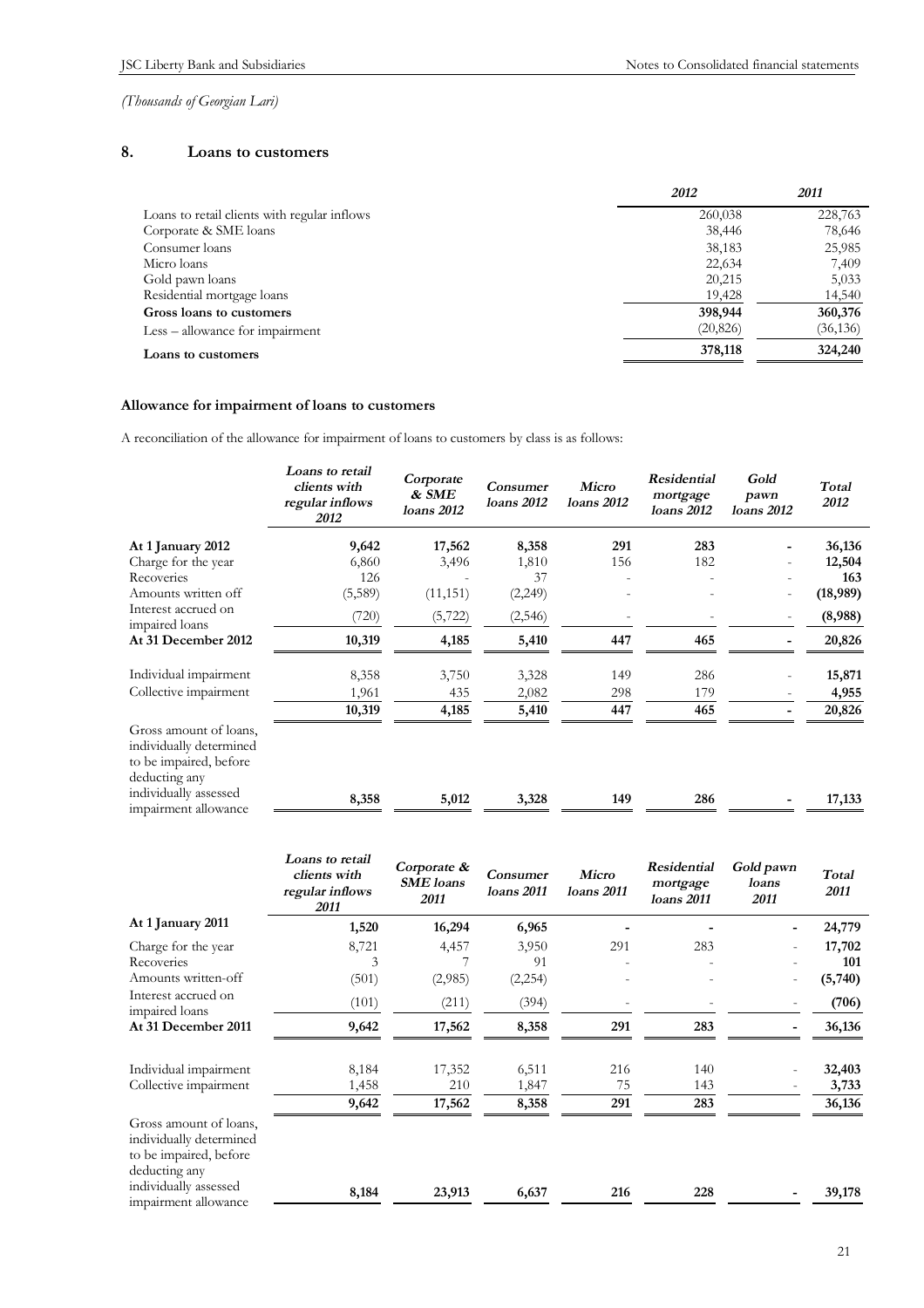*(Thousands of Georgian Lari)*

## 8. Loans to customers

| | 2012 | 2011 |
|---|---|---|
| Loans to retail clients with regular inflows | 260,038 | 228,763 |
| Corporate & SME loans | 38,446 | 78,646 |
| Consumer loans | 38,183 | 25,985 |
| Micro loans | 22,634 | 7,409 |
| Gold pawn loans | 20,215 | 5,033 |
| Residential mortgage loans | 19,428 | 14,540 |
| **Gross loans to customers** | **398,944** | **360,376** |
| Less – allowance for impairment | (20,826) | (36,136) |
| **Loans to customers** | **378,118** | **324,240** |

### Allowance for impairment of loans to customers

A reconciliation of the allowance for impairment of loans to customers by class is as follows:

| | *Loans to retail clients with regular inflows 2012* | *Corporate & SME loans 2012* | *Consumer loans 2012* | *Micro loans 2012* | *Residential mortgage loans 2012* | *Gold pawn loans 2012* | *Total 2012* |
|---|---|---|---|---|---|---|---|
| **At 1 January 2012** | **9,642** | **17,562** | **8,358** | **291** | **283** | **-** | **36,136** |
| Charge for the year | 6,860 | 3,496 | 1,810 | 156 | 182 | - | **12,504** |
| Recoveries | 126 | - | 37 | - | - | - | **163** |
| Amounts written off | (5,589) | (11,151) | (2,249) | - | - | - | **(18,989)** |
| Interest accrued on impaired loans | (720) | (5,722) | (2,546) | - | - | - | **(8,988)** |
| **At 31 December 2012** | **10,319** | **4,185** | **5,410** | **447** | **465** | **-** | **20,826** |
| Individual impairment | 8,358 | 3,750 | 3,328 | 149 | 286 | - | **15,871** |
| Collective impairment | 1,961 | 435 | 2,082 | 298 | 179 | - | **4,955** |
| | **10,319** | **4,185** | **5,410** | **447** | **465** | **-** | **20,826** |
| Gross amount of loans, individually determined to be impaired, before deducting any individually assessed impairment allowance | **8,358** | **5,012** | **3,328** | **149** | **286** | **-** | **17,133** |

| | *Loans to retail clients with regular inflows 2011* | *Corporate & SME loans 2011* | *Consumer loans 2011* | *Micro loans 2011* | *Residential mortgage loans 2011* | *Gold pawn loans 2011* | *Total 2011* |
|---|---|---|---|---|---|---|---|
| **At 1 January 2011** | **1,520** | **16,294** | **6,965** | **-** | **-** | **-** | **24,779** |
| Charge for the year | 8,721 | 4,457 | 3,950 | 291 | 283 | - | **17,702** |
| Recoveries | 3 | 7 | 91 | - | - | - | **101** |
| Amounts written-off | (501) | (2,985) | (2,254) | - | - | - | **(5,740)** |
| Interest accrued on impaired loans | (101) | (211) | (394) | - | - | - | **(706)** |
| **At 31 December 2011** | **9,642** | **17,562** | **8,358** | **291** | **283** | **-** | **36,136** |
| Individual impairment | 8,184 | 17,352 | 6,511 | 216 | 140 | - | **32,403** |
| Collective impairment | 1,458 | 210 | 1,847 | 75 | 143 | - | **3,733** |
| | **9,642** | **17,562** | **8,358** | **291** | **283** | | **36,136** |
| Gross amount of loans, individually determined to be impaired, before deducting any individually assessed impairment allowance | **8,184** | **23,913** | **6,637** | **216** | **228** | **-** | **39,178** |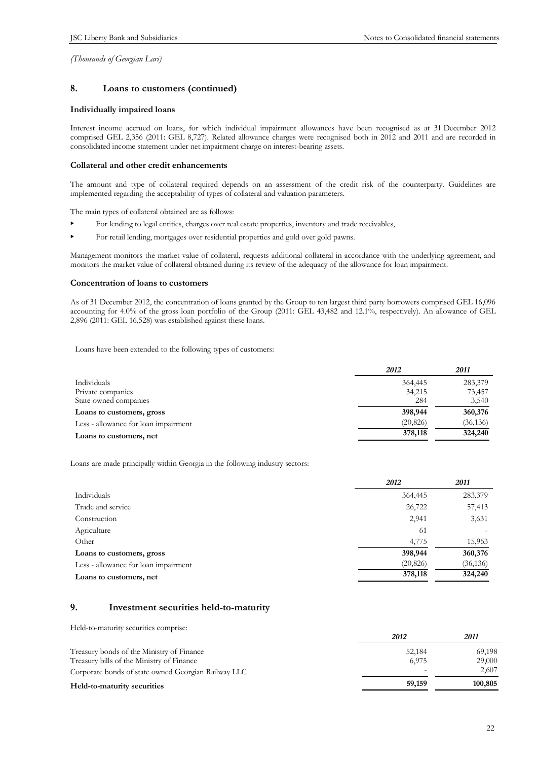*(Thousands of Georgian Lari)*

## 8. Loans to customers (continued)

### Individually impaired loans

Interest income accrued on loans, for which individual impairment allowances have been recognised as at 31 December 2012 comprised GEL 2,356 (2011: GEL 8,727). Related allowance charges were recognised both in 2012 and 2011 and are recorded in consolidated income statement under net impairment charge on interest-bearing assets.

### Collateral and other credit enhancements

The amount and type of collateral required depends on an assessment of the credit risk of the counterparty. Guidelines are implemented regarding the acceptability of types of collateral and valuation parameters.

The main types of collateral obtained are as follows:

- For lending to legal entities, charges over real estate properties, inventory and trade receivables,
- For retail lending, mortgages over residential properties and gold over gold pawns.

Management monitors the market value of collateral, requests additional collateral in accordance with the underlying agreement, and monitors the market value of collateral obtained during its review of the adequacy of the allowance for loan impairment.

### Concentration of loans to customers

As of 31 December 2012, the concentration of loans granted by the Group to ten largest third party borrowers comprised GEL 16,096 accounting for 4.0% of the gross loan portfolio of the Group (2011: GEL 43,482 and 12.1%, respectively). An allowance of GEL 2,896 (2011: GEL 16,528) was established against these loans.

Loans have been extended to the following types of customers:

| | *2012* | *2011* |
|---|---|---|
| Individuals | 364,445 | 283,379 |
| Private companies | 34,215 | 73,457 |
| State owned companies | 284 | 3,540 |
| **Loans to customers, gross** | **398,944** | **360,376** |
| Less - allowance for loan impairment | (20,826) | (36,136) |
| **Loans to customers, net** | **378,118** | **324,240** |

Loans are made principally within Georgia in the following industry sectors:

| | *2012* | *2011* |
|---|---|---|
| Individuals | 364,445 | 283,379 |
| Trade and service | 26,722 | 57,413 |
| Construction | 2,941 | 3,631 |
| Agriculture | 61 | - |
| Other | 4,775 | 15,953 |
| **Loans to customers, gross** | **398,944** | **360,376** |
| Less - allowance for loan impairment | (20,826) | (36,136) |
| **Loans to customers, net** | **378,118** | **324,240** |

## 9. Investment securities held-to-maturity

Held-to-maturity securities comprise:

| | *2012* | *2011* |
|---|---|---|
| Treasury bonds of the Ministry of Finance | 52,184 | 69,198 |
| Treasury bills of the Ministry of Finance | 6,975 | 29,000 |
| Corporate bonds of state owned Georgian Railway LLC | - | 2,607 |
| **Held-to-maturity securities** | **59,159** | **100,805** |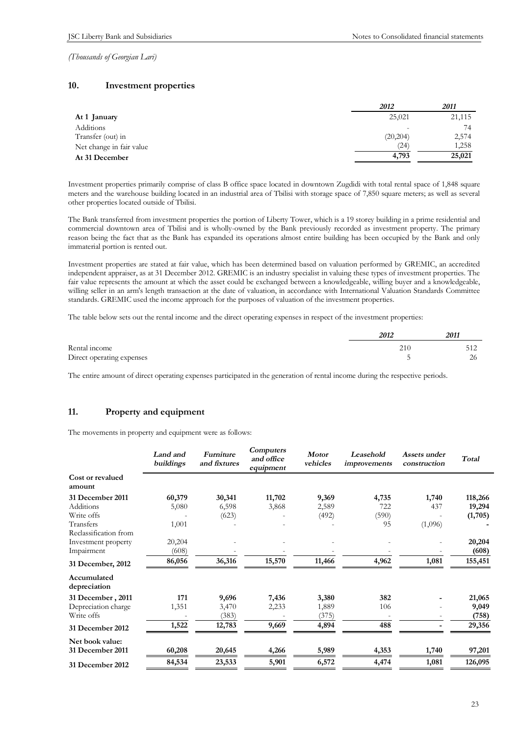*(Thousands of Georgian Lari)*

## 10. Investment properties

| | 2012 | 2011 |
|---|---|---|
| **At 1 January** | 25,021 | 21,115 |
| Additions | - | 74 |
| Transfer (out) in | (20,204) | 2,574 |
| Net change in fair value | (24) | 1,258 |
| **At 31 December** | **4,793** | **25,021** |

Investment properties primarily comprise of class B office space located in downtown Zugdidi with total rental space of 1,848 square meters and the warehouse building located in an industrial area of Tbilisi with storage space of 7,850 square meters; as well as several other properties located outside of Tbilisi.

The Bank transferred from investment properties the portion of Liberty Tower, which is a 19 storey building in a prime residential and commercial downtown area of Tbilisi and is wholly-owned by the Bank previously recorded as investment property. The primary reason being the fact that as the Bank has expanded its operations almost entire building has been occupied by the Bank and only immaterial portion is rented out.

Investment properties are stated at fair value, which has been determined based on valuation performed by GREMIC, an accredited independent appraiser, as at 31 December 2012. GREMIC is an industry specialist in valuing these types of investment properties. The fair value represents the amount at which the asset could be exchanged between a knowledgeable, willing buyer and a knowledgeable, willing seller in an arm's length transaction at the date of valuation, in accordance with International Valuation Standards Committee standards. GREMIC used the income approach for the purposes of valuation of the investment properties.

The table below sets out the rental income and the direct operating expenses in respect of the investment properties:

| | 2012 | 2011 |
|---|---|---|
| Rental income | 210 | 512 |
| Direct operating expenses | 5 | 26 |

The entire amount of direct operating expenses participated in the generation of rental income during the respective periods.

## 11. Property and equipment

The movements in property and equipment were as follows:

| | Land and buildings | Furniture and fixtures | Computers and office equipment | Motor vehicles | Leasehold improvements | Assets under construction | Total |
|---|---|---|---|---|---|---|---|
| **Cost or revalued amount** | | | | | | | |
| **31 December 2011** | **60,379** | **30,341** | **11,702** | **9,369** | **4,735** | **1,740** | **118,266** |
| Additions | 5,080 | 6,598 | 3,868 | 2,589 | 722 | 437 | **19,294** |
| Write offs | - | (623) | - | (492) | (590) | - | **(1,705)** |
| Transfers | 1,001 | - | - | - | 95 | (1,096) | **-** |
| Reclassification from Investment property | 20,204 | - | - | - | - | - | **20,204** |
| Impairment | (608) | - | - | - | - | - | **(608)** |
| **31 December, 2012** | **86,056** | **36,316** | **15,570** | **11,466** | **4,962** | **1,081** | **155,451** |
| **Accumulated depreciation** | | | | | | | |
| **31 December , 2011** | **171** | **9,696** | **7,436** | **3,380** | **382** | **-** | **21,065** |
| Depreciation charge | 1,351 | 3,470 | 2,233 | 1,889 | 106 | - | **9,049** |
| Write offs | - | (383) | - | (375) | - | - | **(758)** |
| **31 December 2012** | **1,522** | **12,783** | **9,669** | **4,894** | **488** | **-** | **29,356** |
| **Net book value:** | | | | | | | |
| **31 December 2011** | **60,208** | **20,645** | **4,266** | **5,989** | **4,353** | **1,740** | **97,201** |
| **31 December 2012** | **84,534** | **23,533** | **5,901** | **6,572** | **4,474** | **1,081** | **126,095** |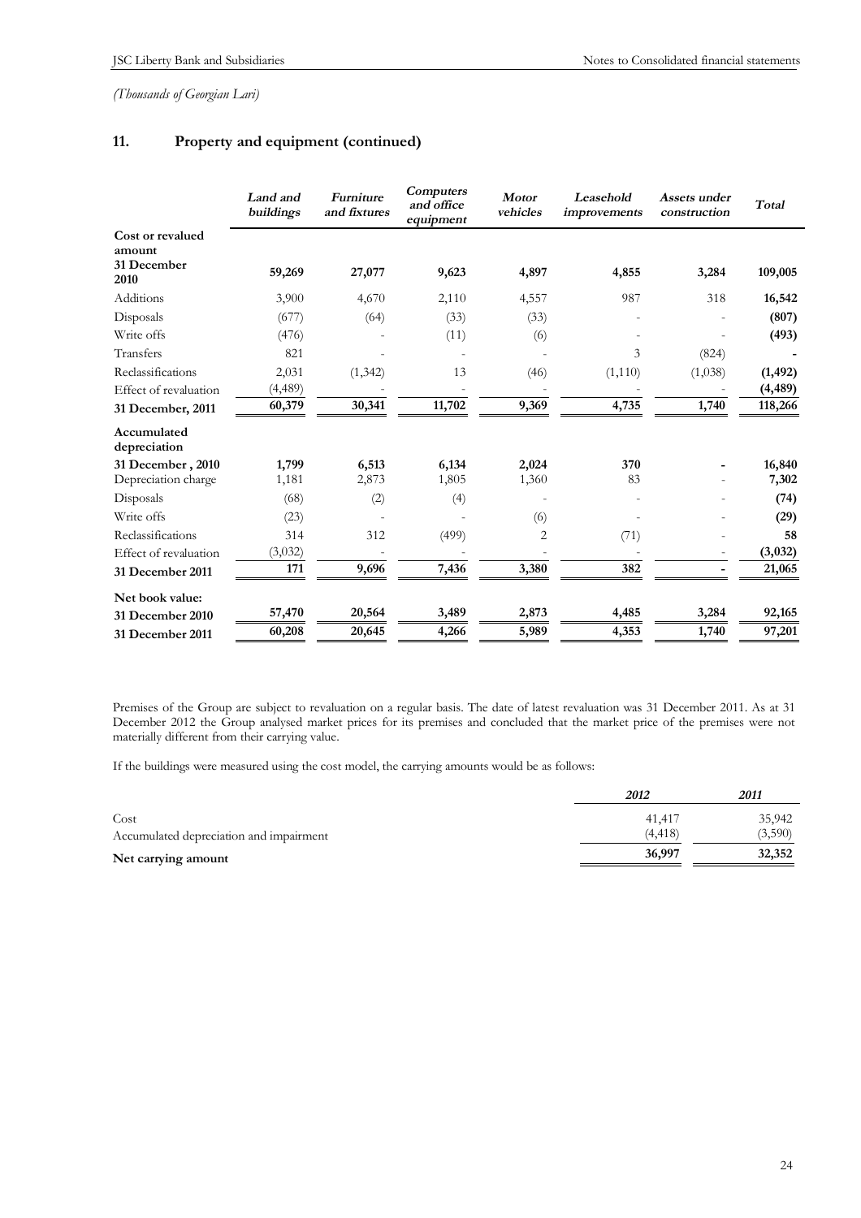*(Thousands of Georgian Lari)*

## 11. Property and equipment (continued)

| | *Land and buildings* | *Furniture and fixtures* | *Computers and office equipment* | *Motor vehicles* | *Leasehold improvements* | *Assets under construction* | *Total* |
|---|---|---|---|---|---|---|---|
| **Cost or revalued amount** | | | | | | | |
| **31 December 2010** | **59,269** | **27,077** | **9,623** | **4,897** | **4,855** | **3,284** | **109,005** |
| Additions | 3,900 | 4,670 | 2,110 | 4,557 | 987 | 318 | **16,542** |
| Disposals | (677) | (64) | (33) | (33) | - | - | **(807)** |
| Write offs | (476) | - | (11) | (6) | - | - | **(493)** |
| Transfers | 821 | - | - | - | 3 | (824) | **-** |
| Reclassifications | 2,031 | (1,342) | 13 | (46) | (1,110) | (1,038) | **(1,492)** |
| Effect of revaluation | (4,489) | - | - | - | - | - | **(4,489)** |
| **31 December, 2011** | **60,379** | **30,341** | **11,702** | **9,369** | **4,735** | **1,740** | **118,266** |
| **Accumulated depreciation** | | | | | | | |
| **31 December , 2010** | **1,799** | **6,513** | **6,134** | **2,024** | **370** | **-** | **16,840** |
| Depreciation charge | 1,181 | 2,873 | 1,805 | 1,360 | 83 | - | **7,302** |
| Disposals | (68) | (2) | (4) | - | - | - | **(74)** |
| Write offs | (23) | - | - | (6) | - | - | **(29)** |
| Reclassifications | 314 | 312 | (499) | 2 | (71) | - | **58** |
| Effect of revaluation | (3,032) | - | - | - | - | - | **(3,032)** |
| **31 December 2011** | **171** | **9,696** | **7,436** | **3,380** | **382** | **-** | **21,065** |
| **Net book value:** | | | | | | | |
| **31 December 2010** | **57,470** | **20,564** | **3,489** | **2,873** | **4,485** | **3,284** | **92,165** |
| **31 December 2011** | **60,208** | **20,645** | **4,266** | **5,989** | **4,353** | **1,740** | **97,201** |

Premises of the Group are subject to revaluation on a regular basis. The date of latest revaluation was 31 December 2011. As at 31 December 2012 the Group analysed market prices for its premises and concluded that the market price of the premises were not materially different from their carrying value.

If the buildings were measured using the cost model, the carrying amounts would be as follows:

| | *2012* | *2011* |
|---|---|---|
| Cost | 41,417 | 35,942 |
| Accumulated depreciation and impairment | (4,418) | (3,590) |
| **Net carrying amount** | **36,997** | **32,352** |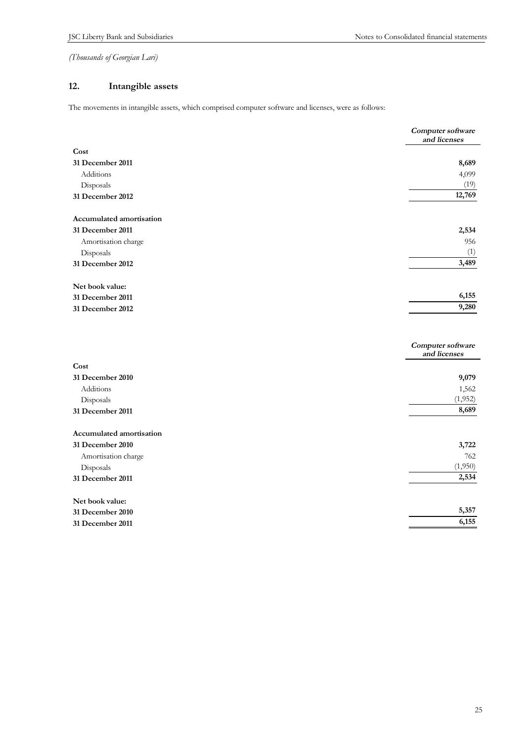*(Thousands of Georgian Lari)*

## 12. Intangible assets

The movements in intangible assets, which comprised computer software and licenses, were as follows:

| | *Computer software and licenses* |
|---|---|
| **Cost** | |
| **31 December 2011** | **8,689** |
| Additions | 4,099 |
| Disposals | (19) |
| **31 December 2012** | **12,769** |
| | |
| **Accumulated amortisation** | |
| **31 December 2011** | **2,534** |
| Amortisation charge | 956 |
| Disposals | (1) |
| **31 December 2012** | **3,489** |
| | |
| **Net book value:** | |
| **31 December 2011** | **6,155** |
| **31 December 2012** | **9,280** |

| | *Computer software and licenses* |
|---|---|
| **Cost** | |
| **31 December 2010** | **9,079** |
| Additions | 1,562 |
| Disposals | (1,952) |
| **31 December 2011** | **8,689** |
| | |
| **Accumulated amortisation** | |
| **31 December 2010** | **3,722** |
| Amortisation charge | 762 |
| Disposals | (1,950) |
| **31 December 2011** | **2,534** |
| | |
| **Net book value:** | |
| **31 December 2010** | **5,357** |
| **31 December 2011** | **6,155** |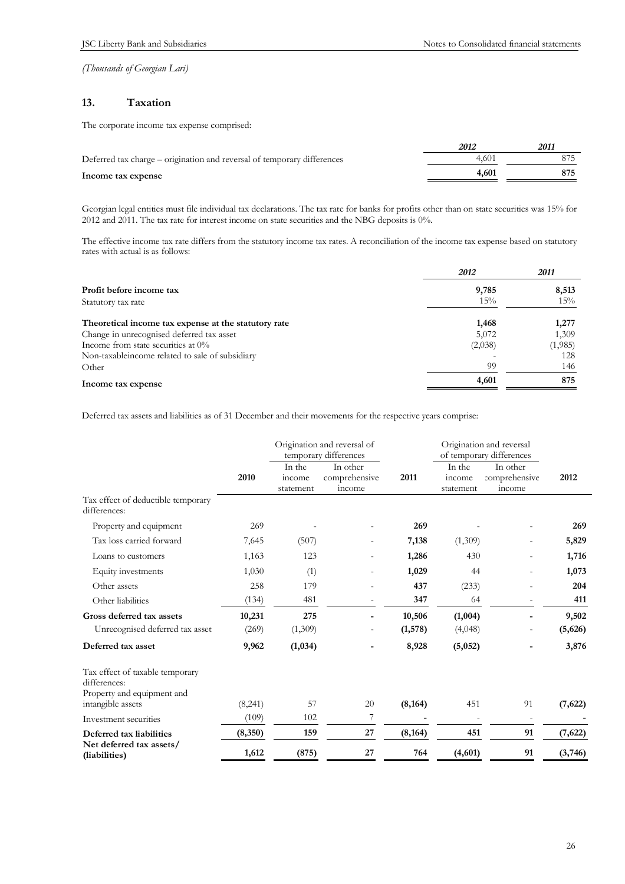*(Thousands of Georgian Lari)*

## 13. Taxation

The corporate income tax expense comprised:

| | *2012* | *2011* |
|---|---|---|
| Deferred tax charge – origination and reversal of temporary differences | 4,601 | 875 |
| **Income tax expense** | **4,601** | **875** |

Georgian legal entities must file individual tax declarations. The tax rate for banks for profits other than on state securities was 15% for 2012 and 2011. The tax rate for interest income on state securities and the NBG deposits is 0%.

The effective income tax rate differs from the statutory income tax rates. A reconciliation of the income tax expense based on statutory rates with actual is as follows:

| | *2012* | *2011* |
|---|---|---|
| **Profit before income tax** | **9,785** | **8,513** |
| Statutory tax rate | 15% | 15% |
| **Theoretical income tax expense at the statutory rate** | **1,468** | **1,277** |
| Change in unrecognised deferred tax asset | 5,072 | 1,309 |
| Income from state securities at 0% | (2,038) | (1,985) |
| Non-taxableincome related to sale of subsidiary | - | 128 |
| Other | 99 | 146 |
| **Income tax expense** | **4,601** | **875** |

Deferred tax assets and liabilities as of 31 December and their movements for the respective years comprise:

| | | Origination and reversal of temporary differences | | | Origination and reversal of temporary differences | | |
|---|---|---|---|---|---|---|---|
| | 2010 | In the income statement | In other comprehensive income | 2011 | In the income statement | In other comprehensive income | 2012 |
| Tax effect of deductible temporary differences: | | | | | | | |
| Property and equipment | 269 | - | - | **269** | - | - | **269** |
| Tax loss carried forward | 7,645 | (507) | - | **7,138** | (1,309) | - | **5,829** |
| Loans to customers | 1,163 | 123 | - | **1,286** | 430 | - | **1,716** |
| Equity investments | 1,030 | (1) | - | **1,029** | 44 | - | **1,073** |
| Other assets | 258 | 179 | - | **437** | (233) | - | **204** |
| Other liabilities | (134) | 481 | - | **347** | 64 | - | **411** |
| **Gross deferred tax assets** | **10,231** | **275** | **-** | **10,506** | **(1,004)** | **-** | **9,502** |
| Unrecognised deferred tax asset | (269) | (1,309) | - | **(1,578)** | (4,048) | - | **(5,626)** |
| **Deferred tax asset** | **9,962** | **(1,034)** | **-** | **8,928** | **(5,052)** | **-** | **3,876** |
| Tax effect of taxable temporary differences: | | | | | | | |
| Property and equipment and intangible assets | (8,241) | 57 | 20 | **(8,164)** | 451 | 91 | **(7,622)** |
| Investment securities | (109) | 102 | 7 | **-** | - | - | **-** |
| **Deferred tax liabilities** | **(8,350)** | **159** | **27** | **(8,164)** | **451** | **91** | **(7,622)** |
| **Net deferred tax assets/ (liabilities)** | **1,612** | **(875)** | **27** | **764** | **(4,601)** | **91** | **(3,746)** |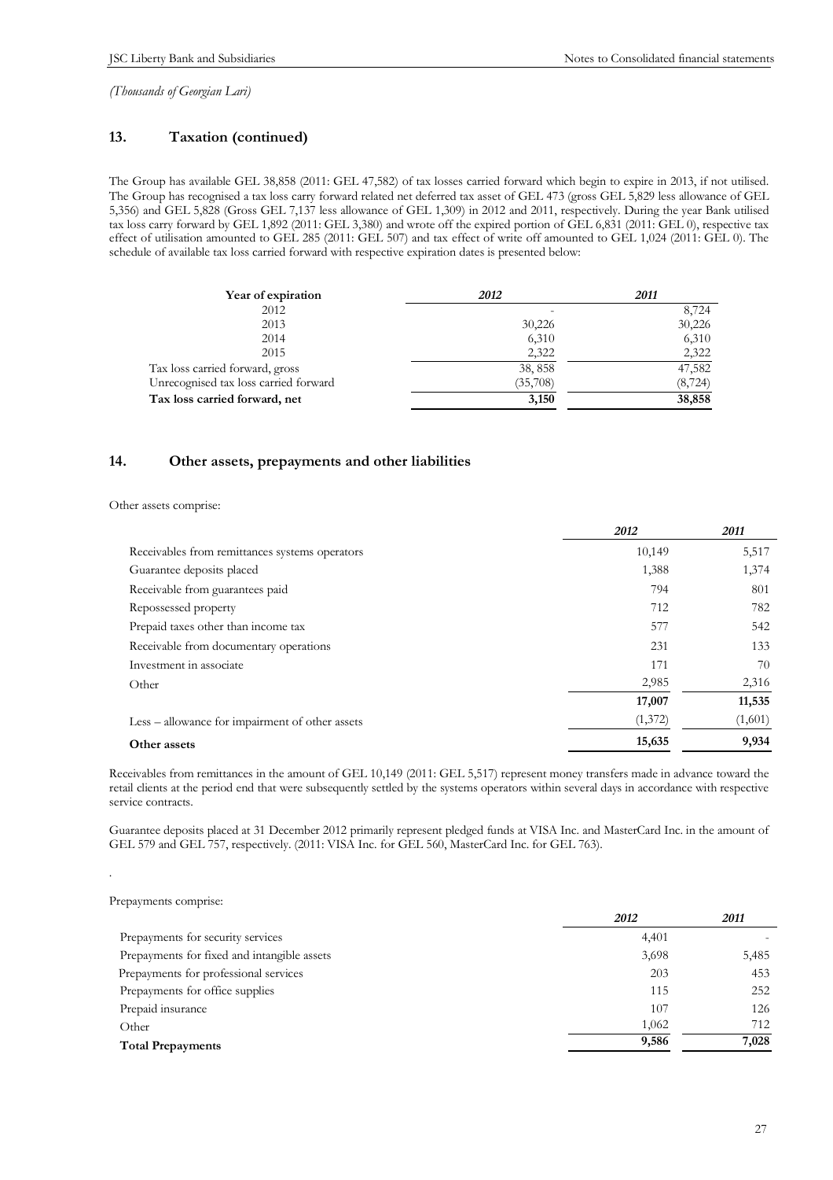*(Thousands of Georgian Lari)*

## 13. Taxation (continued)

The Group has available GEL 38,858 (2011: GEL 47,582) of tax losses carried forward which begin to expire in 2013, if not utilised. The Group has recognised a tax loss carry forward related net deferred tax asset of GEL 473 (gross GEL 5,829 less allowance of GEL 5,356) and GEL 5,828 (Gross GEL 7,137 less allowance of GEL 1,309) in 2012 and 2011, respectively. During the year Bank utilised tax loss carry forward by GEL 1,892 (2011: GEL 3,380) and wrote off the expired portion of GEL 6,831 (2011: GEL 0), respective tax effect of utilisation amounted to GEL 285 (2011: GEL 507) and tax effect of write off amounted to GEL 1,024 (2011: GEL 0). The schedule of available tax loss carried forward with respective expiration dates is presented below:

| **Year of expiration** | ***2012*** | ***2011*** |
|---|---|---|
| 2012 | - | 8,724 |
| 2013 | 30,226 | 30,226 |
| 2014 | 6,310 | 6,310 |
| 2015 | 2,322 | 2,322 |
| Tax loss carried forward, gross | 38, 858 | 47,582 |
| Unrecognised tax loss carried forward | (35,708) | (8,724) |
| **Tax loss carried forward, net** | **3,150** | **38,858** |

## 14. Other assets, prepayments and other liabilities

Other assets comprise:

| | ***2012*** | ***2011*** |
|---|---|---|
| Receivables from remittances systems operators | 10,149 | 5,517 |
| Guarantee deposits placed | 1,388 | 1,374 |
| Receivable from guarantees paid | 794 | 801 |
| Repossessed property | 712 | 782 |
| Prepaid taxes other than income tax | 577 | 542 |
| Receivable from documentary operations | 231 | 133 |
| Investment in associate | 171 | 70 |
| Other | 2,985 | 2,316 |
| | **17,007** | **11,535** |
| Less – allowance for impairment of other assets | (1,372) | (1,601) |
| **Other assets** | **15,635** | **9,934** |

Receivables from remittances in the amount of GEL 10,149 (2011: GEL 5,517) represent money transfers made in advance toward the retail clients at the period end that were subsequently settled by the systems operators within several days in accordance with respective service contracts.

Guarantee deposits placed at 31 December 2012 primarily represent pledged funds at VISA Inc. and MasterCard Inc. in the amount of GEL 579 and GEL 757, respectively. (2011: VISA Inc. for GEL 560, MasterCard Inc. for GEL 763).

Prepayments comprise:

| | ***2012*** | ***2011*** |
|---|---|---|
| Prepayments for security services | 4,401 | - |
| Prepayments for fixed and intangible assets | 3,698 | 5,485 |
| Prepayments for professional services | 203 | 453 |
| Prepayments for office supplies | 115 | 252 |
| Prepaid insurance | 107 | 126 |
| Other | 1,062 | 712 |
| **Total Prepayments** | **9,586** | **7,028** |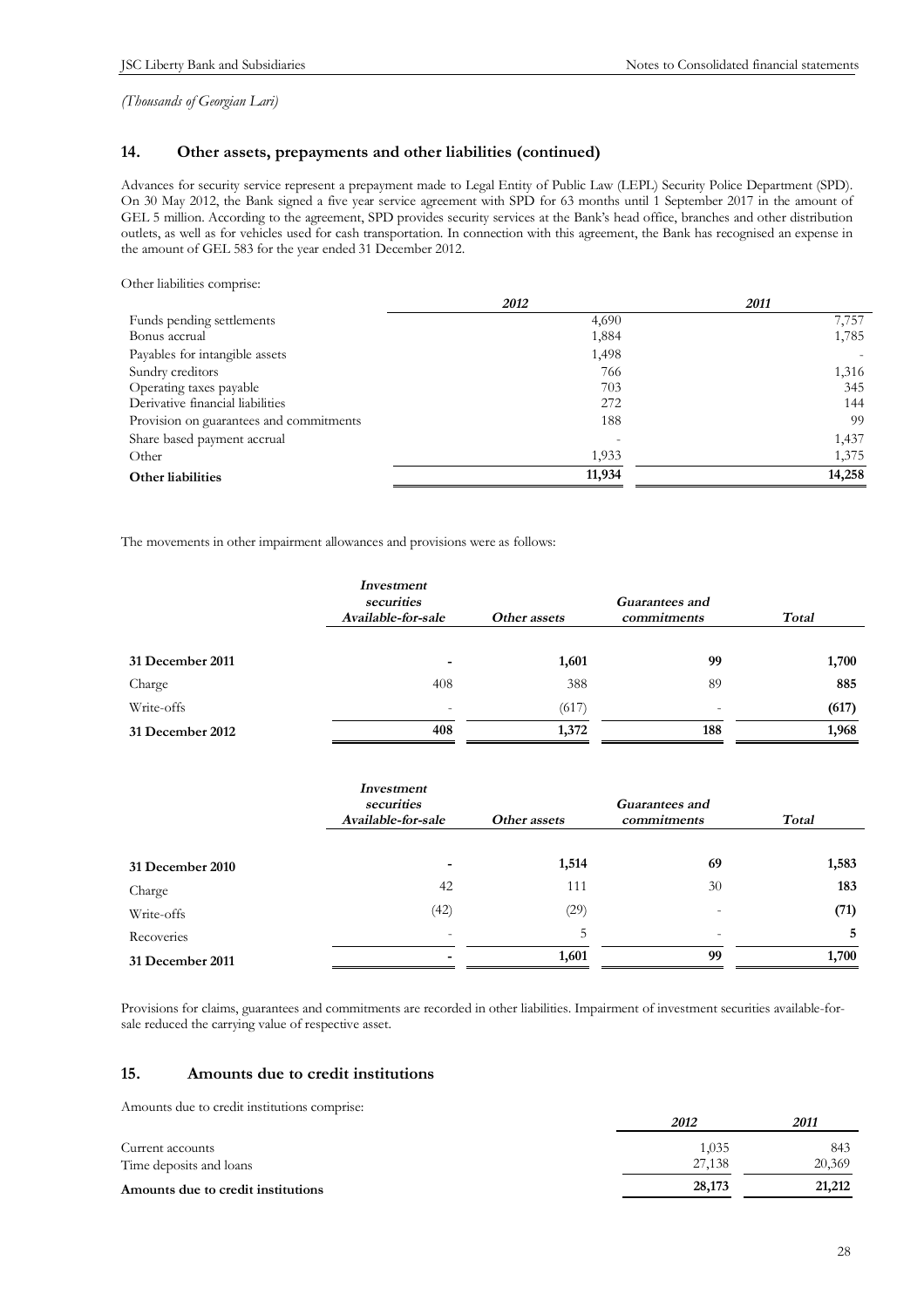*(Thousands of Georgian Lari)*

## 14. Other assets, prepayments and other liabilities (continued)

Advances for security service represent a prepayment made to Legal Entity of Public Law (LEPL) Security Police Department (SPD). On 30 May 2012, the Bank signed a five year service agreement with SPD for 63 months until 1 September 2017 in the amount of GEL 5 million. According to the agreement, SPD provides security services at the Bank's head office, branches and other distribution outlets, as well as for vehicles used for cash transportation. In connection with this agreement, the Bank has recognised an expense in the amount of GEL 583 for the year ended 31 December 2012.

Other liabilities comprise:

| | *2012* | *2011* |
|---|---|---|
| Funds pending settlements | 4,690 | 7,757 |
| Bonus accrual | 1,884 | 1,785 |
| Payables for intangible assets | 1,498 | - |
| Sundry creditors | 766 | 1,316 |
| Operating taxes payable | 703 | 345 |
| Derivative financial liabilities | 272 | 144 |
| Provision on guarantees and commitments | 188 | 99 |
| Share based payment accrual | - | 1,437 |
| Other | 1,933 | 1,375 |
| **Other liabilities** | 11,934 | 14,258 |

The movements in other impairment allowances and provisions were as follows:

| | *Investment securities Available-for-sale* | *Other assets* | *Guarantees and commitments* | *Total* |
|---|---|---|---|---|
| **31 December 2011** | **-** | **1,601** | **99** | **1,700** |
| Charge | 408 | 388 | 89 | **885** |
| Write-offs | - | (617) | - | **(617)** |
| **31 December 2012** | **408** | **1,372** | **188** | **1,968** |

| | *Investment securities Available-for-sale* | *Other assets* | *Guarantees and commitments* | *Total* |
|---|---|---|---|---|
| **31 December 2010** | **-** | **1,514** | **69** | **1,583** |
| Charge | 42 | 111 | 30 | **183** |
| Write-offs | (42) | (29) | - | **(71)** |
| Recoveries | - | 5 | - | **5** |
| **31 December 2011** | **-** | **1,601** | **99** | **1,700** |

Provisions for claims, guarantees and commitments are recorded in other liabilities. Impairment of investment securities available-for-sale reduced the carrying value of respective asset.

## 15. Amounts due to credit institutions

Amounts due to credit institutions comprise:

| | *2012* | *2011* |
|---|---|---|
| Current accounts | 1,035 | 843 |
| Time deposits and loans | 27,138 | 20,369 |
| **Amounts due to credit institutions** | **28,173** | **21,212** |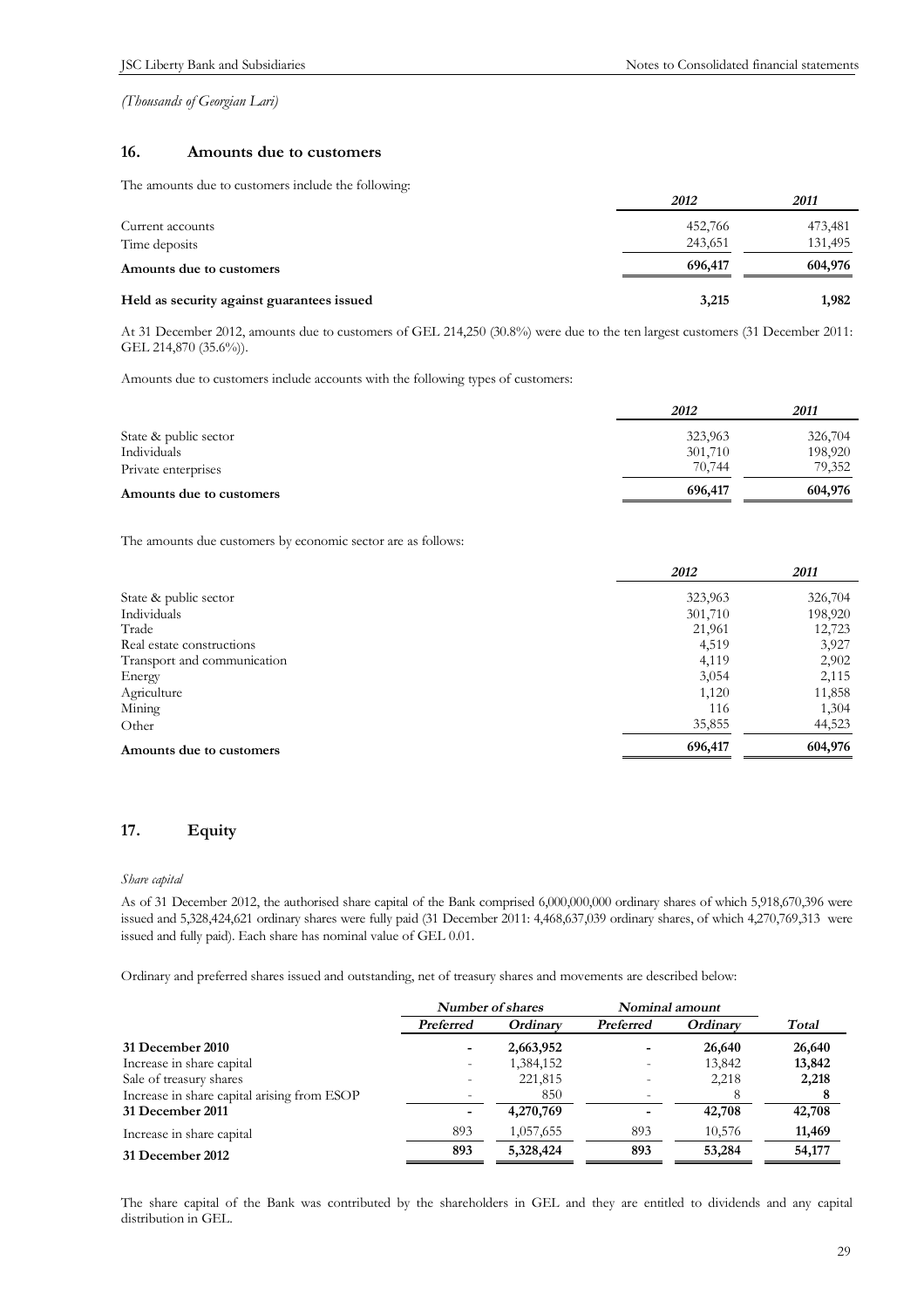*(Thousands of Georgian Lari)*

## 16. Amounts due to customers

The amounts due to customers include the following:

| | *2012* | *2011* |
|---|---|---|
| Current accounts | 452,766 | 473,481 |
| Time deposits | 243,651 | 131,495 |
| **Amounts due to customers** | **696,417** | **604,976** |
| **Held as security against guarantees issued** | **3,215** | **1,982** |

At 31 December 2012, amounts due to customers of GEL 214,250 (30.8%) were due to the ten largest customers (31 December 2011: GEL 214,870 (35.6%)).

Amounts due to customers include accounts with the following types of customers:

| | *2012* | *2011* |
|---|---|---|
| State & public sector | 323,963 | 326,704 |
| Individuals | 301,710 | 198,920 |
| Private enterprises | 70,744 | 79,352 |
| **Amounts due to customers** | **696,417** | **604,976** |

The amounts due customers by economic sector are as follows:

| | *2012* | *2011* |
|---|---|---|
| State & public sector | 323,963 | 326,704 |
| Individuals | 301,710 | 198,920 |
| Trade | 21,961 | 12,723 |
| Real estate constructions | 4,519 | 3,927 |
| Transport and communication | 4,119 | 2,902 |
| Energy | 3,054 | 2,115 |
| Agriculture | 1,120 | 11,858 |
| Mining | 116 | 1,304 |
| Other | 35,855 | 44,523 |
| **Amounts due to customers** | **696,417** | **604,976** |

## 17. Equity

*Share capital*

As of 31 December 2012, the authorised share capital of the Bank comprised 6,000,000,000 ordinary shares of which 5,918,670,396 were issued and 5,328,424,621 ordinary shares were fully paid (31 December 2011: 4,468,637,039 ordinary shares, of which 4,270,769,313 were issued and fully paid). Each share has nominal value of GEL 0.01.

Ordinary and preferred shares issued and outstanding, net of treasury shares and movements are described below:

| | *Number of shares* | | *Nominal amount* | | |
|---|---|---|---|---|---|
| | *Preferred* | *Ordinary* | *Preferred* | *Ordinary* | *Total* |
| **31 December 2010** | **-** | **2,663,952** | **-** | **26,640** | **26,640** |
| Increase in share capital | - | 1,384,152 | - | 13,842 | **13,842** |
| Sale of treasury shares | - | 221,815 | - | 2,218 | **2,218** |
| Increase in share capital arising from ESOP | - | 850 | - | 8 | **8** |
| **31 December 2011** | **-** | **4,270,769** | **-** | **42,708** | **42,708** |
| Increase in share capital | 893 | 1,057,655 | 893 | 10,576 | **11,469** |
| **31 December 2012** | **893** | **5,328,424** | **893** | **53,284** | **54,177** |

The share capital of the Bank was contributed by the shareholders in GEL and they are entitled to dividends and any capital distribution in GEL.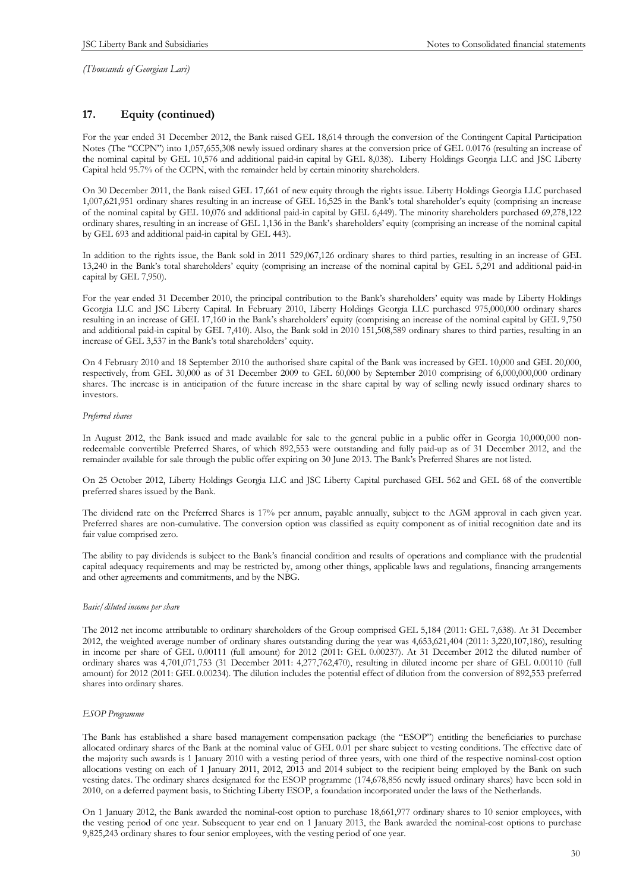*(Thousands of Georgian Lari)*

## 17. Equity (continued)

For the year ended 31 December 2012, the Bank raised GEL 18,614 through the conversion of the Contingent Capital Participation Notes (The "CCPN") into 1,057,655,308 newly issued ordinary shares at the conversion price of GEL 0.0176 (resulting an increase of the nominal capital by GEL 10,576 and additional paid-in capital by GEL 8,038). Liberty Holdings Georgia LLC and JSC Liberty Capital held 95.7% of the CCPN, with the remainder held by certain minority shareholders.

On 30 December 2011, the Bank raised GEL 17,661 of new equity through the rights issue. Liberty Holdings Georgia LLC purchased 1,007,621,951 ordinary shares resulting in an increase of GEL 16,525 in the Bank's total shareholder's equity (comprising an increase of the nominal capital by GEL 10,076 and additional paid-in capital by GEL 6,449). The minority shareholders purchased 69,278,122 ordinary shares, resulting in an increase of GEL 1,136 in the Bank's shareholders' equity (comprising an increase of the nominal capital by GEL 693 and additional paid-in capital by GEL 443).

In addition to the rights issue, the Bank sold in 2011 529,067,126 ordinary shares to third parties, resulting in an increase of GEL 13,240 in the Bank's total shareholders' equity (comprising an increase of the nominal capital by GEL 5,291 and additional paid-in capital by GEL 7,950).

For the year ended 31 December 2010, the principal contribution to the Bank's shareholders' equity was made by Liberty Holdings Georgia LLC and JSC Liberty Capital. In February 2010, Liberty Holdings Georgia LLC purchased 975,000,000 ordinary shares resulting in an increase of GEL 17,160 in the Bank's shareholders' equity (comprising an increase of the nominal capital by GEL 9,750 and additional paid-in capital by GEL 7,410). Also, the Bank sold in 2010 151,508,589 ordinary shares to third parties, resulting in an increase of GEL 3,537 in the Bank's total shareholders' equity.

On 4 February 2010 and 18 September 2010 the authorised share capital of the Bank was increased by GEL 10,000 and GEL 20,000, respectively, from GEL 30,000 as of 31 December 2009 to GEL 60,000 by September 2010 comprising of 6,000,000,000 ordinary shares. The increase is in anticipation of the future increase in the share capital by way of selling newly issued ordinary shares to investors.

*Preferred shares*

In August 2012, the Bank issued and made available for sale to the general public in a public offer in Georgia 10,000,000 non-redeemable convertible Preferred Shares, of which 892,553 were outstanding and fully paid-up as of 31 December 2012, and the remainder available for sale through the public offer expiring on 30 June 2013. The Bank's Preferred Shares are not listed.

On 25 October 2012, Liberty Holdings Georgia LLC and JSC Liberty Capital purchased GEL 562 and GEL 68 of the convertible preferred shares issued by the Bank.

The dividend rate on the Preferred Shares is 17% per annum, payable annually, subject to the AGM approval in each given year. Preferred shares are non-cumulative. The conversion option was classified as equity component as of initial recognition date and its fair value comprised zero.

The ability to pay dividends is subject to the Bank's financial condition and results of operations and compliance with the prudential capital adequacy requirements and may be restricted by, among other things, applicable laws and regulations, financing arrangements and other agreements and commitments, and by the NBG.

*Basic/diluted income per share*

The 2012 net income attributable to ordinary shareholders of the Group comprised GEL 5,184 (2011: GEL 7,638). At 31 December 2012, the weighted average number of ordinary shares outstanding during the year was 4,653,621,404 (2011: 3,220,107,186), resulting in income per share of GEL 0.00111 (full amount) for 2012 (2011: GEL 0.00237). At 31 December 2012 the diluted number of ordinary shares was 4,701,071,753 (31 December 2011: 4,277,762,470), resulting in diluted income per share of GEL 0.00110 (full amount) for 2012 (2011: GEL 0.00234). The dilution includes the potential effect of dilution from the conversion of 892,553 preferred shares into ordinary shares.

*ESOP Programme*

The Bank has established a share based management compensation package (the "ESOP") entitling the beneficiaries to purchase allocated ordinary shares of the Bank at the nominal value of GEL 0.01 per share subject to vesting conditions. The effective date of the majority such awards is 1 January 2010 with a vesting period of three years, with one third of the respective nominal-cost option allocations vesting on each of 1 January 2011, 2012, 2013 and 2014 subject to the recipient being employed by the Bank on such vesting dates. The ordinary shares designated for the ESOP programme (174,678,856 newly issued ordinary shares) have been sold in 2010, on a deferred payment basis, to Stichting Liberty ESOP, a foundation incorporated under the laws of the Netherlands.

On 1 January 2012, the Bank awarded the nominal-cost option to purchase 18,661,977 ordinary shares to 10 senior employees, with the vesting period of one year. Subsequent to year end on 1 January 2013, the Bank awarded the nominal-cost options to purchase 9,825,243 ordinary shares to four senior employees, with the vesting period of one year.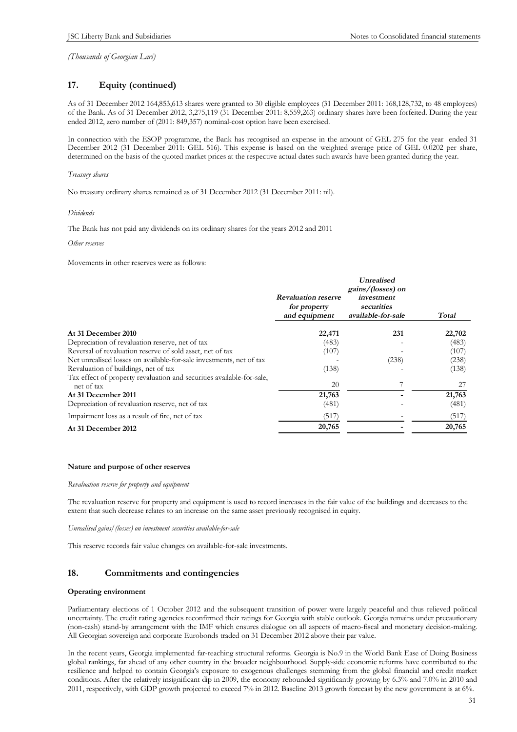*(Thousands of Georgian Lari)*

## 17. Equity (continued)

As of 31 December 2012 164,853,613 shares were granted to 30 eligible employees (31 December 2011: 168,128,732, to 48 employees) of the Bank. As of 31 December 2012, 3,275,119 (31 December 2011: 8,559,263) ordinary shares have been forfeited. During the year ended 2012, zero number of (2011: 849,357) nominal-cost option have been exercised.

In connection with the ESOP programme, the Bank has recognised an expense in the amount of GEL 275 for the year ended 31 December 2012 (31 December 2011: GEL 516). This expense is based on the weighted average price of GEL 0.0202 per share, determined on the basis of the quoted market prices at the respective actual dates such awards have been granted during the year.

*Treasury shares*

No treasury ordinary shares remained as of 31 December 2012 (31 December 2011: nil).

*Dividends*

The Bank has not paid any dividends on its ordinary shares for the years 2012 and 2011

*Other reserves*

Movements in other reserves were as follows:

| | *Revaluation reserve for property and equipment* | *Unrealised gains/(losses) on investment securities available-for-sale* | *Total* |
|---|---|---|---|
| **At 31 December 2010** | **22,471** | **231** | **22,702** |
| Depreciation of revaluation reserve, net of tax | (483) | - | (483) |
| Reversal of revaluation reserve of sold asset, net of tax | (107) | - | (107) |
| Net unrealised losses on available-for-sale investments, net of tax | - | (238) | (238) |
| Revaluation of buildings, net of tax | (138) | - | (138) |
| Tax effect of property revaluation and securities available-for-sale, net of tax | 20 | 7 | 27 |
| **At 31 December 2011** | **21,763** | **-** | **21,763** |
| Depreciation of revaluation reserve, net of tax | (481) | - | (481) |
| Impairment loss as a result of fire, net of tax | (517) | - | (517) |
| **At 31 December 2012** | **20,765** | **-** | **20,765** |

**Nature and purpose of other reserves**

*Revaluation reserve for property and equipment*

The revaluation reserve for property and equipment is used to record increases in the fair value of the buildings and decreases to the extent that such decrease relates to an increase on the same asset previously recognised in equity.

*Unrealised gains/(losses) on investment securities available-for-sale*

This reserve records fair value changes on available-for-sale investments.

## 18. Commitments and contingencies

**Operating environment**

Parliamentary elections of 1 October 2012 and the subsequent transition of power were largely peaceful and thus relieved political uncertainty. The credit rating agencies reconfirmed their ratings for Georgia with stable outlook. Georgia remains under precautionary (non-cash) stand-by arrangement with the IMF which ensures dialogue on all aspects of macro-fiscal and monetary decision-making. All Georgian sovereign and corporate Eurobonds traded on 31 December 2012 above their par value.

In the recent years, Georgia implemented far-reaching structural reforms. Georgia is No.9 in the World Bank Ease of Doing Business global rankings, far ahead of any other country in the broader neighbourhood. Supply-side economic reforms have contributed to the resilience and helped to contain Georgia's exposure to exogenous challenges stemming from the global financial and credit market conditions. After the relatively insignificant dip in 2009, the economy rebounded significantly growing by 6.3% and 7.0% in 2010 and 2011, respectively, with GDP growth projected to exceed 7% in 2012. Baseline 2013 growth forecast by the new government is at 6%.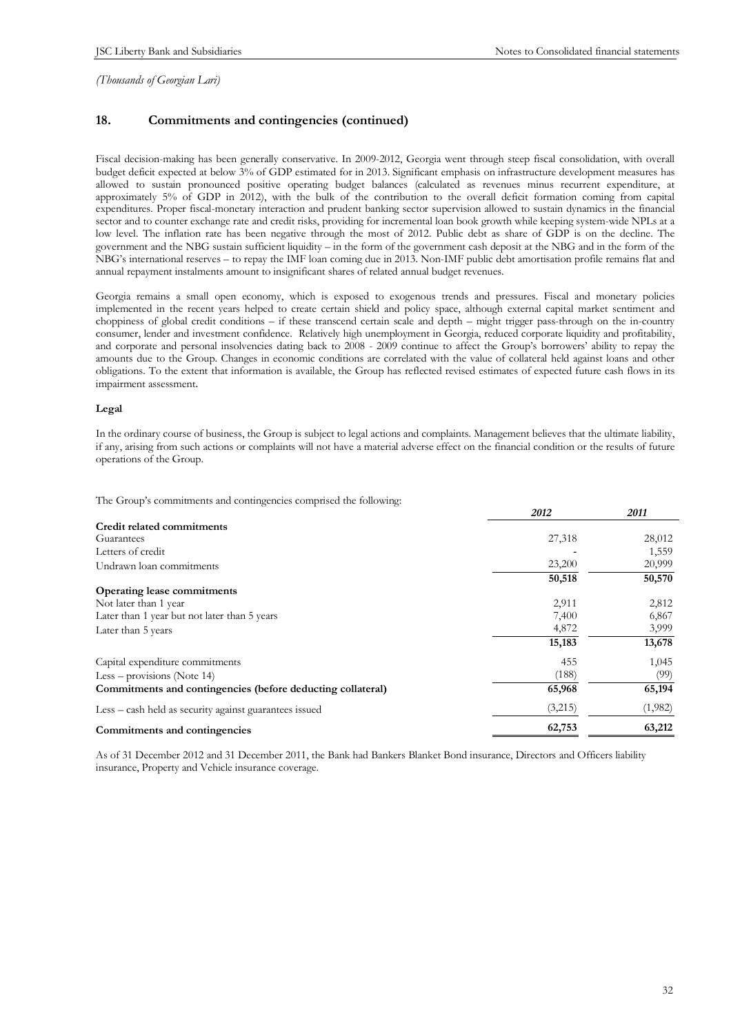*(Thousands of Georgian Lari)*

## 18. Commitments and contingencies (continued)

Fiscal decision-making has been generally conservative. In 2009-2012, Georgia went through steep fiscal consolidation, with overall budget deficit expected at below 3% of GDP estimated for in 2013. Significant emphasis on infrastructure development measures has allowed to sustain pronounced positive operating budget balances (calculated as revenues minus recurrent expenditure, at approximately 5% of GDP in 2012), with the bulk of the contribution to the overall deficit formation coming from capital expenditures. Proper fiscal-monetary interaction and prudent banking sector supervision allowed to sustain dynamics in the financial sector and to counter exchange rate and credit risks, providing for incremental loan book growth while keeping system-wide NPLs at a low level. The inflation rate has been negative through the most of 2012. Public debt as share of GDP is on the decline. The government and the NBG sustain sufficient liquidity – in the form of the government cash deposit at the NBG and in the form of the NBG's international reserves – to repay the IMF loan coming due in 2013. Non-IMF public debt amortisation profile remains flat and annual repayment instalments amount to insignificant shares of related annual budget revenues.

Georgia remains a small open economy, which is exposed to exogenous trends and pressures. Fiscal and monetary policies implemented in the recent years helped to create certain shield and policy space, although external capital market sentiment and choppiness of global credit conditions – if these transcend certain scale and depth – might trigger pass-through on the in-country consumer, lender and investment confidence. Relatively high unemployment in Georgia, reduced corporate liquidity and profitability, and corporate and personal insolvencies dating back to 2008 - 2009 continue to affect the Group's borrowers' ability to repay the amounts due to the Group. Changes in economic conditions are correlated with the value of collateral held against loans and other obligations. To the extent that information is available, the Group has reflected revised estimates of expected future cash flows in its impairment assessment.

**Legal**

In the ordinary course of business, the Group is subject to legal actions and complaints. Management believes that the ultimate liability, if any, arising from such actions or complaints will not have a material adverse effect on the financial condition or the results of future operations of the Group.

The Group's commitments and contingencies comprised the following:

| | *2012* | *2011* |
|---|---|---|
| **Credit related commitments** | | |
| Guarantees | 27,318 | 28,012 |
| Letters of credit | - | 1,559 |
| Undrawn loan commitments | 23,200 | 20,999 |
| | **50,518** | **50,570** |
| **Operating lease commitments** | | |
| Not later than 1 year | 2,911 | 2,812 |
| Later than 1 year but not later than 5 years | 7,400 | 6,867 |
| Later than 5 years | 4,872 | 3,999 |
| | **15,183** | **13,678** |
| Capital expenditure commitments | 455 | 1,045 |
| Less – provisions (Note 14) | (188) | (99) |
| **Commitments and contingencies (before deducting collateral)** | **65,968** | **65,194** |
| Less – cash held as security against guarantees issued | (3,215) | (1,982) |
| **Commitments and contingencies** | **62,753** | **63,212** |

As of 31 December 2012 and 31 December 2011, the Bank had Bankers Blanket Bond insurance, Directors and Officers liability insurance, Property and Vehicle insurance coverage.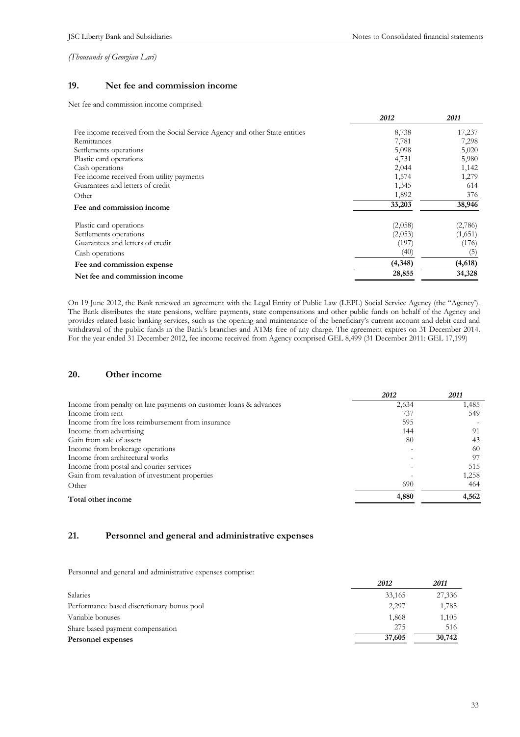*(Thousands of Georgian Lari)*

## 19. Net fee and commission income

Net fee and commission income comprised:

| | 2012 | 2011 |
|---|---|---|
| Fee income received from the Social Service Agency and other State entities | 8,738 | 17,237 |
| Remittances | 7,781 | 7,298 |
| Settlements operations | 5,098 | 5,020 |
| Plastic card operations | 4,731 | 5,980 |
| Cash operations | 2,044 | 1,142 |
| Fee income received from utility payments | 1,574 | 1,279 |
| Guarantees and letters of credit | 1,345 | 614 |
| Other | 1,892 | 376 |
| **Fee and commission income** | **33,203** | **38,946** |
| Plastic card operations | (2,058) | (2,786) |
| Settlements operations | (2,053) | (1,651) |
| Guarantees and letters of credit | (197) | (176) |
| Cash operations | (40) | (5) |
| **Fee and commission expense** | **(4,348)** | **(4,618)** |
| **Net fee and commission income** | **28,855** | **34,328** |

On 19 June 2012, the Bank renewed an agreement with the Legal Entity of Public Law (LEPL) Social Service Agency (the "Agency"). The Bank distributes the state pensions, welfare payments, state compensations and other public funds on behalf of the Agency and provides related basic banking services, such as the opening and maintenance of the beneficiary's current account and debit card and withdrawal of the public funds in the Bank's branches and ATMs free of any charge. The agreement expires on 31 December 2014. For the year ended 31 December 2012, fee income received from Agency comprised GEL 8,499 (31 December 2011: GEL 17,199)

## 20. Other income

| | 2012 | 2011 |
|---|---|---|
| Income from penalty on late payments on customer loans & advances | 2,634 | 1,485 |
| Income from rent | 737 | 549 |
| Income from fire loss reimbursement from insurance | 595 | - |
| Income from advertising | 144 | 91 |
| Gain from sale of assets | 80 | 43 |
| Income from brokerage operations | - | 60 |
| Income from architectural works | - | 97 |
| Income from postal and courier services | - | 515 |
| Gain from revaluation of investment properties | - | 1,258 |
| Other | 690 | 464 |
| **Total other income** | **4,880** | **4,562** |

## 21. Personnel and general and administrative expenses

Personnel and general and administrative expenses comprise:

| | 2012 | 2011 |
|---|---|---|
| Salaries | 33,165 | 27,336 |
| Performance based discretionary bonus pool | 2,297 | 1,785 |
| Variable bonuses | 1,868 | 1,105 |
| Share based payment compensation | 275 | 516 |
| **Personnel expenses** | **37,605** | **30,742** |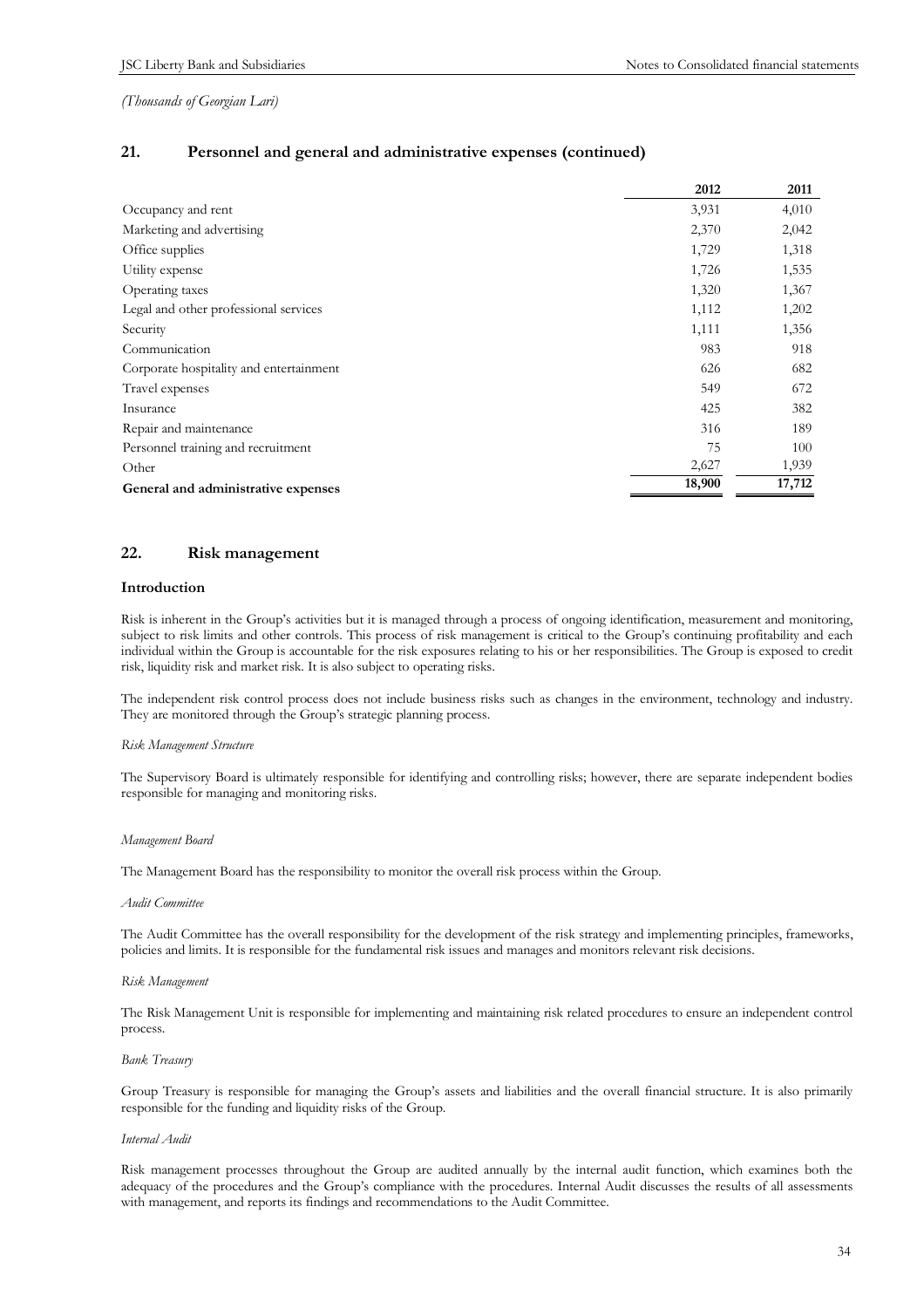*(Thousands of Georgian Lari)*

## 21. Personnel and general and administrative expenses (continued)

| | 2012 | 2011 |
|---|---|---|
| Occupancy and rent | 3,931 | 4,010 |
| Marketing and advertising | 2,370 | 2,042 |
| Office supplies | 1,729 | 1,318 |
| Utility expense | 1,726 | 1,535 |
| Operating taxes | 1,320 | 1,367 |
| Legal and other professional services | 1,112 | 1,202 |
| Security | 1,111 | 1,356 |
| Communication | 983 | 918 |
| Corporate hospitality and entertainment | 626 | 682 |
| Travel expenses | 549 | 672 |
| Insurance | 425 | 382 |
| Repair and maintenance | 316 | 189 |
| Personnel training and recruitment | 75 | 100 |
| Other | 2,627 | 1,939 |
| **General and administrative expenses** | **18,900** | **17,712** |

## 22. Risk management

### Introduction

Risk is inherent in the Group's activities but it is managed through a process of ongoing identification, measurement and monitoring, subject to risk limits and other controls. This process of risk management is critical to the Group's continuing profitability and each individual within the Group is accountable for the risk exposures relating to his or her responsibilities. The Group is exposed to credit risk, liquidity risk and market risk. It is also subject to operating risks.

The independent risk control process does not include business risks such as changes in the environment, technology and industry. They are monitored through the Group's strategic planning process.

*Risk Management Structure*

The Supervisory Board is ultimately responsible for identifying and controlling risks; however, there are separate independent bodies responsible for managing and monitoring risks.

*Management Board*

The Management Board has the responsibility to monitor the overall risk process within the Group.

*Audit Committee*

The Audit Committee has the overall responsibility for the development of the risk strategy and implementing principles, frameworks, policies and limits. It is responsible for the fundamental risk issues and manages and monitors relevant risk decisions.

*Risk Management*

The Risk Management Unit is responsible for implementing and maintaining risk related procedures to ensure an independent control process.

*Bank Treasury*

Group Treasury is responsible for managing the Group's assets and liabilities and the overall financial structure. It is also primarily responsible for the funding and liquidity risks of the Group.

*Internal Audit*

Risk management processes throughout the Group are audited annually by the internal audit function, which examines both the adequacy of the procedures and the Group's compliance with the procedures. Internal Audit discusses the results of all assessments with management, and reports its findings and recommendations to the Audit Committee.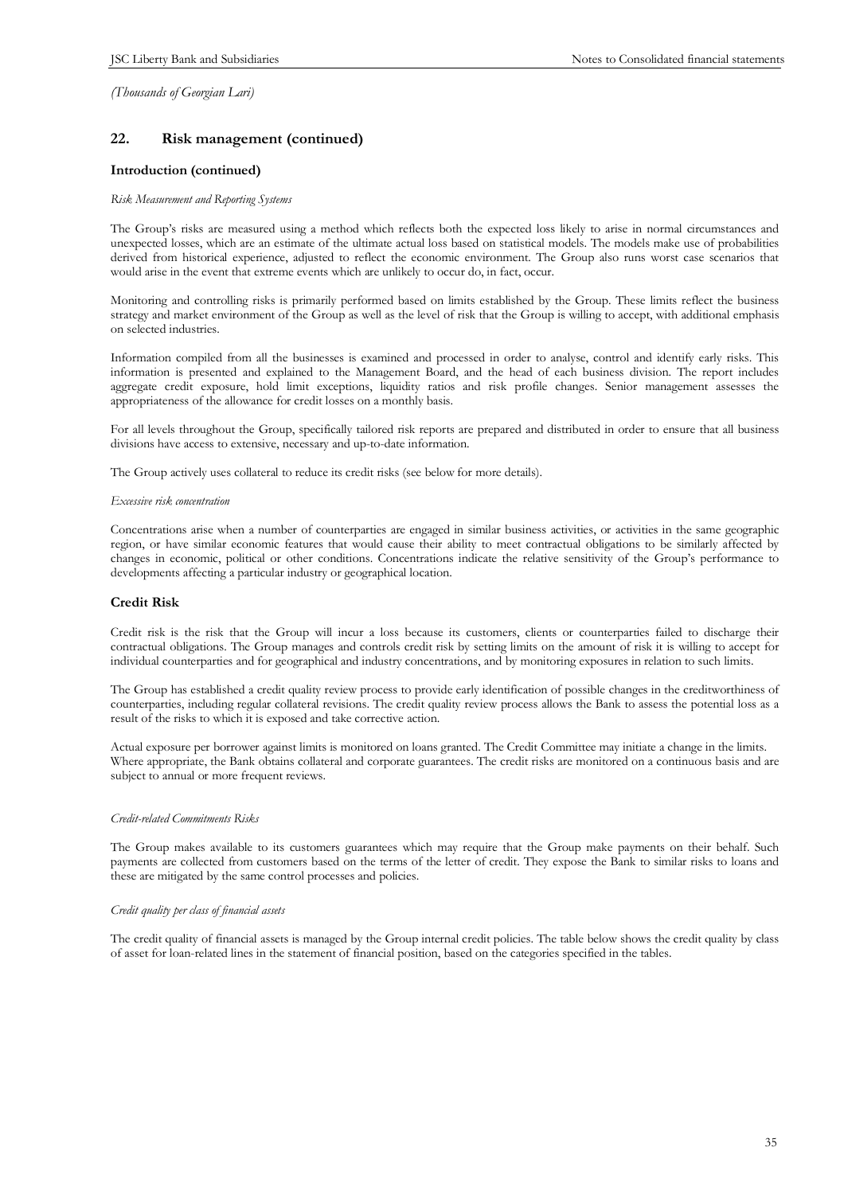*(Thousands of Georgian Lari)*

## 22. Risk management (continued)

### Introduction (continued)

*Risk Measurement and Reporting Systems*

The Group's risks are measured using a method which reflects both the expected loss likely to arise in normal circumstances and unexpected losses, which are an estimate of the ultimate actual loss based on statistical models. The models make use of probabilities derived from historical experience, adjusted to reflect the economic environment. The Group also runs worst case scenarios that would arise in the event that extreme events which are unlikely to occur do, in fact, occur.

Monitoring and controlling risks is primarily performed based on limits established by the Group. These limits reflect the business strategy and market environment of the Group as well as the level of risk that the Group is willing to accept, with additional emphasis on selected industries.

Information compiled from all the businesses is examined and processed in order to analyse, control and identify early risks. This information is presented and explained to the Management Board, and the head of each business division. The report includes aggregate credit exposure, hold limit exceptions, liquidity ratios and risk profile changes. Senior management assesses the appropriateness of the allowance for credit losses on a monthly basis.

For all levels throughout the Group, specifically tailored risk reports are prepared and distributed in order to ensure that all business divisions have access to extensive, necessary and up-to-date information.

The Group actively uses collateral to reduce its credit risks (see below for more details).

*Excessive risk concentration*

Concentrations arise when a number of counterparties are engaged in similar business activities, or activities in the same geographic region, or have similar economic features that would cause their ability to meet contractual obligations to be similarly affected by changes in economic, political or other conditions. Concentrations indicate the relative sensitivity of the Group's performance to developments affecting a particular industry or geographical location.

### Credit Risk

Credit risk is the risk that the Group will incur a loss because its customers, clients or counterparties failed to discharge their contractual obligations. The Group manages and controls credit risk by setting limits on the amount of risk it is willing to accept for individual counterparties and for geographical and industry concentrations, and by monitoring exposures in relation to such limits.

The Group has established a credit quality review process to provide early identification of possible changes in the creditworthiness of counterparties, including regular collateral revisions. The credit quality review process allows the Bank to assess the potential loss as a result of the risks to which it is exposed and take corrective action.

Actual exposure per borrower against limits is monitored on loans granted. The Credit Committee may initiate a change in the limits. Where appropriate, the Bank obtains collateral and corporate guarantees. The credit risks are monitored on a continuous basis and are subject to annual or more frequent reviews.

*Credit-related Commitments Risks*

The Group makes available to its customers guarantees which may require that the Group make payments on their behalf. Such payments are collected from customers based on the terms of the letter of credit. They expose the Bank to similar risks to loans and these are mitigated by the same control processes and policies.

*Credit quality per class of financial assets*

The credit quality of financial assets is managed by the Group internal credit policies. The table below shows the credit quality by class of asset for loan-related lines in the statement of financial position, based on the categories specified in the tables.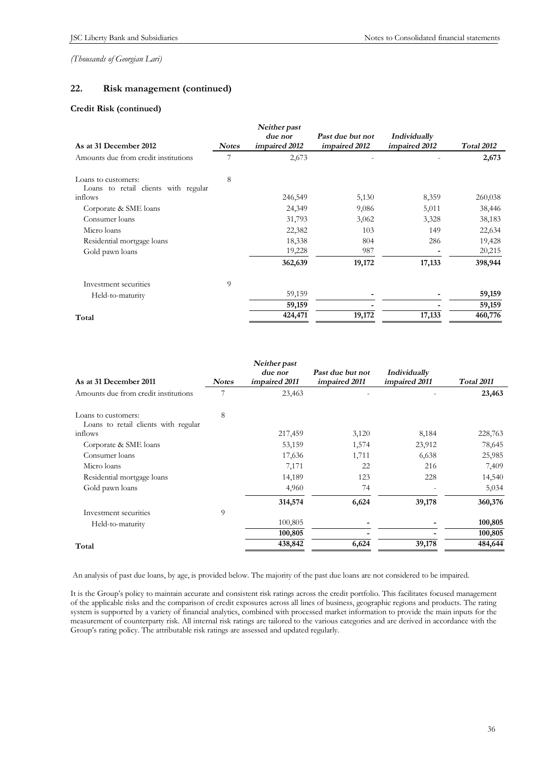*(Thousands of Georgian Lari)*

## 22. Risk management (continued)

### Credit Risk (continued)

| As at 31 December 2012 | Notes | *Neither past due nor impaired 2012* | *Past due but not impaired 2012* | *Individually impaired 2012* | *Total 2012* |
|---|---|---|---|---|---|
| Amounts due from credit institutions | 7 | 2,673 | - | - | **2,673** |
| Loans to customers: | 8 | | | | |
| Loans to retail clients with regular inflows | | 246,549 | 5,130 | 8,359 | 260,038 |
| Corporate & SME loans | | 24,349 | 9,086 | 5,011 | 38,446 |
| Consumer loans | | 31,793 | 3,062 | 3,328 | 38,183 |
| Micro loans | | 22,382 | 103 | 149 | 22,634 |
| Residential mortgage loans | | 18,338 | 804 | 286 | 19,428 |
| Gold pawn loans | | 19,228 | 987 | - | 20,215 |
| | | **362,639** | **19,172** | **17,133** | **398,944** |
| Investment securities | 9 | | | | |
| Held-to-maturity | | 59,159 | - | - | **59,159** |
| | | **59,159** | - | - | **59,159** |
| **Total** | | **424,471** | **19,172** | **17,133** | **460,776** |

| As at 31 December 2011 | Notes | *Neither past due nor impaired 2011* | *Past due but not impaired 2011* | *Individually impaired 2011* | *Total 2011* |
|---|---|---|---|---|---|
| Amounts due from credit institutions | 7 | 23,463 | - | - | **23,463** |
| Loans to customers: | 8 | | | | |
| Loans to retail clients with regular inflows | | 217,459 | 3,120 | 8,184 | 228,763 |
| Corporate & SME loans | | 53,159 | 1,574 | 23,912 | 78,645 |
| Consumer loans | | 17,636 | 1,711 | 6,638 | 25,985 |
| Micro loans | | 7,171 | 22 | 216 | 7,409 |
| Residential mortgage loans | | 14,189 | 123 | 228 | 14,540 |
| Gold pawn loans | | 4,960 | 74 | - | 5,034 |
| | | **314,574** | **6,624** | **39,178** | **360,376** |
| Investment securities | 9 | | | | |
| Held-to-maturity | | 100,805 | - | - | **100,805** |
| | | **100,805** | - | - | **100,805** |
| **Total** | | **438,842** | **6,624** | **39,178** | **484,644** |

An analysis of past due loans, by age, is provided below. The majority of the past due loans are not considered to be impaired.

It is the Group's policy to maintain accurate and consistent risk ratings across the credit portfolio. This facilitates focused management of the applicable risks and the comparison of credit exposures across all lines of business, geographic regions and products. The rating system is supported by a variety of financial analytics, combined with processed market information to provide the main inputs for the measurement of counterparty risk. All internal risk ratings are tailored to the various categories and are derived in accordance with the Group's rating policy. The attributable risk ratings are assessed and updated regularly.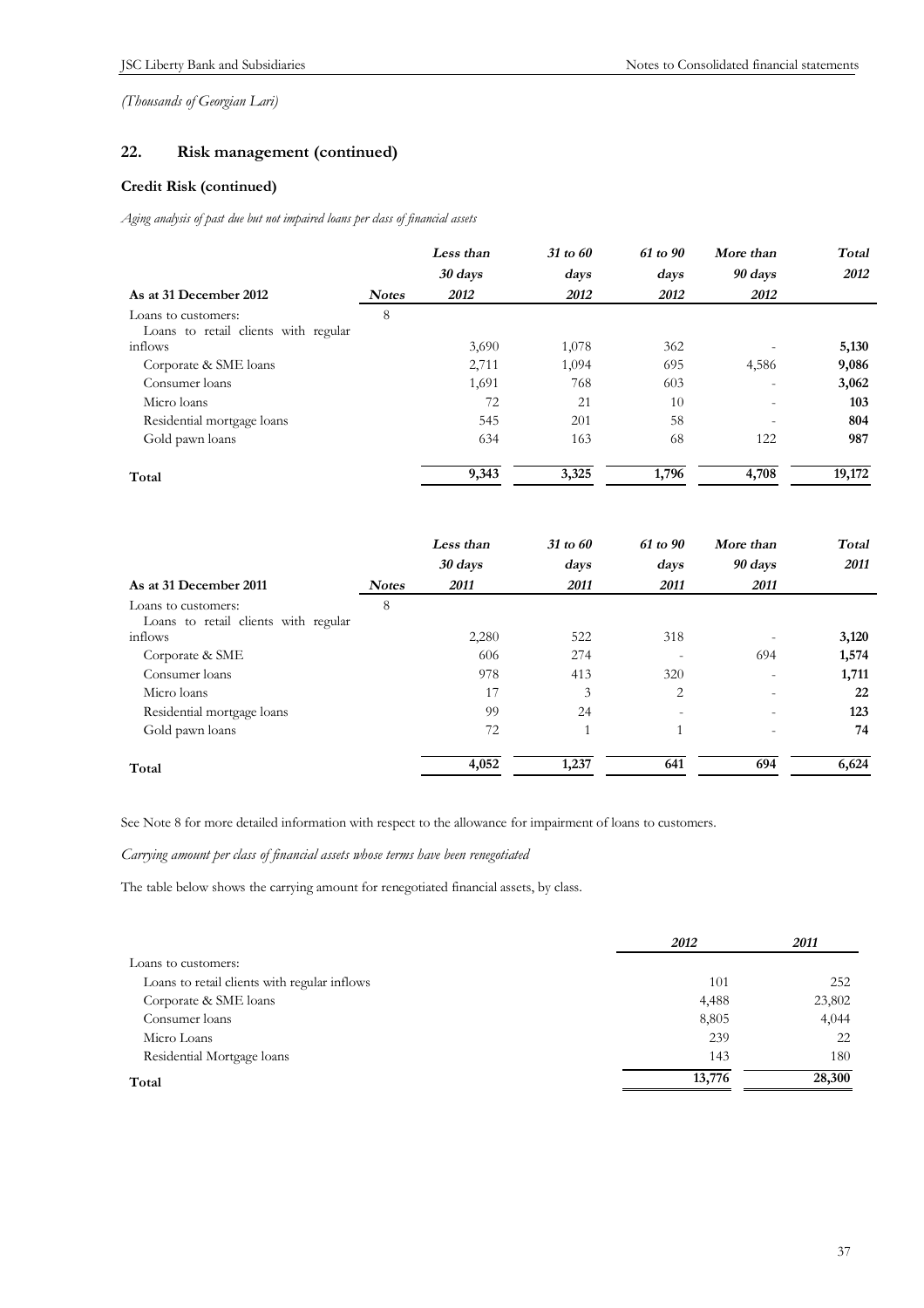*(Thousands of Georgian Lari)*

## 22. Risk management (continued)

### Credit Risk (continued)

*Aging analysis of past due but not impaired loans per class of financial assets*

| As at 31 December 2012 | Notes | Less than 30 days 2012 | 31 to 60 days 2012 | 61 to 90 days 2012 | More than 90 days 2012 | Total 2012 |
|---|---|---|---|---|---|---|
| Loans to customers: | 8 | | | | | |
| Loans to retail clients with regular inflows | | 3,690 | 1,078 | 362 | - | **5,130** |
| Corporate & SME loans | | 2,711 | 1,094 | 695 | 4,586 | **9,086** |
| Consumer loans | | 1,691 | 768 | 603 | - | **3,062** |
| Micro loans | | 72 | 21 | 10 | - | **103** |
| Residential mortgage loans | | 545 | 201 | 58 | - | **804** |
| Gold pawn loans | | 634 | 163 | 68 | 122 | **987** |
| **Total** | | **9,343** | **3,325** | **1,796** | **4,708** | **19,172** |

| As at 31 December 2011 | Notes | Less than 30 days 2011 | 31 to 60 days 2011 | 61 to 90 days 2011 | More than 90 days 2011 | Total 2011 |
|---|---|---|---|---|---|---|
| Loans to customers: | 8 | | | | | |
| Loans to retail clients with regular inflows | | 2,280 | 522 | 318 | - | **3,120** |
| Corporate & SME | | 606 | 274 | - | 694 | **1,574** |
| Consumer loans | | 978 | 413 | 320 | - | **1,711** |
| Micro loans | | 17 | 3 | 2 | - | **22** |
| Residential mortgage loans | | 99 | 24 | - | - | **123** |
| Gold pawn loans | | 72 | 1 | 1 | - | **74** |
| **Total** | | **4,052** | **1,237** | **641** | **694** | **6,624** |

See Note 8 for more detailed information with respect to the allowance for impairment of loans to customers.

*Carrying amount per class of financial assets whose terms have been renegotiated*

The table below shows the carrying amount for renegotiated financial assets, by class.

| | 2012 | 2011 |
|---|---|---|
| Loans to customers: | | |
| Loans to retail clients with regular inflows | 101 | 252 |
| Corporate & SME loans | 4,488 | 23,802 |
| Consumer loans | 8,805 | 4,044 |
| Micro Loans | 239 | 22 |
| Residential Mortgage loans | 143 | 180 |
| **Total** | **13,776** | **28,300** |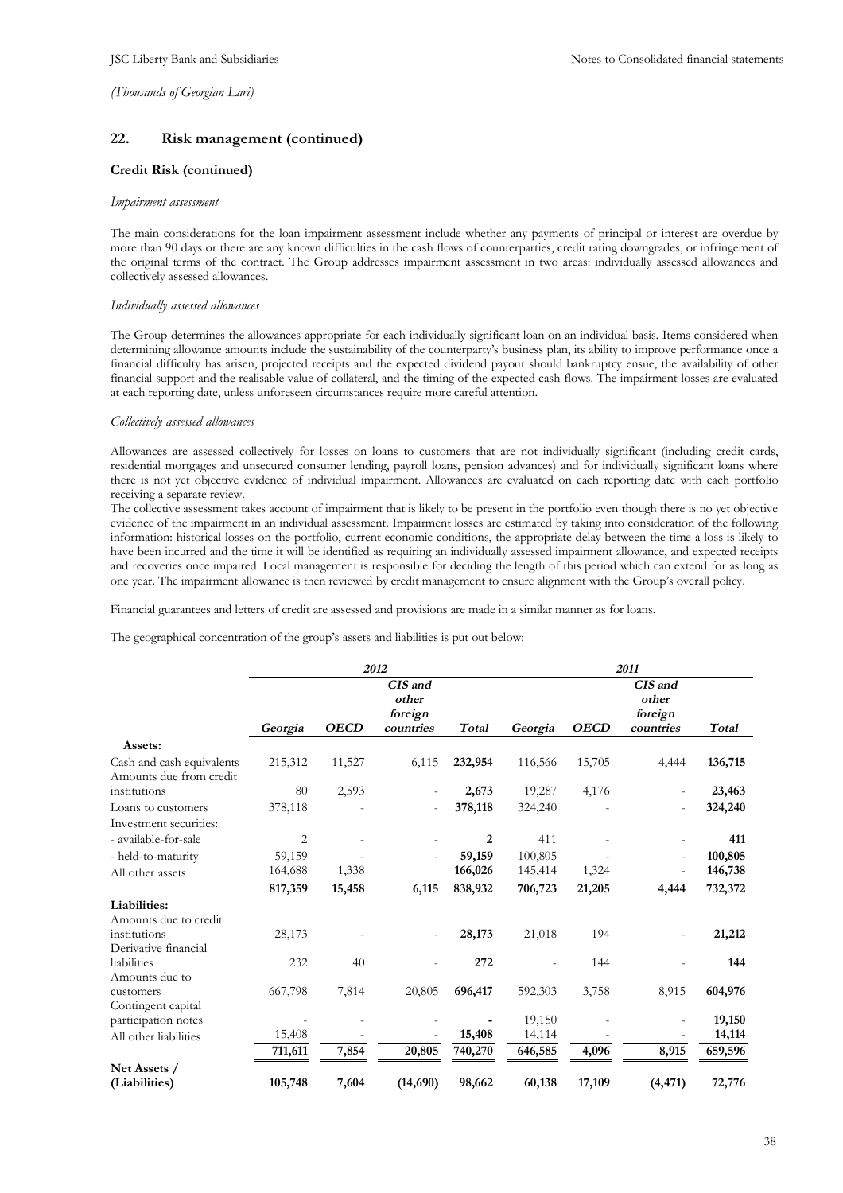*(Thousands of Georgian Lari)*

## 22. Risk management (continued)

### Credit Risk (continued)

*Impairment assessment*

The main considerations for the loan impairment assessment include whether any payments of principal or interest are overdue by more than 90 days or there are any known difficulties in the cash flows of counterparties, credit rating downgrades, or infringement of the original terms of the contract. The Group addresses impairment assessment in two areas: individually assessed allowances and collectively assessed allowances.

*Individually assessed allowances*

The Group determines the allowances appropriate for each individually significant loan on an individual basis. Items considered when determining allowance amounts include the sustainability of the counterparty's business plan, its ability to improve performance once a financial difficulty has arisen, projected receipts and the expected dividend payout should bankruptcy ensue, the availability of other financial support and the realisable value of collateral, and the timing of the expected cash flows. The impairment losses are evaluated at each reporting date, unless unforeseen circumstances require more careful attention.

*Collectively assessed allowances*

Allowances are assessed collectively for losses on loans to customers that are not individually significant (including credit cards, residential mortgages and unsecured consumer lending, payroll loans, pension advances) and for individually significant loans where there is not yet objective evidence of individual impairment. Allowances are evaluated on each reporting date with each portfolio receiving a separate review.

The collective assessment takes account of impairment that is likely to be present in the portfolio even though there is no yet objective evidence of the impairment in an individual assessment. Impairment losses are estimated by taking into consideration of the following information: historical losses on the portfolio, current economic conditions, the appropriate delay between the time a loss is likely to have been incurred and the time it will be identified as requiring an individually assessed impairment allowance, and expected receipts and recoveries once impaired. Local management is responsible for deciding the length of this period which can extend for as long as one year. The impairment allowance is then reviewed by credit management to ensure alignment with the Group's overall policy.

Financial guarantees and letters of credit are assessed and provisions are made in a similar manner as for loans.

The geographical concentration of the group's assets and liabilities is put out below:

| | *2012* | | | | *2011* | | | |
|---|---|---|---|---|---|---|---|---|
| | *Georgia* | *OECD* | *CIS and other foreign countries* | *Total* | *Georgia* | *OECD* | *CIS and other foreign countries* | *Total* |
| **Assets:** | | | | | | | | |
| Cash and cash equivalents | 215,312 | 11,527 | 6,115 | **232,954** | 116,566 | 15,705 | 4,444 | **136,715** |
| Amounts due from credit institutions | 80 | 2,593 | - | **2,673** | 19,287 | 4,176 | - | **23,463** |
| Loans to customers | 378,118 | - | - | **378,118** | 324,240 | - | - | **324,240** |
| Investment securities: | | | | | | | | |
| - available-for-sale | 2 | - | - | **2** | 411 | - | - | **411** |
| - held-to-maturity | 59,159 | - | - | **59,159** | 100,805 | - | - | **100,805** |
| All other assets | 164,688 | 1,338 | | **166,026** | 145,414 | 1,324 | - | **146,738** |
| | **817,359** | **15,458** | **6,115** | **838,932** | **706,723** | **21,205** | **4,444** | **732,372** |
| **Liabilities:** | | | | | | | | |
| Amounts due to credit institutions | 28,173 | - | - | **28,173** | 21,018 | 194 | - | **21,212** |
| Derivative financial liabilities | 232 | 40 | - | **272** | - | 144 | - | **144** |
| Amounts due to customers | 667,798 | 7,814 | 20,805 | **696,417** | 592,303 | 3,758 | 8,915 | **604,976** |
| Contingent capital participation notes | - | - | - | **-** | 19,150 | - | - | **19,150** |
| All other liabilities | 15,408 | - | - | **15,408** | 14,114 | - | - | **14,114** |
| | **711,611** | **7,854** | **20,805** | **740,270** | **646,585** | **4,096** | **8,915** | **659,596** |
| **Net Assets / (Liabilities)** | **105,748** | **7,604** | **(14,690)** | **98,662** | **60,138** | **17,109** | **(4,471)** | **72,776** |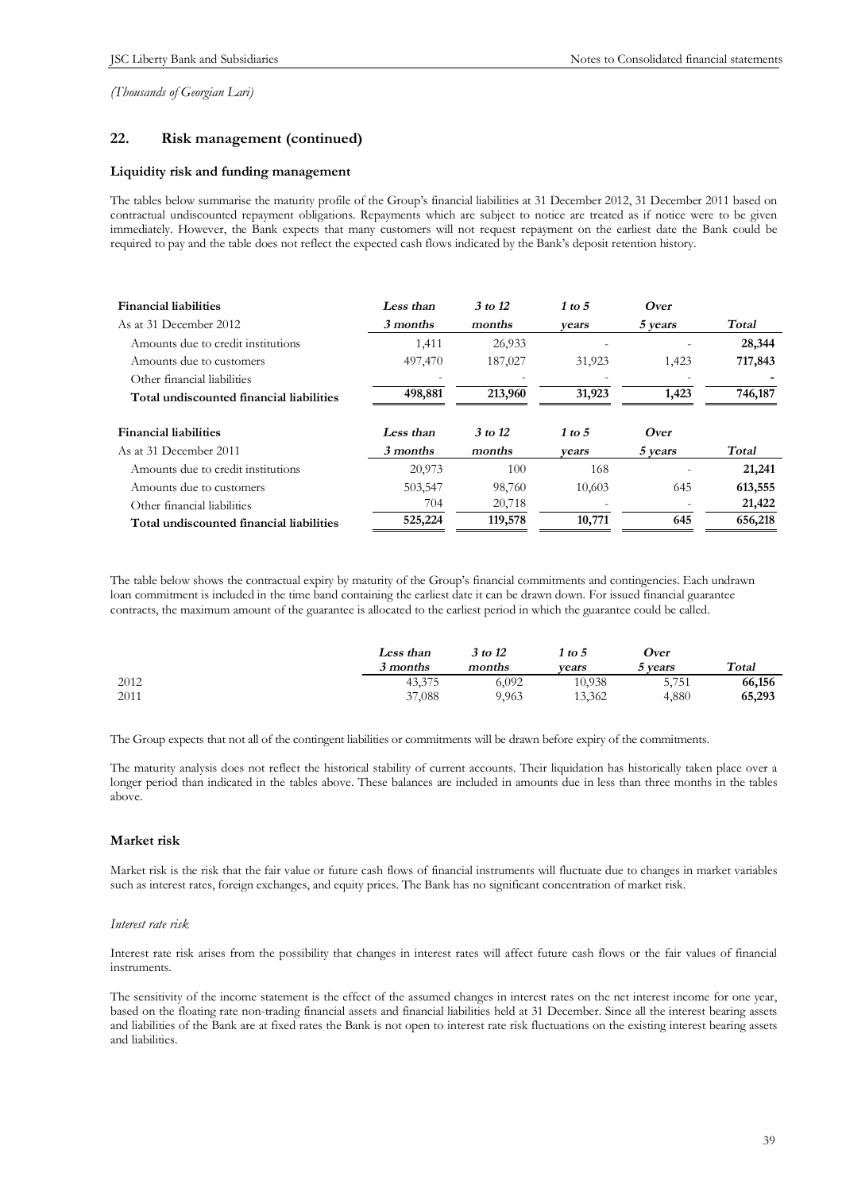*(Thousands of Georgian Lari)*

## 22. Risk management (continued)

### Liquidity risk and funding management

The tables below summarise the maturity profile of the Group's financial liabilities at 31 December 2012, 31 December 2011 based on contractual undiscounted repayment obligations. Repayments which are subject to notice are treated as if notice were to be given immediately. However, the Bank expects that many customers will not request repayment on the earliest date the Bank could be required to pay and the table does not reflect the expected cash flows indicated by the Bank's deposit retention history.

| **Financial liabilities** As at 31 December 2012 | *Less than 3 months* | *3 to 12 months* | *1 to 5 years* | *Over 5 years* | *Total* |
|---|---|---|---|---|---|
| Amounts due to credit institutions | 1,411 | 26,933 | - | - | **28,344** |
| Amounts due to customers | 497,470 | 187,027 | 31,923 | 1,423 | **717,843** |
| Other financial liabilities | - | - | - | - | **-** |
| **Total undiscounted financial liabilities** | **498,881** | **213,960** | **31,923** | **1,423** | **746,187** |

| **Financial liabilities** As at 31 December 2011 | *Less than 3 months* | *3 to 12 months* | *1 to 5 years* | *Over 5 years* | *Total* |
|---|---|---|---|---|---|
| Amounts due to credit institutions | 20,973 | 100 | 168 | - | **21,241** |
| Amounts due to customers | 503,547 | 98,760 | 10,603 | 645 | **613,555** |
| Other financial liabilities | 704 | 20,718 | - | - | **21,422** |
| **Total undiscounted financial liabilities** | **525,224** | **119,578** | **10,771** | **645** | **656,218** |

The table below shows the contractual expiry by maturity of the Group's financial commitments and contingencies. Each undrawn loan commitment is included in the time band containing the earliest date it can be drawn down. For issued financial guarantee contracts, the maximum amount of the guarantee is allocated to the earliest period in which the guarantee could be called.

| | *Less than 3 months* | *3 to 12 months* | *1 to 5 years* | *Over 5 years* | *Total* |
|---|---|---|---|---|---|
| 2012 | 43,375 | 6,092 | 10,938 | 5,751 | **66,156** |
| 2011 | 37,088 | 9,963 | 13,362 | 4,880 | **65,293** |

The Group expects that not all of the contingent liabilities or commitments will be drawn before expiry of the commitments.

The maturity analysis does not reflect the historical stability of current accounts. Their liquidation has historically taken place over a longer period than indicated in the tables above. These balances are included in amounts due in less than three months in the tables above.

### Market risk

Market risk is the risk that the fair value or future cash flows of financial instruments will fluctuate due to changes in market variables such as interest rates, foreign exchanges, and equity prices. The Bank has no significant concentration of market risk.

*Interest rate risk*

Interest rate risk arises from the possibility that changes in interest rates will affect future cash flows or the fair values of financial instruments.

The sensitivity of the income statement is the effect of the assumed changes in interest rates on the net interest income for one year, based on the floating rate non-trading financial assets and financial liabilities held at 31 December. Since all the interest bearing assets and liabilities of the Bank are at fixed rates the Bank is not open to interest rate risk fluctuations on the existing interest bearing assets and liabilities.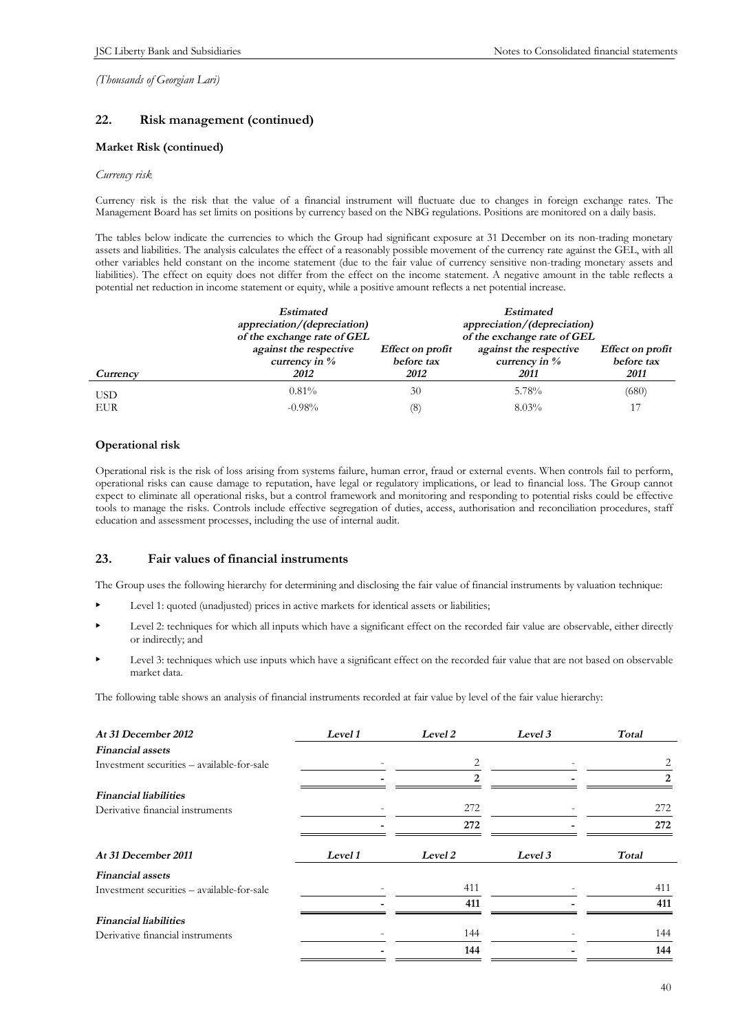*(Thousands of Georgian Lari)*

## 22. Risk management (continued)

### Market Risk (continued)

*Currency risk*

Currency risk is the risk that the value of a financial instrument will fluctuate due to changes in foreign exchange rates. The Management Board has set limits on positions by currency based on the NBG regulations. Positions are monitored on a daily basis.

The tables below indicate the currencies to which the Group had significant exposure at 31 December on its non-trading monetary assets and liabilities. The analysis calculates the effect of a reasonably possible movement of the currency rate against the GEL, with all other variables held constant on the income statement (due to the fair value of currency sensitive non-trading monetary assets and liabilities). The effect on equity does not differ from the effect on the income statement. A negative amount in the table reflects a potential net reduction in income statement or equity, while a positive amount reflects a net potential increase.

| *Currency* | *Estimated appreciation/(depreciation) of the exchange rate of GEL against the respective currency in % 2012* | *Effect on profit before tax 2012* | *Estimated appreciation/(depreciation) of the exchange rate of GEL against the respective currency in % 2011* | *Effect on profit before tax 2011* |
|---|---|---|---|---|
| USD | 0.81% | 30 | 5.78% | (680) |
| EUR | -0.98% | (8) | 8.03% | 17 |

### Operational risk

Operational risk is the risk of loss arising from systems failure, human error, fraud or external events. When controls fail to perform, operational risks can cause damage to reputation, have legal or regulatory implications, or lead to financial loss. The Group cannot expect to eliminate all operational risks, but a control framework and monitoring and responding to potential risks could be effective tools to manage the risks. Controls include effective segregation of duties, access, authorisation and reconciliation procedures, staff education and assessment processes, including the use of internal audit.

## 23. Fair values of financial instruments

The Group uses the following hierarchy for determining and disclosing the fair value of financial instruments by valuation technique:

- Level 1: quoted (unadjusted) prices in active markets for identical assets or liabilities;
- Level 2: techniques for which all inputs which have a significant effect on the recorded fair value are observable, either directly or indirectly; and
- Level 3: techniques which use inputs which have a significant effect on the recorded fair value that are not based on observable market data.

The following table shows an analysis of financial instruments recorded at fair value by level of the fair value hierarchy:

| *At 31 December 2012* | *Level 1* | *Level 2* | *Level 3* | *Total* |
|---|---|---|---|---|
| ***Financial assets*** | | | | |
| Investment securities – available-for-sale | - | 2 | - | 2 |
| | **-** | **2** | **-** | **2** |
| ***Financial liabilities*** | | | | |
| Derivative financial instruments | - | 272 | - | 272 |
| | **-** | **272** | **-** | **272** |

| *At 31 December 2011* | *Level 1* | *Level 2* | *Level 3* | *Total* |
|---|---|---|---|---|
| ***Financial assets*** | | | | |
| Investment securities – available-for-sale | - | 411 | - | 411 |
| | **-** | **411** | **-** | **411** |
| ***Financial liabilities*** | | | | |
| Derivative financial instruments | - | 144 | - | 144 |
| | **-** | **144** | **-** | **144** |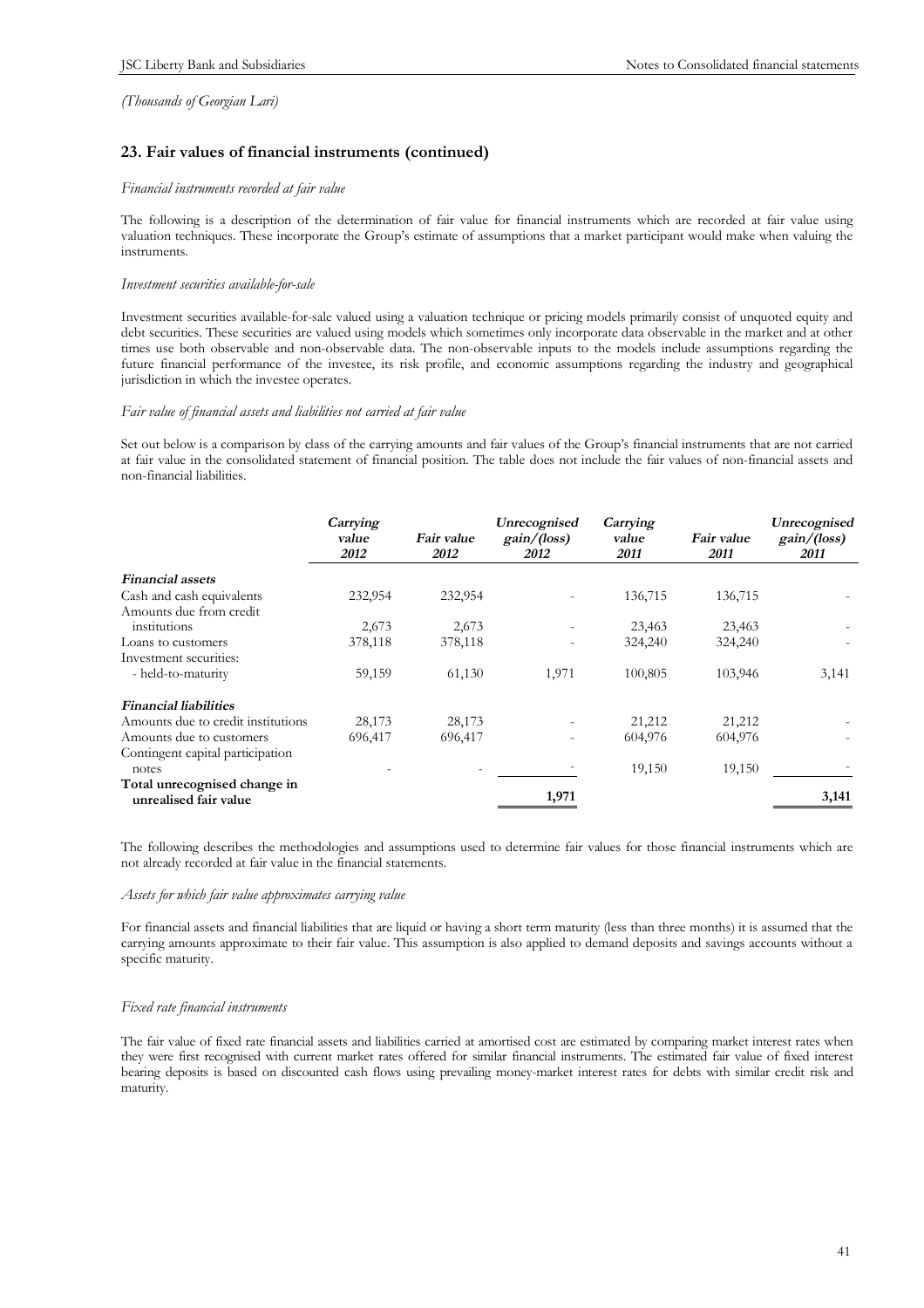*(Thousands of Georgian Lari)*

## 23. Fair values of financial instruments (continued)

*Financial instruments recorded at fair value*

The following is a description of the determination of fair value for financial instruments which are recorded at fair value using valuation techniques. These incorporate the Group's estimate of assumptions that a market participant would make when valuing the instruments.

*Investment securities available-for-sale*

Investment securities available-for-sale valued using a valuation technique or pricing models primarily consist of unquoted equity and debt securities. These securities are valued using models which sometimes only incorporate data observable in the market and at other times use both observable and non-observable data. The non-observable inputs to the models include assumptions regarding the future financial performance of the investee, its risk profile, and economic assumptions regarding the industry and geographical jurisdiction in which the investee operates.

*Fair value of financial assets and liabilities not carried at fair value*

Set out below is a comparison by class of the carrying amounts and fair values of the Group's financial instruments that are not carried at fair value in the consolidated statement of financial position. The table does not include the fair values of non-financial assets and non-financial liabilities.

| | ***Carrying value 2012*** | ***Fair value 2012*** | ***Unrecognised gain/(loss) 2012*** | ***Carrying value 2011*** | ***Fair value 2011*** | ***Unrecognised gain/(loss) 2011*** |
|---|---|---|---|---|---|---|
| ***Financial assets*** | | | | | | |
| Cash and cash equivalents | 232,954 | 232,954 | - | 136,715 | 136,715 | - |
| Amounts due from credit institutions | 2,673 | 2,673 | - | 23,463 | 23,463 | - |
| Loans to customers | 378,118 | 378,118 | - | 324,240 | 324,240 | - |
| Investment securities: | | | | | | |
| - held-to-maturity | 59,159 | 61,130 | 1,971 | 100,805 | 103,946 | 3,141 |
| ***Financial liabilities*** | | | | | | |
| Amounts due to credit institutions | 28,173 | 28,173 | - | 21,212 | 21,212 | - |
| Amounts due to customers | 696,417 | 696,417 | - | 604,976 | 604,976 | - |
| Contingent capital participation notes | - | - | - | 19,150 | 19,150 | - |
| **Total unrecognised change in unrealised fair value** | | | **1,971** | | | **3,141** |

The following describes the methodologies and assumptions used to determine fair values for those financial instruments which are not already recorded at fair value in the financial statements.

*Assets for which fair value approximates carrying value*

For financial assets and financial liabilities that are liquid or having a short term maturity (less than three months) it is assumed that the carrying amounts approximate to their fair value. This assumption is also applied to demand deposits and savings accounts without a specific maturity.

*Fixed rate financial instruments*

The fair value of fixed rate financial assets and liabilities carried at amortised cost are estimated by comparing market interest rates when they were first recognised with current market rates offered for similar financial instruments. The estimated fair value of fixed interest bearing deposits is based on discounted cash flows using prevailing money-market interest rates for debts with similar credit risk and maturity.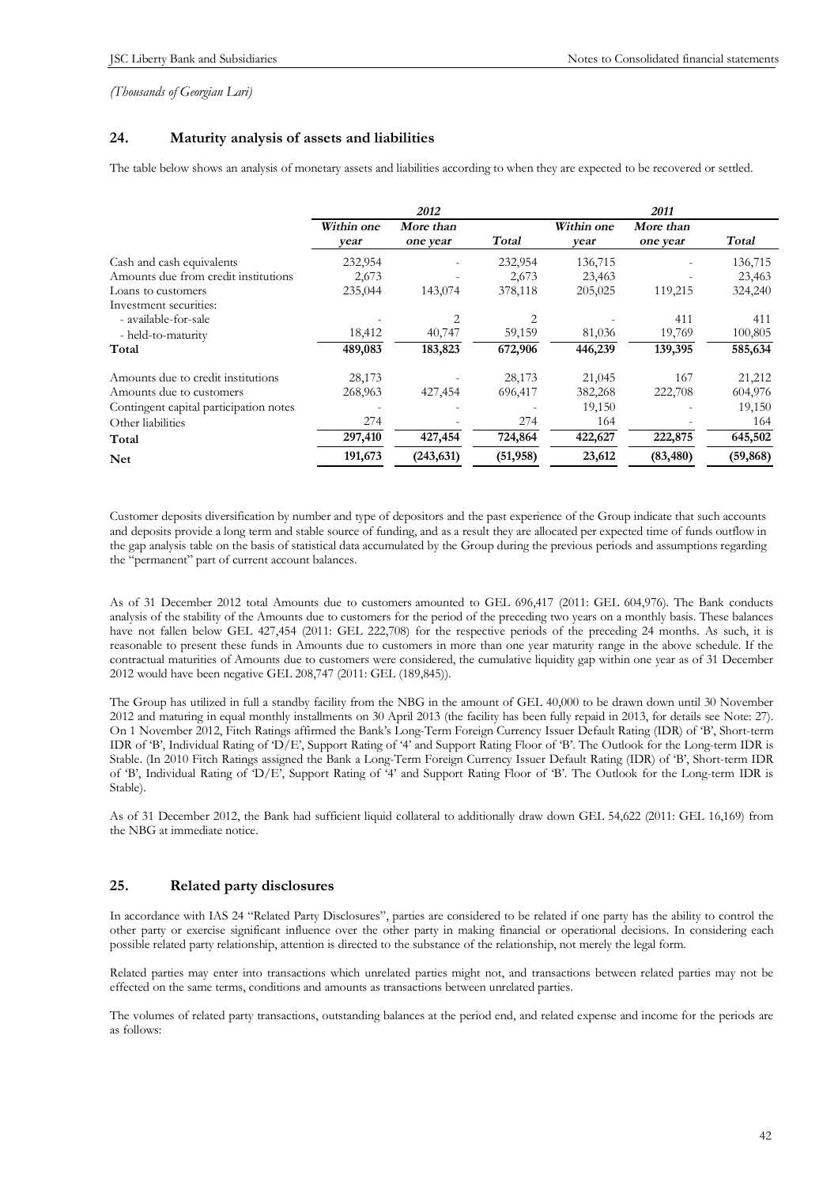*(Thousands of Georgian Lari)*

## 24. Maturity analysis of assets and liabilities

The table below shows an analysis of monetary assets and liabilities according to when they are expected to be recovered or settled.

| | *2012* | | | *2011* | | |
|---|---|---|---|---|---|---|
| | ***Within one year*** | ***More than one year*** | ***Total*** | ***Within one year*** | ***More than one year*** | ***Total*** |
| Cash and cash equivalents | 232,954 | - | 232,954 | 136,715 | - | 136,715 |
| Amounts due from credit institutions | 2,673 | - | 2,673 | 23,463 | - | 23,463 |
| Loans to customers | 235,044 | 143,074 | 378,118 | 205,025 | 119,215 | 324,240 |
| Investment securities: | | | | | | |
| - available-for-sale | - | 2 | 2 | - | 411 | 411 |
| - held-to-maturity | 18,412 | 40,747 | 59,159 | 81,036 | 19,769 | 100,805 |
| **Total** | **489,083** | **183,823** | **672,906** | **446,239** | **139,395** | **585,634** |
| Amounts due to credit institutions | 28,173 | - | 28,173 | 21,045 | 167 | 21,212 |
| Amounts due to customers | 268,963 | 427,454 | 696,417 | 382,268 | 222,708 | 604,976 |
| Contingent capital participation notes | - | - | - | 19,150 | - | 19,150 |
| Other liabilities | 274 | - | 274 | 164 | - | 164 |
| **Total** | **297,410** | **427,454** | **724,864** | **422,627** | **222,875** | **645,502** |
| **Net** | **191,673** | **(243,631)** | **(51,958)** | **23,612** | **(83,480)** | **(59,868)** |

Customer deposits diversification by number and type of depositors and the past experience of the Group indicate that such accounts and deposits provide a long term and stable source of funding, and as a result they are allocated per expected time of funds outflow in the gap analysis table on the basis of statistical data accumulated by the Group during the previous periods and assumptions regarding the "permanent" part of current account balances.

As of 31 December 2012 total Amounts due to customers amounted to GEL 696,417 (2011: GEL 604,976). The Bank conducts analysis of the stability of the Amounts due to customers for the period of the preceding two years on a monthly basis. These balances have not fallen below GEL 427,454 (2011: GEL 222,708) for the respective periods of the preceding 24 months. As such, it is reasonable to present these funds in Amounts due to customers in more than one year maturity range in the above schedule. If the contractual maturities of Amounts due to customers were considered, the cumulative liquidity gap within one year as of 31 December 2012 would have been negative GEL 208,747 (2011: GEL (189,845)).

The Group has utilized in full a standby facility from the NBG in the amount of GEL 40,000 to be drawn down until 30 November 2012 and maturing in equal monthly installments on 30 April 2013 (the facility has been fully repaid in 2013, for details see Note: 27). On 1 November 2012, Fitch Ratings affirmed the Bank's Long-Term Foreign Currency Issuer Default Rating (IDR) of 'B', Short-term IDR of 'B', Individual Rating of 'D/E', Support Rating of '4' and Support Rating Floor of 'B'. The Outlook for the Long-term IDR is Stable. (In 2010 Fitch Ratings assigned the Bank a Long-Term Foreign Currency Issuer Default Rating (IDR) of 'B', Short-term IDR of 'B', Individual Rating of 'D/E', Support Rating of '4' and Support Rating Floor of 'B'. The Outlook for the Long-term IDR is Stable).

As of 31 December 2012, the Bank had sufficient liquid collateral to additionally draw down GEL 54,622 (2011: GEL 16,169) from the NBG at immediate notice.

## 25. Related party disclosures

In accordance with IAS 24 "Related Party Disclosures", parties are considered to be related if one party has the ability to control the other party or exercise significant influence over the other party in making financial or operational decisions. In considering each possible related party relationship, attention is directed to the substance of the relationship, not merely the legal form.

Related parties may enter into transactions which unrelated parties might not, and transactions between related parties may not be effected on the same terms, conditions and amounts as transactions between unrelated parties.

The volumes of related party transactions, outstanding balances at the period end, and related expense and income for the periods are as follows: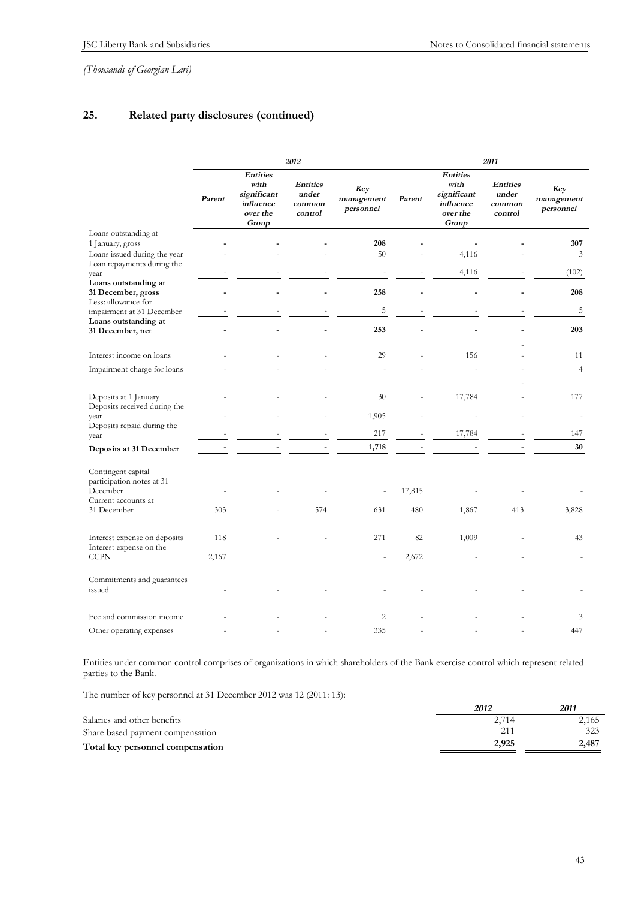*(Thousands of Georgian Lari)*

## 25. Related party disclosures (continued)

| | 2012 | | | | 2011 | | | |
|---|---|---|---|---|---|---|---|---|
| | *Parent* | *Entities with significant influence over the Group* | *Entities under common control* | *Key management personnel* | *Parent* | *Entities with significant influence over the Group* | *Entities under common control* | *Key management personnel* |
| Loans outstanding at 1 January, gross | - | - | - | 208 | - | - | - | 307 |
| Loans issued during the year | - | - | - | 50 | - | 4,116 | - | 3 |
| Loan repayments during the year | - | - | - | - | - | 4,116 | - | (102) |
| **Loans outstanding at 31 December, gross** | - | - | - | 258 | - | - | - | 208 |
| Less: allowance for impairment at 31 December | - | - | - | 5 | - | - | - | 5 |
| **Loans outstanding at 31 December, net** | - | - | - | 253 | - | - | - | 203 |
| Interest income on loans | - | - | - | 29 | - | 156 | - | 11 |
| Impairment charge for loans | - | - | - | - | - | - | - | 4 |
| Deposits at 1 January | - | - | - | 30 | - | 17,784 | - | 177 |
| Deposits received during the year | - | - | - | 1,905 | - | - | - | - |
| Deposits repaid during the year | - | - | - | 217 | - | 17,784 | - | 147 |
| **Deposits at 31 December** | - | - | - | 1,718 | - | - | - | 30 |
| Contingent capital participation notes at 31 December | - | - | - | - | 17,815 | - | - | - |
| Current accounts at 31 December | 303 | - | 574 | 631 | 480 | 1,867 | 413 | 3,828 |
| Interest expense on deposits | 118 | - | - | 271 | 82 | 1,009 | - | 43 |
| Interest expense on the CCPN | 2,167 | | | - | 2,672 | - | - | - |
| Commitments and guarantees issued | - | - | - | - | - | - | - | - |
| Fee and commission income | - | - | - | 2 | - | - | - | 3 |
| Other operating expenses | - | - | - | 335 | - | - | - | 447 |

Entities under common control comprises of organizations in which shareholders of the Bank exercise control which represent related parties to the Bank.

The number of key personnel at 31 December 2012 was 12 (2011: 13):

| | *2012* | *2011* |
|---|---|---|
| Salaries and other benefits | 2,714 | 2,165 |
| Share based payment compensation | 211 | 323 |
| **Total key personnel compensation** | **2,925** | **2,487** |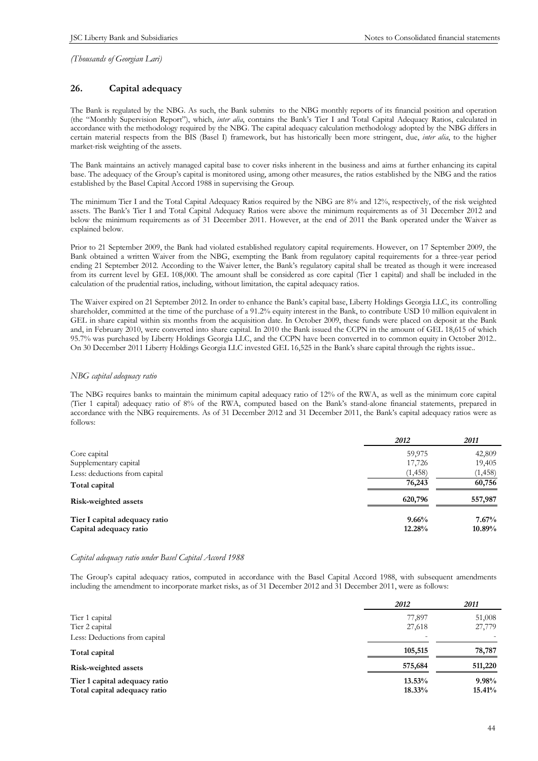*(Thousands of Georgian Lari)*

## 26. Capital adequacy

The Bank is regulated by the NBG. As such, the Bank submits to the NBG monthly reports of its financial position and operation (the "Monthly Supervision Report"), which, *inter alia*, contains the Bank's Tier I and Total Capital Adequacy Ratios, calculated in accordance with the methodology required by the NBG. The capital adequacy calculation methodology adopted by the NBG differs in certain material respects from the BIS (Basel I) framework, but has historically been more stringent, due, *inter alia*, to the higher market-risk weighting of the assets.

The Bank maintains an actively managed capital base to cover risks inherent in the business and aims at further enhancing its capital base. The adequacy of the Group's capital is monitored using, among other measures, the ratios established by the NBG and the ratios established by the Basel Capital Accord 1988 in supervising the Group.

The minimum Tier I and the Total Capital Adequacy Ratios required by the NBG are 8% and 12%, respectively, of the risk weighted assets. The Bank's Tier I and Total Capital Adequacy Ratios were above the minimum requirements as of 31 December 2012 and below the minimum requirements as of 31 December 2011. However, at the end of 2011 the Bank operated under the Waiver as explained below.

Prior to 21 September 2009, the Bank had violated established regulatory capital requirements. However, on 17 September 2009, the Bank obtained a written Waiver from the NBG, exempting the Bank from regulatory capital requirements for a three-year period ending 21 September 2012. According to the Waiver letter, the Bank's regulatory capital shall be treated as though it were increased from its current level by GEL 108,000. The amount shall be considered as core capital (Tier 1 capital) and shall be included in the calculation of the prudential ratios, including, without limitation, the capital adequacy ratios.

The Waiver expired on 21 September 2012. In order to enhance the Bank's capital base, Liberty Holdings Georgia LLC, its controlling shareholder, committed at the time of the purchase of a 91.2% equity interest in the Bank, to contribute USD 10 million equivalent in GEL in share capital within six months from the acquisition date. In October 2009, these funds were placed on deposit at the Bank and, in February 2010, were converted into share capital. In 2010 the Bank issued the CCPN in the amount of GEL 18,615 of which 95.7% was purchased by Liberty Holdings Georgia LLC, and the CCPN have been converted in to common equity in October 2012.. On 30 December 2011 Liberty Holdings Georgia LLC invested GEL 16,525 in the Bank's share capital through the rights issue..

### *NBG capital adequacy ratio*

The NBG requires banks to maintain the minimum capital adequacy ratio of 12% of the RWA, as well as the minimum core capital (Tier 1 capital) adequacy ratio of 8% of the RWA, computed based on the Bank's stand-alone financial statements, prepared in accordance with the NBG requirements. As of 31 December 2012 and 31 December 2011, the Bank's capital adequacy ratios were as follows:

| | *2012* | *2011* |
|---|---|---|
| Core capital | 59,975 | 42,809 |
| Supplementary capital | 17,726 | 19,405 |
| Less: deductions from capital | (1,458) | (1,458) |
| **Total capital** | **76,243** | **60,756** |
| **Risk-weighted assets** | **620,796** | **557,987** |
| **Tier I capital adequacy ratio** | **9.66%** | **7.67%** |
| **Capital adequacy ratio** | **12.28%** | **10.89%** |

### *Capital adequacy ratio under Basel Capital Accord 1988*

The Group's capital adequacy ratios, computed in accordance with the Basel Capital Accord 1988, with subsequent amendments including the amendment to incorporate market risks, as of 31 December 2012 and 31 December 2011, were as follows:

| | *2012* | *2011* |
|---|---|---|
| Tier 1 capital | 77,897 | 51,008 |
| Tier 2 capital | 27,618 | 27,779 |
| Less: Deductions from capital | - | - |
| **Total capital** | **105,515** | **78,787** |
| **Risk-weighted assets** | **575,684** | **511,220** |
| **Tier 1 capital adequacy ratio** | **13.53%** | **9.98%** |
| **Total capital adequacy ratio** | **18.33%** | **15.41%** |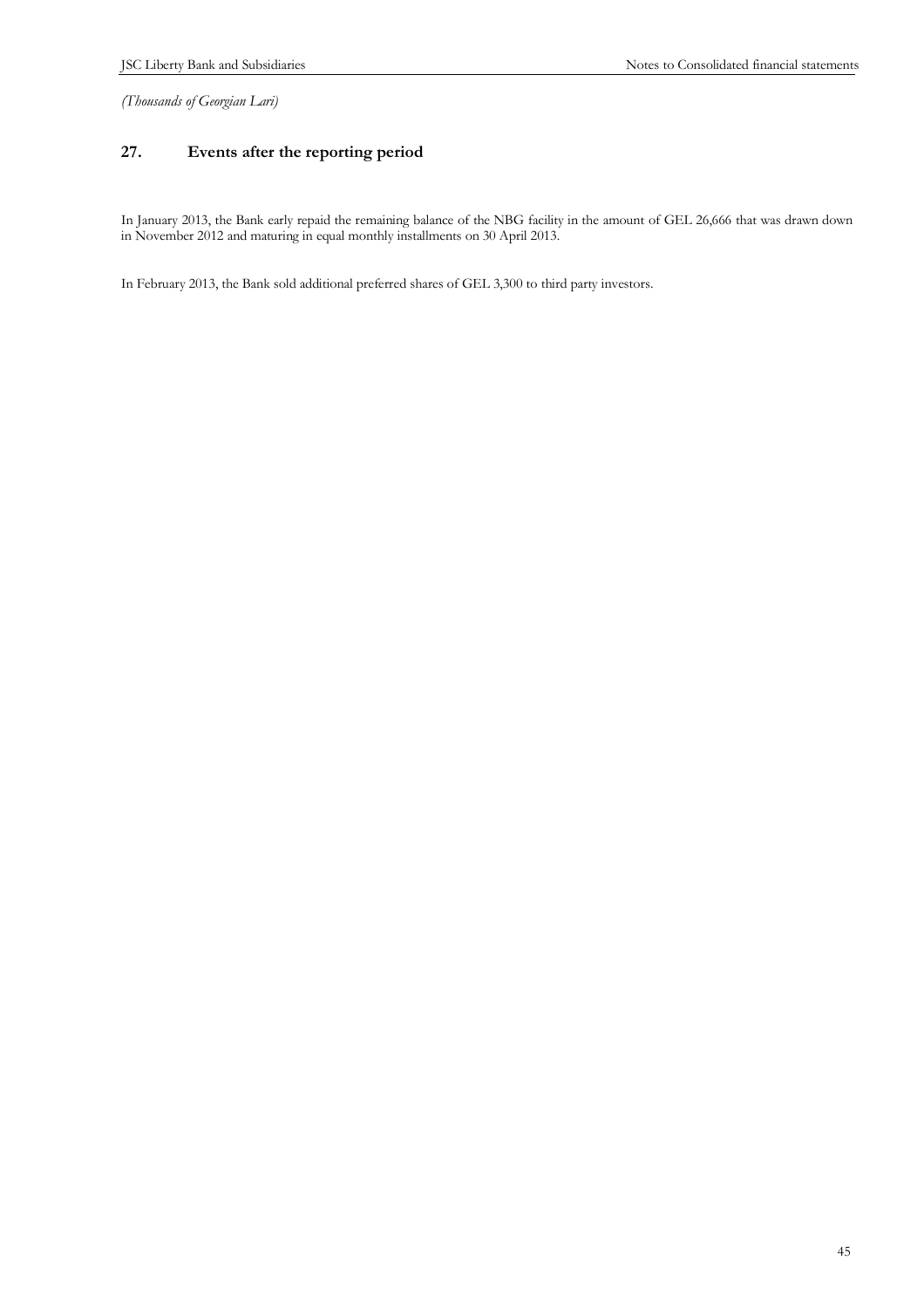*(Thousands of Georgian Lari)*

## 27. Events after the reporting period

In January 2013, the Bank early repaid the remaining balance of the NBG facility in the amount of GEL 26,666 that was drawn down in November 2012 and maturing in equal monthly installments on 30 April 2013.

In February 2013, the Bank sold additional preferred shares of GEL 3,300 to third party investors.